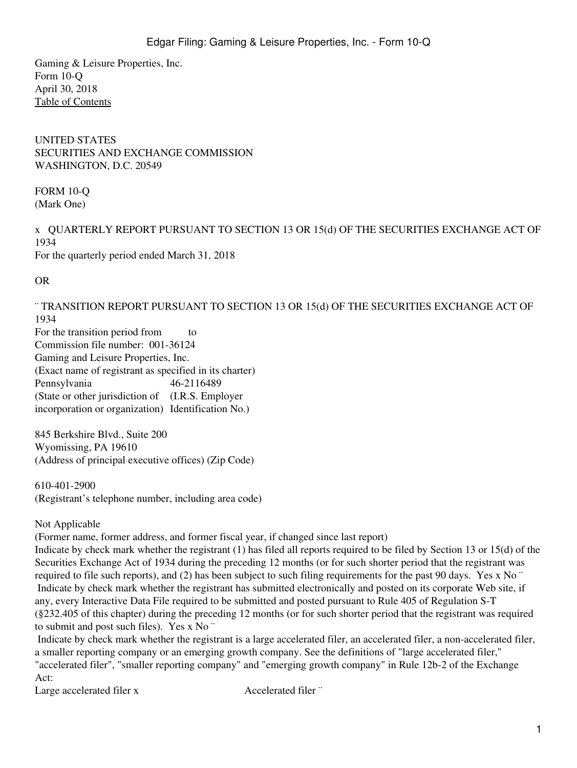Gaming & Leisure Properties, Inc.
Form 10-Q
April 30, 2018
Table of Contents

UNITED STATES
SECURITIES AND EXCHANGE COMMISSION
WASHINGTON, D.C. 20549

FORM 10-Q
(Mark One)

x QUARTERLY REPORT PURSUANT TO SECTION 13 OR 15(d) OF THE SECURITIES EXCHANGE ACT OF 1934
For the quarterly period ended March 31, 2018

OR

¨ TRANSITION REPORT PURSUANT TO SECTION 13 OR 15(d) OF THE SECURITIES EXCHANGE ACT OF 1934
For the transition period from to
Commission file number: 001-36124
Gaming and Leisure Properties, Inc.
(Exact name of registrant as specified in its charter)

| Pennsylvania | 46-2116489 |
|---|---|
| (State or other jurisdiction of incorporation or organization) | (I.R.S. Employer Identification No.) |

845 Berkshire Blvd., Suite 200
Wyomissing, PA 19610
(Address of principal executive offices) (Zip Code)

610-401-2900
(Registrant's telephone number, including area code)

Not Applicable
(Former name, former address, and former fiscal year, if changed since last report)
Indicate by check mark whether the registrant (1) has filed all reports required to be filed by Section 13 or 15(d) of the Securities Exchange Act of 1934 during the preceding 12 months (or for such shorter period that the registrant was required to file such reports), and (2) has been subject to such filing requirements for the past 90 days. Yes x No ¨
Indicate by check mark whether the registrant has submitted electronically and posted on its corporate Web site, if any, every Interactive Data File required to be submitted and posted pursuant to Rule 405 of Regulation S-T (§232.405 of this chapter) during the preceding 12 months (or for such shorter period that the registrant was required to submit and post such files). Yes x No ¨
Indicate by check mark whether the registrant is a large accelerated filer, an accelerated filer, a non-accelerated filer, a smaller reporting company or an emerging growth company. See the definitions of "large accelerated filer," "accelerated filer", "smaller reporting company" and "emerging growth company" in Rule 12b-2 of the Exchange Act:

| Large accelerated filer x | Accelerated filer ¨ |
|---|---|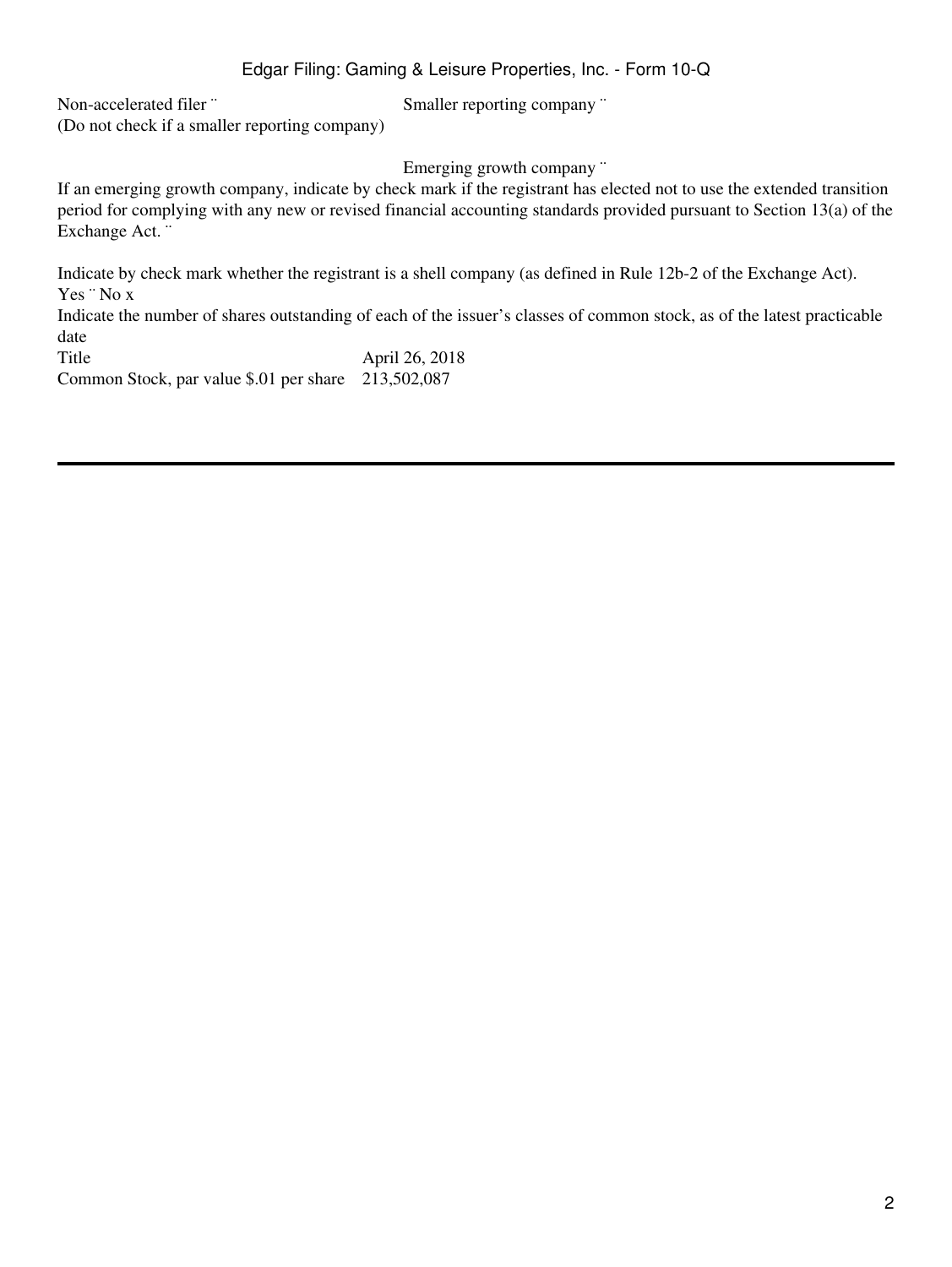Non-accelerated filer ¨ (Do not check if a smaller reporting company)

Smaller reporting company ¨

Emerging growth company ¨

If an emerging growth company, indicate by check mark if the registrant has elected not to use the extended transition period for complying with any new or revised financial accounting standards provided pursuant to Section 13(a) of the Exchange Act. ¨

Indicate by check mark whether the registrant is a shell company (as defined in Rule 12b-2 of the Exchange Act). Yes ¨ No x

Indicate the number of shares outstanding of each of the issuer's classes of common stock, as of the latest practicable date

| Title | April 26, 2018 |
| --- | --- |
| Common Stock, par value $.01 per share | 213,502,087 |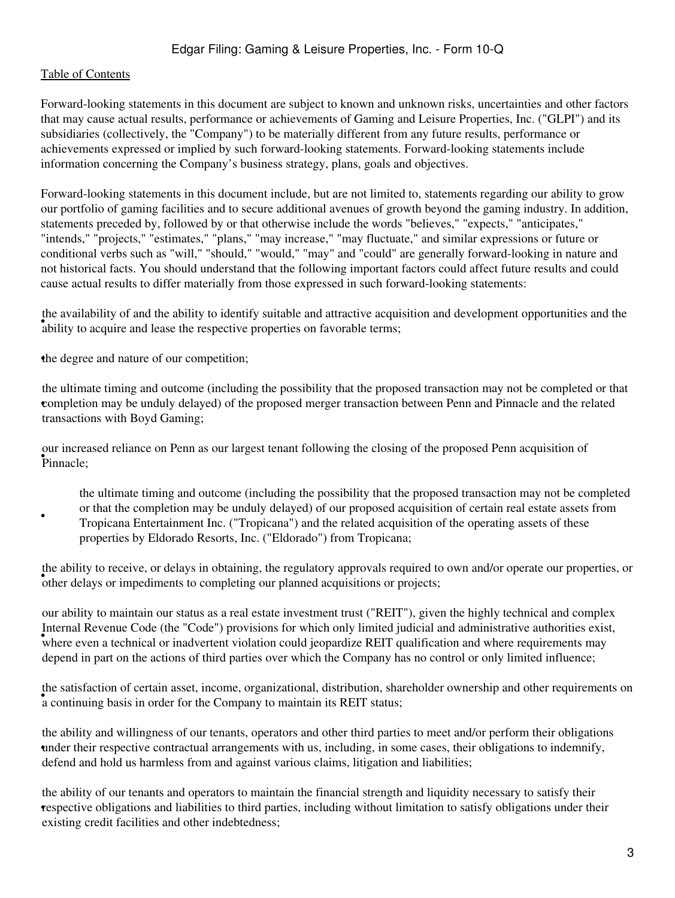[Table of Contents](#)

Forward-looking statements in this document are subject to known and unknown risks, uncertainties and other factors that may cause actual results, performance or achievements of Gaming and Leisure Properties, Inc. ("GLPI") and its subsidiaries (collectively, the "Company") to be materially different from any future results, performance or achievements expressed or implied by such forward-looking statements. Forward-looking statements include information concerning the Company's business strategy, plans, goals and objectives.

Forward-looking statements in this document include, but are not limited to, statements regarding our ability to grow our portfolio of gaming facilities and to secure additional avenues of growth beyond the gaming industry. In addition, statements preceded by, followed by or that otherwise include the words "believes," "expects," "anticipates," "intends," "projects," "estimates," "plans," "may increase," "may fluctuate," and similar expressions or future or conditional verbs such as "will," "should," "would," "may" and "could" are generally forward-looking in nature and not historical facts. You should understand that the following important factors could affect future results and could cause actual results to differ materially from those expressed in such forward-looking statements:

- the availability of and the ability to identify suitable and attractive acquisition and development opportunities and the ability to acquire and lease the respective properties on favorable terms;
- the degree and nature of our competition;
- the ultimate timing and outcome (including the possibility that the proposed transaction may not be completed or that completion may be unduly delayed) of the proposed merger transaction between Penn and Pinnacle and the related transactions with Boyd Gaming;
- our increased reliance on Penn as our largest tenant following the closing of the proposed Penn acquisition of Pinnacle;
- the ultimate timing and outcome (including the possibility that the proposed transaction may not be completed or that the completion may be unduly delayed) of our proposed acquisition of certain real estate assets from Tropicana Entertainment Inc. ("Tropicana") and the related acquisition of the operating assets of these properties by Eldorado Resorts, Inc. ("Eldorado") from Tropicana;
- the ability to receive, or delays in obtaining, the regulatory approvals required to own and/or operate our properties, or other delays or impediments to completing our planned acquisitions or projects;
- our ability to maintain our status as a real estate investment trust ("REIT"), given the highly technical and complex Internal Revenue Code (the "Code") provisions for which only limited judicial and administrative authorities exist, where even a technical or inadvertent violation could jeopardize REIT qualification and where requirements may depend in part on the actions of third parties over which the Company has no control or only limited influence;
- the satisfaction of certain asset, income, organizational, distribution, shareholder ownership and other requirements on a continuing basis in order for the Company to maintain its REIT status;
- the ability and willingness of our tenants, operators and other third parties to meet and/or perform their obligations under their respective contractual arrangements with us, including, in some cases, their obligations to indemnify, defend and hold us harmless from and against various claims, litigation and liabilities;
- the ability of our tenants and operators to maintain the financial strength and liquidity necessary to satisfy their respective obligations and liabilities to third parties, including without limitation to satisfy obligations under their existing credit facilities and other indebtedness;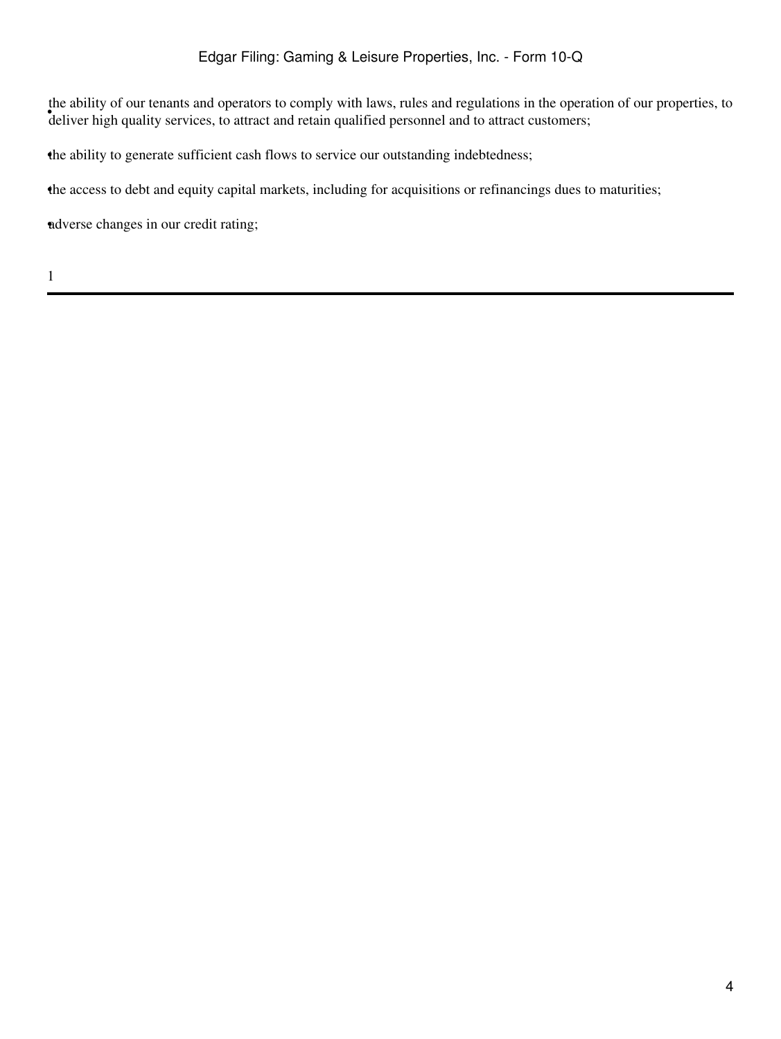- the ability of our tenants and operators to comply with laws, rules and regulations in the operation of our properties, to deliver high quality services, to attract and retain qualified personnel and to attract customers;
- the ability to generate sufficient cash flows to service our outstanding indebtedness;
- the access to debt and equity capital markets, including for acquisitions or refinancings dues to maturities;
- adverse changes in our credit rating;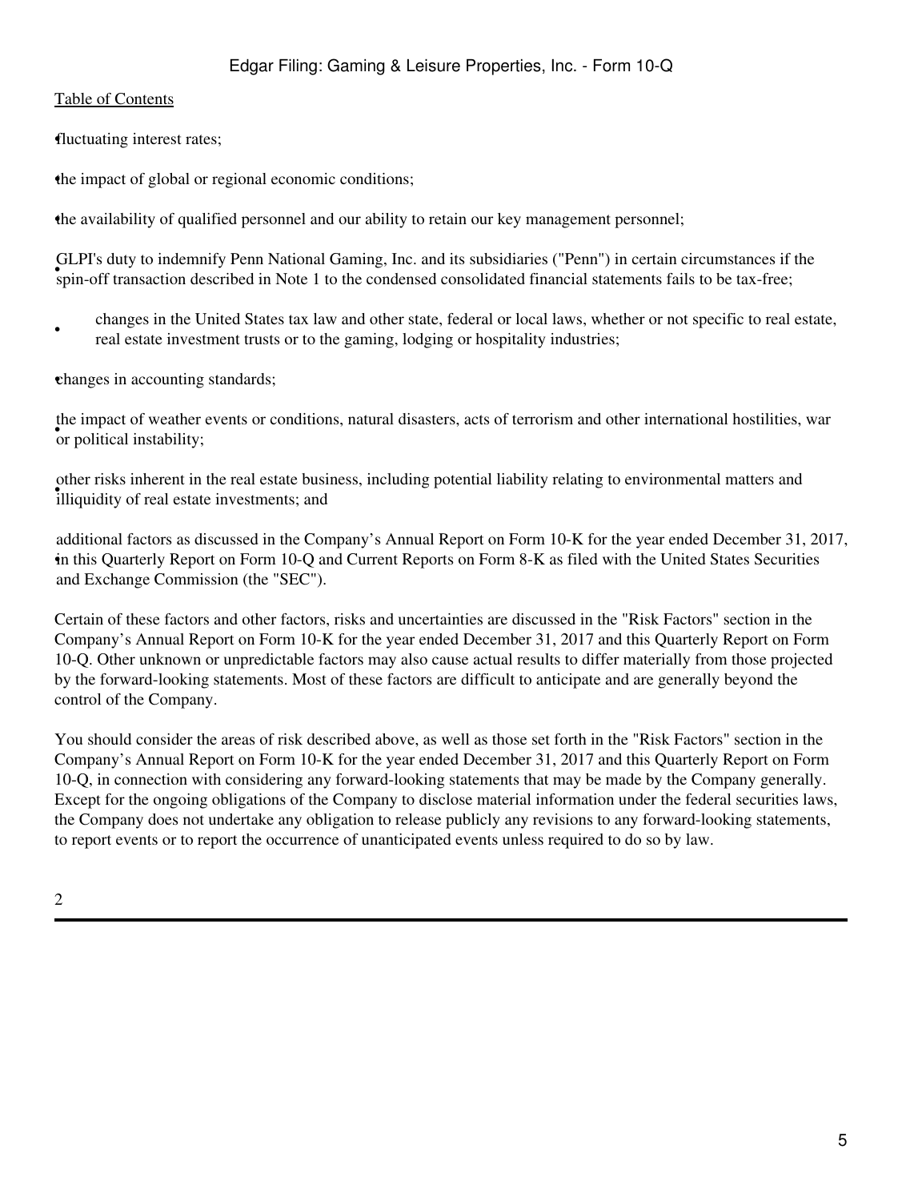- fluctuating interest rates;
- the impact of global or regional economic conditions;
- the availability of qualified personnel and our ability to retain our key management personnel;
- GLPI's duty to indemnify Penn National Gaming, Inc. and its subsidiaries ("Penn") in certain circumstances if the spin-off transaction described in Note 1 to the condensed consolidated financial statements fails to be tax-free;
- changes in the United States tax law and other state, federal or local laws, whether or not specific to real estate, real estate investment trusts or to the gaming, lodging or hospitality industries;
- changes in accounting standards;
- the impact of weather events or conditions, natural disasters, acts of terrorism and other international hostilities, war or political instability;
- other risks inherent in the real estate business, including potential liability relating to environmental matters and illiquidity of real estate investments; and
- additional factors as discussed in the Company's Annual Report on Form 10-K for the year ended December 31, 2017, in this Quarterly Report on Form 10-Q and Current Reports on Form 8-K as filed with the United States Securities and Exchange Commission (the "SEC").

Certain of these factors and other factors, risks and uncertainties are discussed in the "Risk Factors" section in the Company's Annual Report on Form 10-K for the year ended December 31, 2017 and this Quarterly Report on Form 10-Q. Other unknown or unpredictable factors may also cause actual results to differ materially from those projected by the forward-looking statements. Most of these factors are difficult to anticipate and are generally beyond the control of the Company.

You should consider the areas of risk described above, as well as those set forth in the "Risk Factors" section in the Company's Annual Report on Form 10-K for the year ended December 31, 2017 and this Quarterly Report on Form 10-Q, in connection with considering any forward-looking statements that may be made by the Company generally. Except for the ongoing obligations of the Company to disclose material information under the federal securities laws, the Company does not undertake any obligation to release publicly any revisions to any forward-looking statements, to report events or to report the occurrence of unanticipated events unless required to do so by law.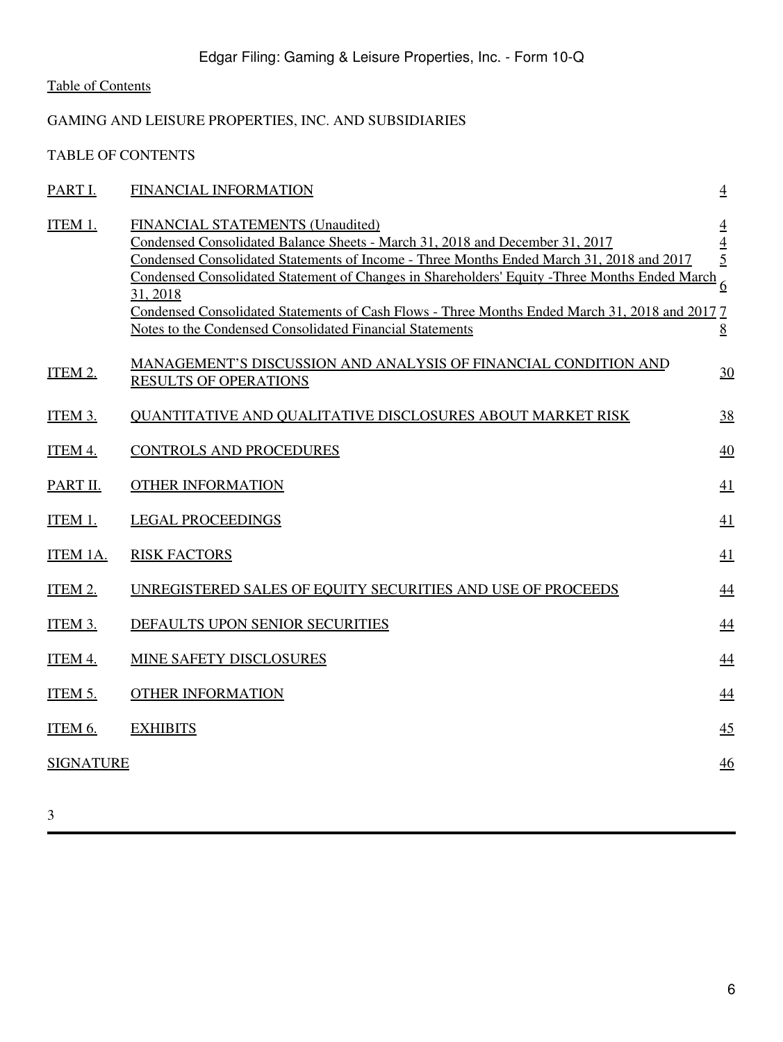Table of Contents

GAMING AND LEISURE PROPERTIES, INC. AND SUBSIDIARIES

TABLE OF CONTENTS

| | | |
|---|---|---|
| PART I. | FINANCIAL INFORMATION | 4 |
| ITEM 1. | FINANCIAL STATEMENTS (Unaudited) | 4 |
| | Condensed Consolidated Balance Sheets - March 31, 2018 and December 31, 2017 | 4 |
| | Condensed Consolidated Statements of Income - Three Months Ended March 31, 2018 and 2017 | 5 |
| | Condensed Consolidated Statement of Changes in Shareholders' Equity -Three Months Ended March 31, 2018 | 6 |
| | Condensed Consolidated Statements of Cash Flows - Three Months Ended March 31, 2018 and 2017 | 7 |
| | Notes to the Condensed Consolidated Financial Statements | 8 |
| ITEM 2. | MANAGEMENT'S DISCUSSION AND ANALYSIS OF FINANCIAL CONDITION AND RESULTS OF OPERATIONS | 30 |
| ITEM 3. | QUANTITATIVE AND QUALITATIVE DISCLOSURES ABOUT MARKET RISK | 38 |
| ITEM 4. | CONTROLS AND PROCEDURES | 40 |
| PART II. | OTHER INFORMATION | 41 |
| ITEM 1. | LEGAL PROCEEDINGS | 41 |
| ITEM 1A. | RISK FACTORS | 41 |
| ITEM 2. | UNREGISTERED SALES OF EQUITY SECURITIES AND USE OF PROCEEDS | 44 |
| ITEM 3. | DEFAULTS UPON SENIOR SECURITIES | 44 |
| ITEM 4. | MINE SAFETY DISCLOSURES | 44 |
| ITEM 5. | OTHER INFORMATION | 44 |
| ITEM 6. | EXHIBITS | 45 |
| SIGNATURE | | 46 |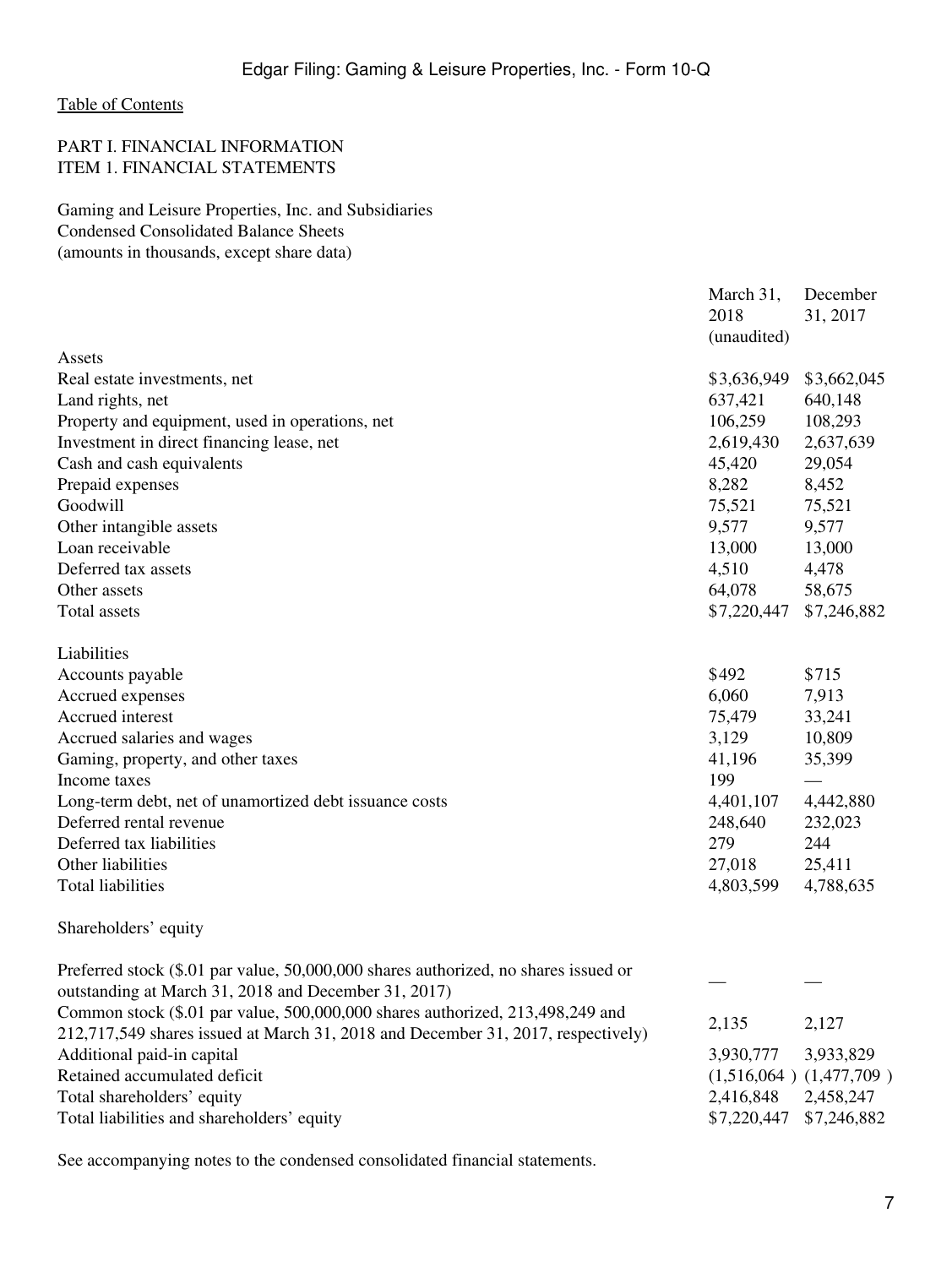[Table of Contents](#)

PART I. FINANCIAL INFORMATION
ITEM 1. FINANCIAL STATEMENTS

Gaming and Leisure Properties, Inc. and Subsidiaries
Condensed Consolidated Balance Sheets
(amounts in thousands, except share data)

| | March 31, 2018 (unaudited) | December 31, 2017 |
|---|---|---|
| **Assets** | | |
| Real estate investments, net | $3,636,949 | $3,662,045 |
| Land rights, net | 637,421 | 640,148 |
| Property and equipment, used in operations, net | 106,259 | 108,293 |
| Investment in direct financing lease, net | 2,619,430 | 2,637,639 |
| Cash and cash equivalents | 45,420 | 29,054 |
| Prepaid expenses | 8,282 | 8,452 |
| Goodwill | 75,521 | 75,521 |
| Other intangible assets | 9,577 | 9,577 |
| Loan receivable | 13,000 | 13,000 |
| Deferred tax assets | 4,510 | 4,478 |
| Other assets | 64,078 | 58,675 |
| Total assets | $7,220,447 | $7,246,882 |
| | | |
| **Liabilities** | | |
| Accounts payable | $492 | $715 |
| Accrued expenses | 6,060 | 7,913 |
| Accrued interest | 75,479 | 33,241 |
| Accrued salaries and wages | 3,129 | 10,809 |
| Gaming, property, and other taxes | 41,196 | 35,399 |
| Income taxes | 199 | — |
| Long-term debt, net of unamortized debt issuance costs | 4,401,107 | 4,442,880 |
| Deferred rental revenue | 248,640 | 232,023 |
| Deferred tax liabilities | 279 | 244 |
| Other liabilities | 27,018 | 25,411 |
| Total liabilities | 4,803,599 | 4,788,635 |
| | | |
| **Shareholders' equity** | | |
| Preferred stock ($.01 par value, 50,000,000 shares authorized, no shares issued or outstanding at March 31, 2018 and December 31, 2017) | — | — |
| Common stock ($.01 par value, 500,000,000 shares authorized, 213,498,249 and 212,717,549 shares issued at March 31, 2018 and December 31, 2017, respectively) | 2,135 | 2,127 |
| Additional paid-in capital | 3,930,777 | 3,933,829 |
| Retained accumulated deficit | (1,516,064 ) | (1,477,709 ) |
| Total shareholders' equity | 2,416,848 | 2,458,247 |
| Total liabilities and shareholders' equity | $7,220,447 | $7,246,882 |

See accompanying notes to the condensed consolidated financial statements.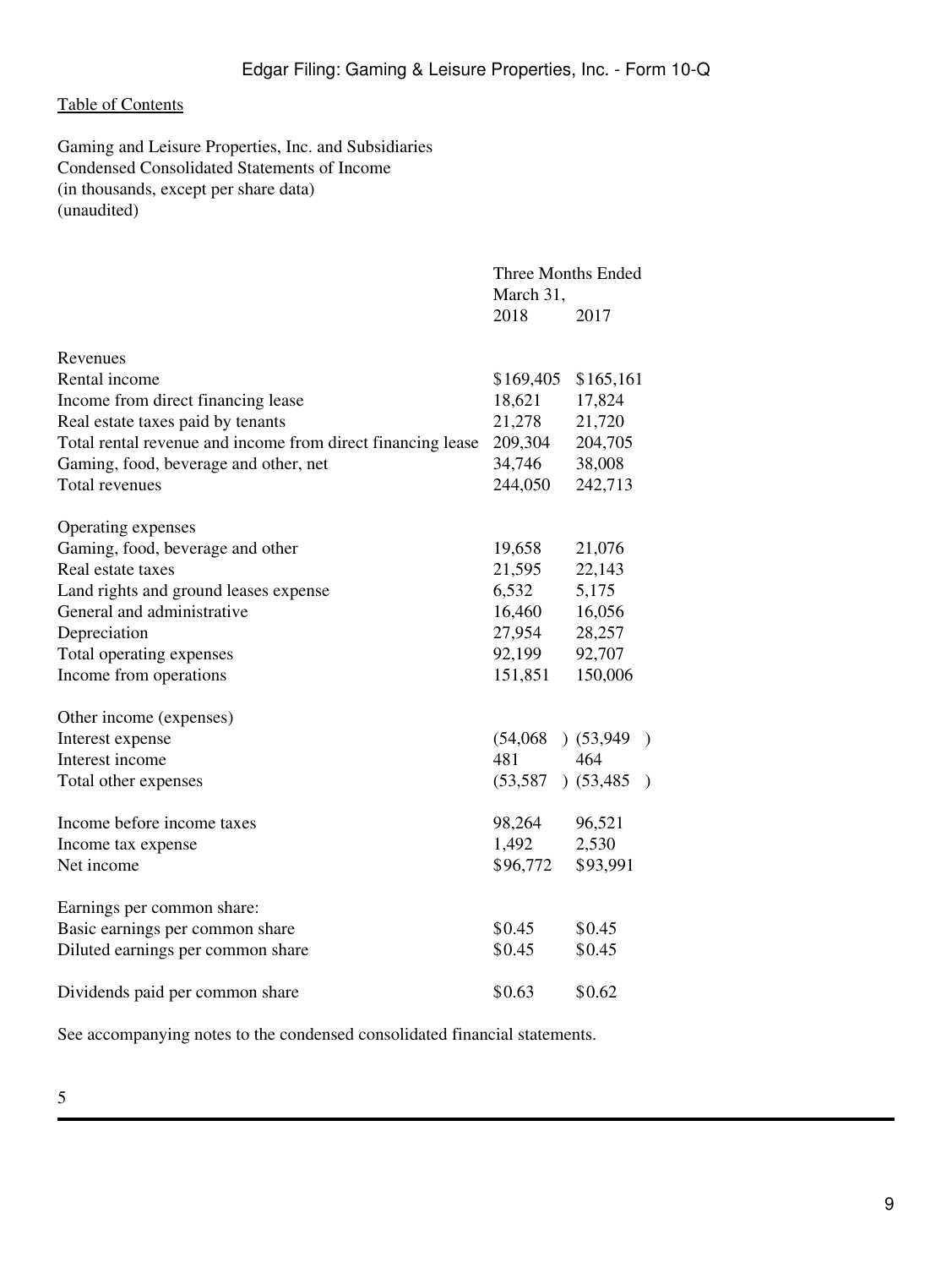Table of Contents

Gaming and Leisure Properties, Inc. and Subsidiaries
Condensed Consolidated Statements of Income
(in thousands, except per share data)
(unaudited)

| | Three Months Ended March 31, | |
|---|---|---|
| | 2018 | 2017 |
| Revenues | | |
| Rental income | $169,405 | $165,161 |
| Income from direct financing lease | 18,621 | 17,824 |
| Real estate taxes paid by tenants | 21,278 | 21,720 |
| Total rental revenue and income from direct financing lease | 209,304 | 204,705 |
| Gaming, food, beverage and other, net | 34,746 | 38,008 |
| Total revenues | 244,050 | 242,713 |
| Operating expenses | | |
| Gaming, food, beverage and other | 19,658 | 21,076 |
| Real estate taxes | 21,595 | 22,143 |
| Land rights and ground leases expense | 6,532 | 5,175 |
| General and administrative | 16,460 | 16,056 |
| Depreciation | 27,954 | 28,257 |
| Total operating expenses | 92,199 | 92,707 |
| Income from operations | 151,851 | 150,006 |
| Other income (expenses) | | |
| Interest expense | (54,068 ) | (53,949 ) |
| Interest income | 481 | 464 |
| Total other expenses | (53,587 ) | (53,485 ) |
| Income before income taxes | 98,264 | 96,521 |
| Income tax expense | 1,492 | 2,530 |
| Net income | $96,772 | $93,991 |
| Earnings per common share: | | |
| Basic earnings per common share | $0.45 | $0.45 |
| Diluted earnings per common share | $0.45 | $0.45 |
| Dividends paid per common share | $0.63 | $0.62 |

See accompanying notes to the condensed consolidated financial statements.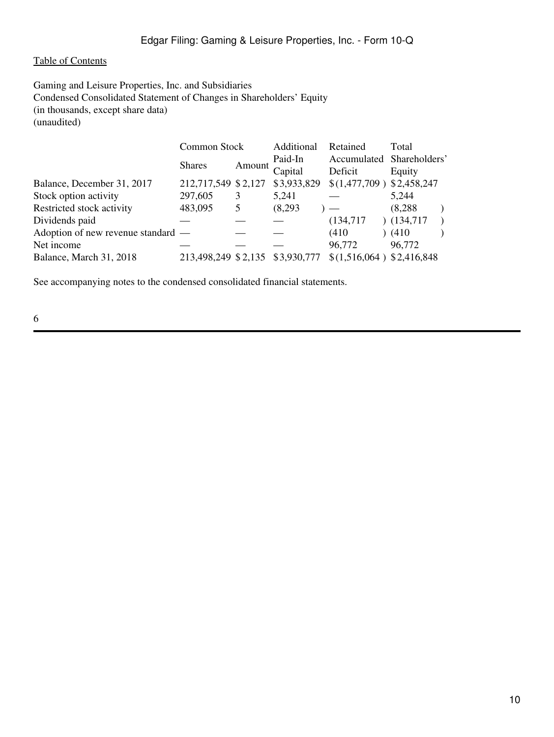[Table of Contents]

Gaming and Leisure Properties, Inc. and Subsidiaries
Condensed Consolidated Statement of Changes in Shareholders' Equity
(in thousands, except share data)
(unaudited)

| | Common Stock | | Additional Paid-In Capital | Retained Accumulated Deficit | Total Shareholders' Equity |
|---|---|---|---|---|---|
| | Shares | Amount | | | |
| Balance, December 31, 2017 | 212,717,549 | $ 2,127 | $ 3,933,829 | $ (1,477,709 ) | $ 2,458,247 |
| Stock option activity | 297,605 | 3 | 5,241 | — | 5,244 |
| Restricted stock activity | 483,095 | 5 | (8,293 ) | — | (8,288 ) |
| Dividends paid | — | — | — | (134,717 ) | (134,717 ) |
| Adoption of new revenue standard | — | — | — | (410 ) | (410 ) |
| Net income | — | — | — | 96,772 | 96,772 |
| Balance, March 31, 2018 | 213,498,249 | $ 2,135 | $ 3,930,777 | $ (1,516,064 ) | $ 2,416,848 |

See accompanying notes to the condensed consolidated financial statements.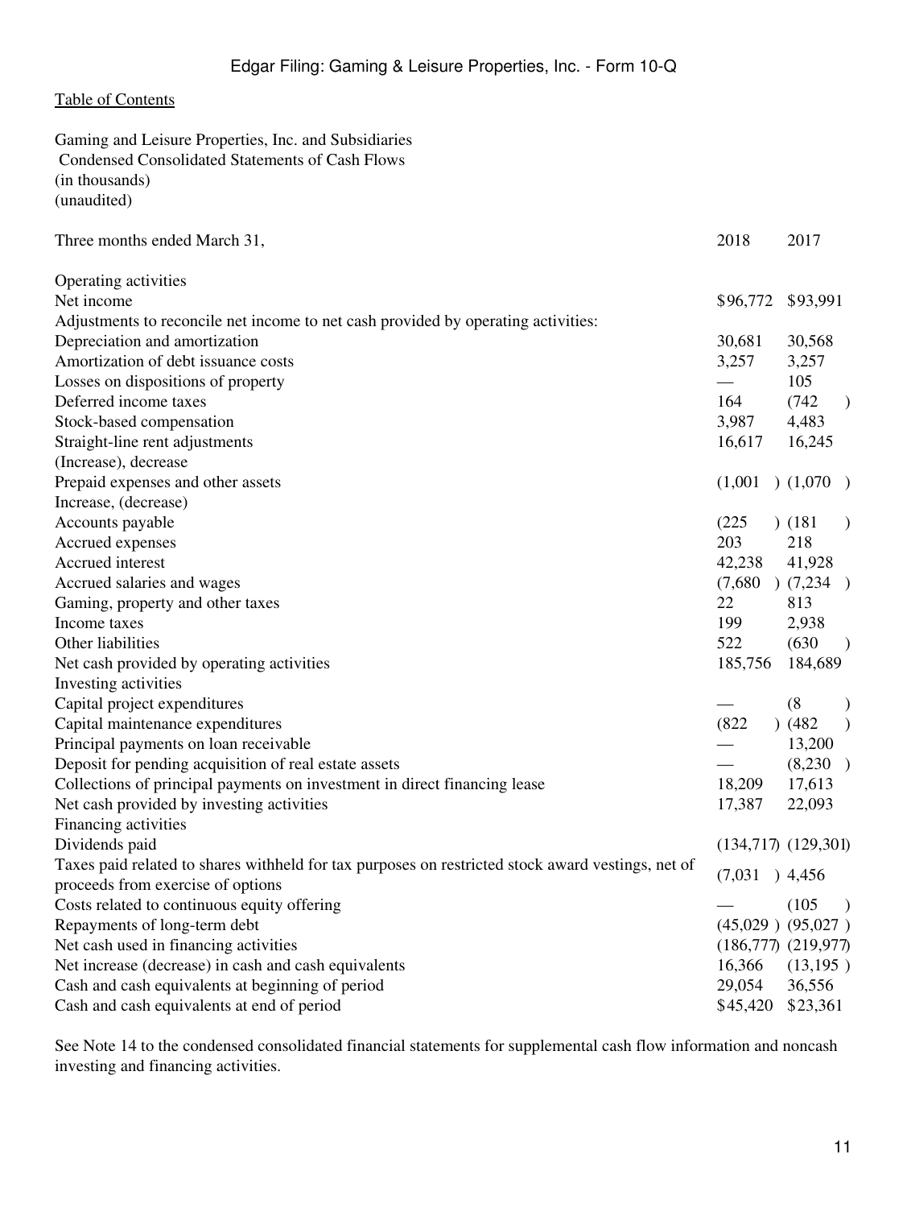[Table of Contents](#)

Gaming and Leisure Properties, Inc. and Subsidiaries
Condensed Consolidated Statements of Cash Flows
(in thousands)
(unaudited)

| Three months ended March 31, | 2018 | 2017 |
|---|---|---|
| Operating activities | | |
| Net income | $96,772 | $93,991 |
| Adjustments to reconcile net income to net cash provided by operating activities: | | |
| Depreciation and amortization | 30,681 | 30,568 |
| Amortization of debt issuance costs | 3,257 | 3,257 |
| Losses on dispositions of property | — | 105 |
| Deferred income taxes | 164 | (742) |
| Stock-based compensation | 3,987 | 4,483 |
| Straight-line rent adjustments | 16,617 | 16,245 |
| (Increase), decrease | | |
| Prepaid expenses and other assets | (1,001) | (1,070) |
| Increase, (decrease) | | |
| Accounts payable | (225) | (181) |
| Accrued expenses | 203 | 218 |
| Accrued interest | 42,238 | 41,928 |
| Accrued salaries and wages | (7,680) | (7,234) |
| Gaming, property and other taxes | 22 | 813 |
| Income taxes | 199 | 2,938 |
| Other liabilities | 522 | (630) |
| Net cash provided by operating activities | 185,756 | 184,689 |
| Investing activities | | |
| Capital project expenditures | — | (8) |
| Capital maintenance expenditures | (822) | (482) |
| Principal payments on loan receivable | — | 13,200 |
| Deposit for pending acquisition of real estate assets | — | (8,230) |
| Collections of principal payments on investment in direct financing lease | 18,209 | 17,613 |
| Net cash provided by investing activities | 17,387 | 22,093 |
| Financing activities | | |
| Dividends paid | (134,717) | (129,301) |
| Taxes paid related to shares withheld for tax purposes on restricted stock award vestings, net of proceeds from exercise of options | (7,031) | 4,456 |
| Costs related to continuous equity offering | — | (105) |
| Repayments of long-term debt | (45,029) | (95,027) |
| Net cash used in financing activities | (186,777) | (219,977) |
| Net increase (decrease) in cash and cash equivalents | 16,366 | (13,195) |
| Cash and cash equivalents at beginning of period | 29,054 | 36,556 |
| Cash and cash equivalents at end of period | $45,420 | $23,361 |

See Note 14 to the condensed consolidated financial statements for supplemental cash flow information and noncash investing and financing activities.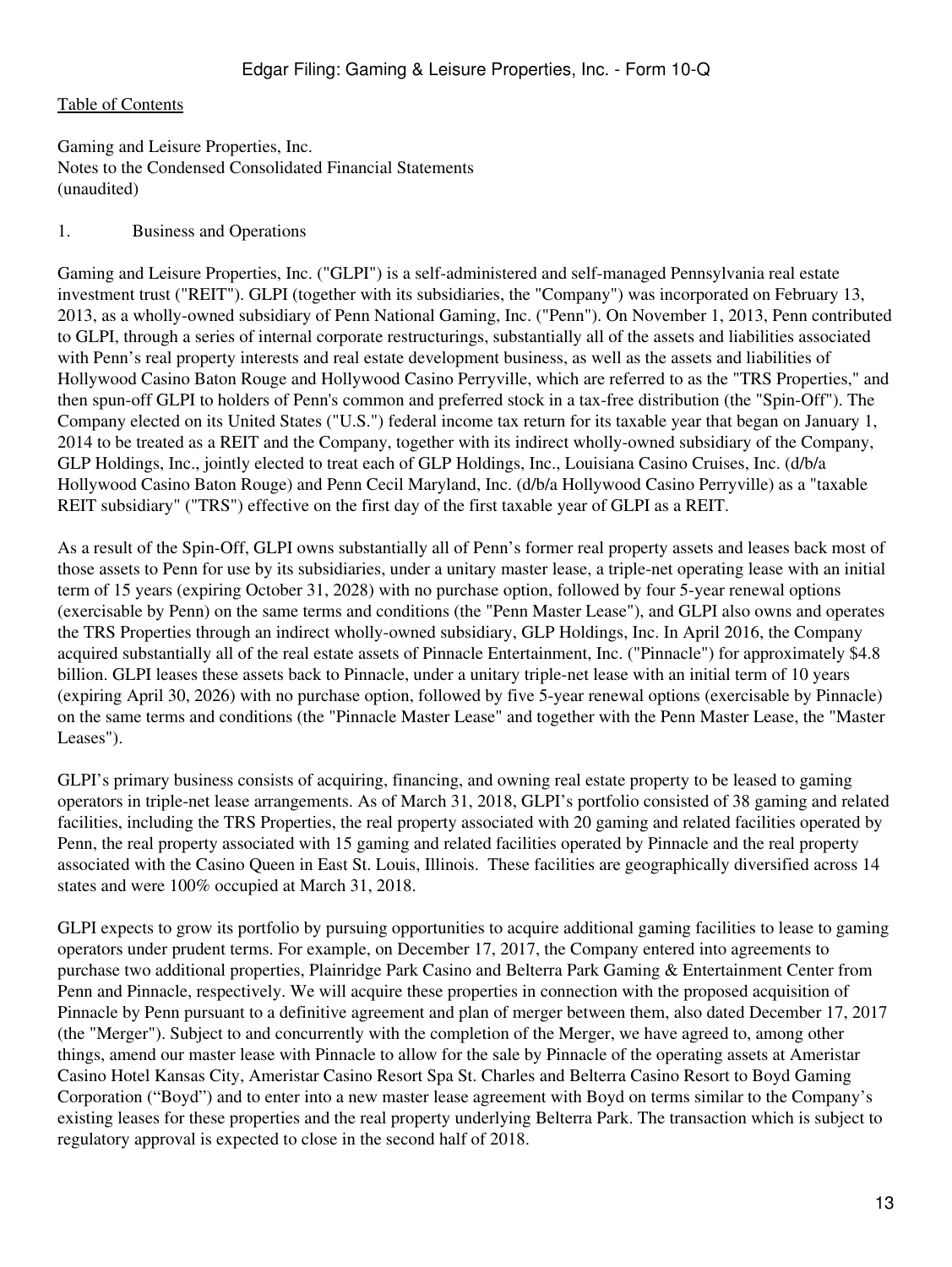Gaming and Leisure Properties, Inc.
Notes to the Condensed Consolidated Financial Statements
(unaudited)

## 1. Business and Operations

Gaming and Leisure Properties, Inc. ("GLPI") is a self-administered and self-managed Pennsylvania real estate investment trust ("REIT"). GLPI (together with its subsidiaries, the "Company") was incorporated on February 13, 2013, as a wholly-owned subsidiary of Penn National Gaming, Inc. ("Penn"). On November 1, 2013, Penn contributed to GLPI, through a series of internal corporate restructurings, substantially all of the assets and liabilities associated with Penn's real property interests and real estate development business, as well as the assets and liabilities of Hollywood Casino Baton Rouge and Hollywood Casino Perryville, which are referred to as the "TRS Properties," and then spun-off GLPI to holders of Penn's common and preferred stock in a tax-free distribution (the "Spin-Off"). The Company elected on its United States ("U.S.") federal income tax return for its taxable year that began on January 1, 2014 to be treated as a REIT and the Company, together with its indirect wholly-owned subsidiary of the Company, GLP Holdings, Inc., jointly elected to treat each of GLP Holdings, Inc., Louisiana Casino Cruises, Inc. (d/b/a Hollywood Casino Baton Rouge) and Penn Cecil Maryland, Inc. (d/b/a Hollywood Casino Perryville) as a "taxable REIT subsidiary" ("TRS") effective on the first day of the first taxable year of GLPI as a REIT.

As a result of the Spin-Off, GLPI owns substantially all of Penn's former real property assets and leases back most of those assets to Penn for use by its subsidiaries, under a unitary master lease, a triple-net operating lease with an initial term of 15 years (expiring October 31, 2028) with no purchase option, followed by four 5-year renewal options (exercisable by Penn) on the same terms and conditions (the "Penn Master Lease"), and GLPI also owns and operates the TRS Properties through an indirect wholly-owned subsidiary, GLP Holdings, Inc. In April 2016, the Company acquired substantially all of the real estate assets of Pinnacle Entertainment, Inc. ("Pinnacle") for approximately $4.8 billion. GLPI leases these assets back to Pinnacle, under a unitary triple-net lease with an initial term of 10 years (expiring April 30, 2026) with no purchase option, followed by five 5-year renewal options (exercisable by Pinnacle) on the same terms and conditions (the "Pinnacle Master Lease" and together with the Penn Master Lease, the "Master Leases").

GLPI's primary business consists of acquiring, financing, and owning real estate property to be leased to gaming operators in triple-net lease arrangements. As of March 31, 2018, GLPI's portfolio consisted of 38 gaming and related facilities, including the TRS Properties, the real property associated with 20 gaming and related facilities operated by Penn, the real property associated with 15 gaming and related facilities operated by Pinnacle and the real property associated with the Casino Queen in East St. Louis, Illinois. These facilities are geographically diversified across 14 states and were 100% occupied at March 31, 2018.

GLPI expects to grow its portfolio by pursuing opportunities to acquire additional gaming facilities to lease to gaming operators under prudent terms. For example, on December 17, 2017, the Company entered into agreements to purchase two additional properties, Plainridge Park Casino and Belterra Park Gaming & Entertainment Center from Penn and Pinnacle, respectively. We will acquire these properties in connection with the proposed acquisition of Pinnacle by Penn pursuant to a definitive agreement and plan of merger between them, also dated December 17, 2017 (the "Merger"). Subject to and concurrently with the completion of the Merger, we have agreed to, among other things, amend our master lease with Pinnacle to allow for the sale by Pinnacle of the operating assets at Ameristar Casino Hotel Kansas City, Ameristar Casino Resort Spa St. Charles and Belterra Casino Resort to Boyd Gaming Corporation ("Boyd") and to enter into a new master lease agreement with Boyd on terms similar to the Company's existing leases for these properties and the real property underlying Belterra Park. The transaction which is subject to regulatory approval is expected to close in the second half of 2018.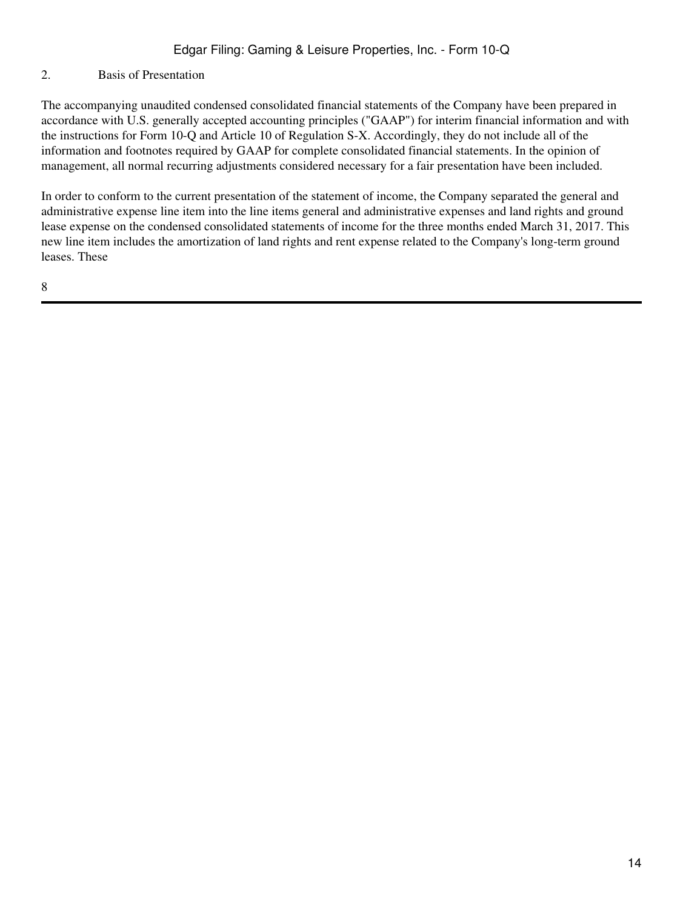## 2. Basis of Presentation

The accompanying unaudited condensed consolidated financial statements of the Company have been prepared in accordance with U.S. generally accepted accounting principles ("GAAP") for interim financial information and with the instructions for Form 10-Q and Article 10 of Regulation S-X. Accordingly, they do not include all of the information and footnotes required by GAAP for complete consolidated financial statements. In the opinion of management, all normal recurring adjustments considered necessary for a fair presentation have been included.

In order to conform to the current presentation of the statement of income, the Company separated the general and administrative expense line item into the line items general and administrative expenses and land rights and ground lease expense on the condensed consolidated statements of income for the three months ended March 31, 2017. This new line item includes the amortization of land rights and rent expense related to the Company's long-term ground leases. These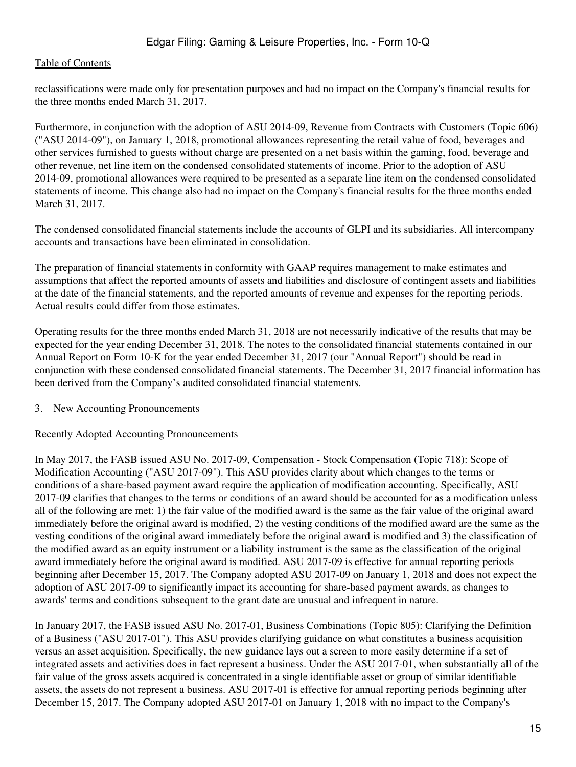reclassifications were made only for presentation purposes and had no impact on the Company's financial results for the three months ended March 31, 2017.

Furthermore, in conjunction with the adoption of ASU 2014-09, Revenue from Contracts with Customers (Topic 606) ("ASU 2014-09"), on January 1, 2018, promotional allowances representing the retail value of food, beverages and other services furnished to guests without charge are presented on a net basis within the gaming, food, beverage and other revenue, net line item on the condensed consolidated statements of income. Prior to the adoption of ASU 2014-09, promotional allowances were required to be presented as a separate line item on the condensed consolidated statements of income. This change also had no impact on the Company's financial results for the three months ended March 31, 2017.

The condensed consolidated financial statements include the accounts of GLPI and its subsidiaries. All intercompany accounts and transactions have been eliminated in consolidation.

The preparation of financial statements in conformity with GAAP requires management to make estimates and assumptions that affect the reported amounts of assets and liabilities and disclosure of contingent assets and liabilities at the date of the financial statements, and the reported amounts of revenue and expenses for the reporting periods. Actual results could differ from those estimates.

Operating results for the three months ended March 31, 2018 are not necessarily indicative of the results that may be expected for the year ending December 31, 2018. The notes to the consolidated financial statements contained in our Annual Report on Form 10-K for the year ended December 31, 2017 (our "Annual Report") should be read in conjunction with these condensed consolidated financial statements. The December 31, 2017 financial information has been derived from the Company's audited consolidated financial statements.

## 3. New Accounting Pronouncements

### Recently Adopted Accounting Pronouncements

In May 2017, the FASB issued ASU No. 2017-09, Compensation - Stock Compensation (Topic 718): Scope of Modification Accounting ("ASU 2017-09"). This ASU provides clarity about which changes to the terms or conditions of a share-based payment award require the application of modification accounting. Specifically, ASU 2017-09 clarifies that changes to the terms or conditions of an award should be accounted for as a modification unless all of the following are met: 1) the fair value of the modified award is the same as the fair value of the original award immediately before the original award is modified, 2) the vesting conditions of the modified award are the same as the vesting conditions of the original award immediately before the original award is modified and 3) the classification of the modified award as an equity instrument or a liability instrument is the same as the classification of the original award immediately before the original award is modified. ASU 2017-09 is effective for annual reporting periods beginning after December 15, 2017. The Company adopted ASU 2017-09 on January 1, 2018 and does not expect the adoption of ASU 2017-09 to significantly impact its accounting for share-based payment awards, as changes to awards' terms and conditions subsequent to the grant date are unusual and infrequent in nature.

In January 2017, the FASB issued ASU No. 2017-01, Business Combinations (Topic 805): Clarifying the Definition of a Business ("ASU 2017-01"). This ASU provides clarifying guidance on what constitutes a business acquisition versus an asset acquisition. Specifically, the new guidance lays out a screen to more easily determine if a set of integrated assets and activities does in fact represent a business. Under the ASU 2017-01, when substantially all of the fair value of the gross assets acquired is concentrated in a single identifiable asset or group of similar identifiable assets, the assets do not represent a business. ASU 2017-01 is effective for annual reporting periods beginning after December 15, 2017. The Company adopted ASU 2017-01 on January 1, 2018 with no impact to the Company's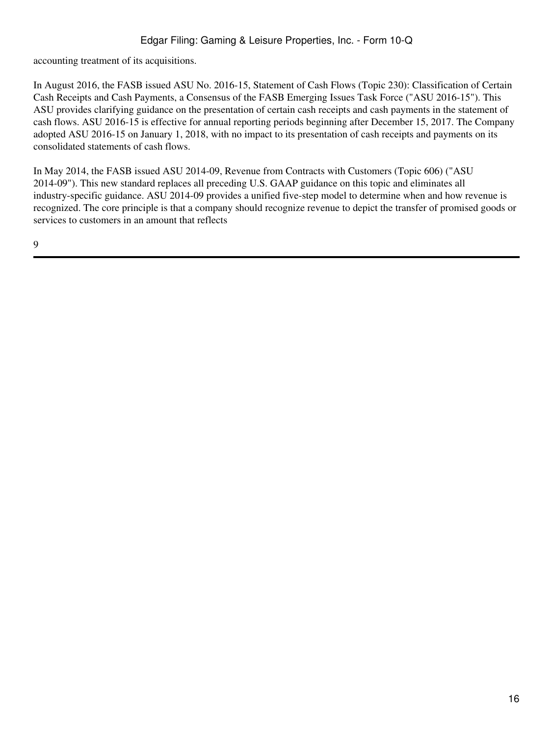accounting treatment of its acquisitions.

In August 2016, the FASB issued ASU No. 2016-15, Statement of Cash Flows (Topic 230): Classification of Certain Cash Receipts and Cash Payments, a Consensus of the FASB Emerging Issues Task Force ("ASU 2016-15"). This ASU provides clarifying guidance on the presentation of certain cash receipts and cash payments in the statement of cash flows. ASU 2016-15 is effective for annual reporting periods beginning after December 15, 2017. The Company adopted ASU 2016-15 on January 1, 2018, with no impact to its presentation of cash receipts and payments on its consolidated statements of cash flows.

In May 2014, the FASB issued ASU 2014-09, Revenue from Contracts with Customers (Topic 606) ("ASU 2014-09"). This new standard replaces all preceding U.S. GAAP guidance on this topic and eliminates all industry-specific guidance. ASU 2014-09 provides a unified five-step model to determine when and how revenue is recognized. The core principle is that a company should recognize revenue to depict the transfer of promised goods or services to customers in an amount that reflects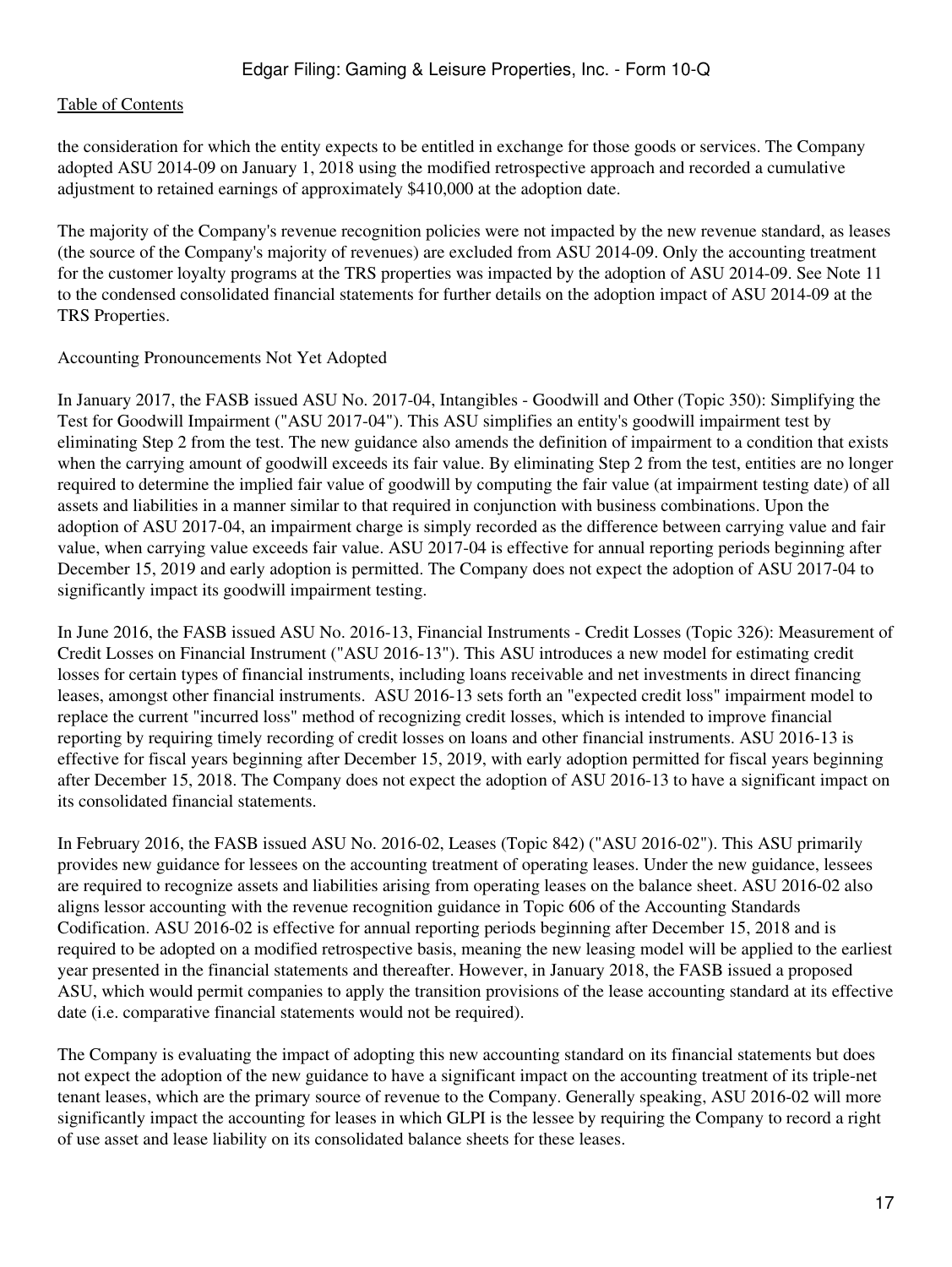the consideration for which the entity expects to be entitled in exchange for those goods or services. The Company adopted ASU 2014-09 on January 1, 2018 using the modified retrospective approach and recorded a cumulative adjustment to retained earnings of approximately $410,000 at the adoption date.

The majority of the Company's revenue recognition policies were not impacted by the new revenue standard, as leases (the source of the Company's majority of revenues) are excluded from ASU 2014-09. Only the accounting treatment for the customer loyalty programs at the TRS properties was impacted by the adoption of ASU 2014-09. See Note 11 to the condensed consolidated financial statements for further details on the adoption impact of ASU 2014-09 at the TRS Properties.

Accounting Pronouncements Not Yet Adopted

In January 2017, the FASB issued ASU No. 2017-04, Intangibles - Goodwill and Other (Topic 350): Simplifying the Test for Goodwill Impairment ("ASU 2017-04"). This ASU simplifies an entity's goodwill impairment test by eliminating Step 2 from the test. The new guidance also amends the definition of impairment to a condition that exists when the carrying amount of goodwill exceeds its fair value. By eliminating Step 2 from the test, entities are no longer required to determine the implied fair value of goodwill by computing the fair value (at impairment testing date) of all assets and liabilities in a manner similar to that required in conjunction with business combinations. Upon the adoption of ASU 2017-04, an impairment charge is simply recorded as the difference between carrying value and fair value, when carrying value exceeds fair value. ASU 2017-04 is effective for annual reporting periods beginning after December 15, 2019 and early adoption is permitted. The Company does not expect the adoption of ASU 2017-04 to significantly impact its goodwill impairment testing.

In June 2016, the FASB issued ASU No. 2016-13, Financial Instruments - Credit Losses (Topic 326): Measurement of Credit Losses on Financial Instrument ("ASU 2016-13"). This ASU introduces a new model for estimating credit losses for certain types of financial instruments, including loans receivable and net investments in direct financing leases, amongst other financial instruments. ASU 2016-13 sets forth an "expected credit loss" impairment model to replace the current "incurred loss" method of recognizing credit losses, which is intended to improve financial reporting by requiring timely recording of credit losses on loans and other financial instruments. ASU 2016-13 is effective for fiscal years beginning after December 15, 2019, with early adoption permitted for fiscal years beginning after December 15, 2018. The Company does not expect the adoption of ASU 2016-13 to have a significant impact on its consolidated financial statements.

In February 2016, the FASB issued ASU No. 2016-02, Leases (Topic 842) ("ASU 2016-02"). This ASU primarily provides new guidance for lessees on the accounting treatment of operating leases. Under the new guidance, lessees are required to recognize assets and liabilities arising from operating leases on the balance sheet. ASU 2016-02 also aligns lessor accounting with the revenue recognition guidance in Topic 606 of the Accounting Standards Codification. ASU 2016-02 is effective for annual reporting periods beginning after December 15, 2018 and is required to be adopted on a modified retrospective basis, meaning the new leasing model will be applied to the earliest year presented in the financial statements and thereafter. However, in January 2018, the FASB issued a proposed ASU, which would permit companies to apply the transition provisions of the lease accounting standard at its effective date (i.e. comparative financial statements would not be required).

The Company is evaluating the impact of adopting this new accounting standard on its financial statements but does not expect the adoption of the new guidance to have a significant impact on the accounting treatment of its triple-net tenant leases, which are the primary source of revenue to the Company. Generally speaking, ASU 2016-02 will more significantly impact the accounting for leases in which GLPI is the lessee by requiring the Company to record a right of use asset and lease liability on its consolidated balance sheets for these leases.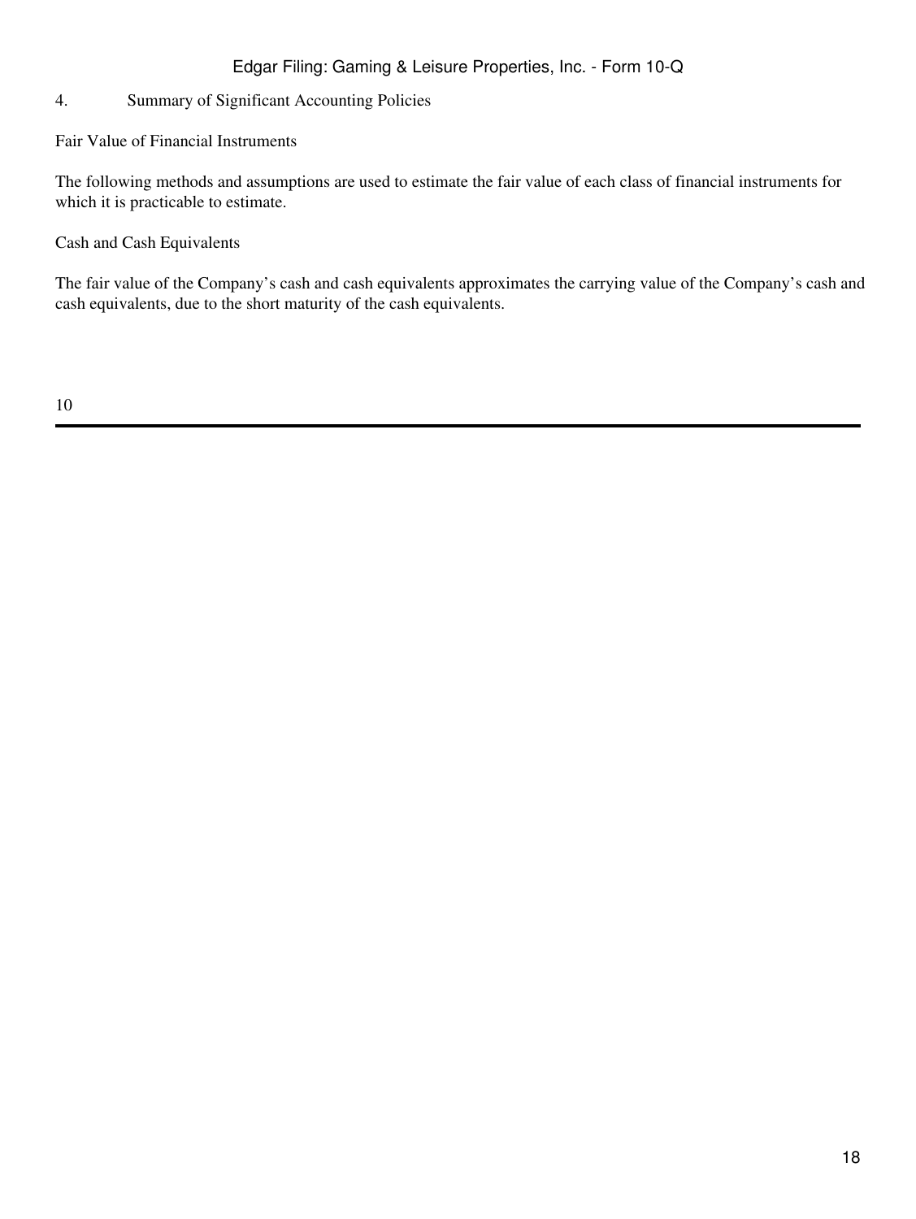## 4. Summary of Significant Accounting Policies

### Fair Value of Financial Instruments

The following methods and assumptions are used to estimate the fair value of each class of financial instruments for which it is practicable to estimate.

#### Cash and Cash Equivalents

The fair value of the Company's cash and cash equivalents approximates the carrying value of the Company's cash and cash equivalents, due to the short maturity of the cash equivalents.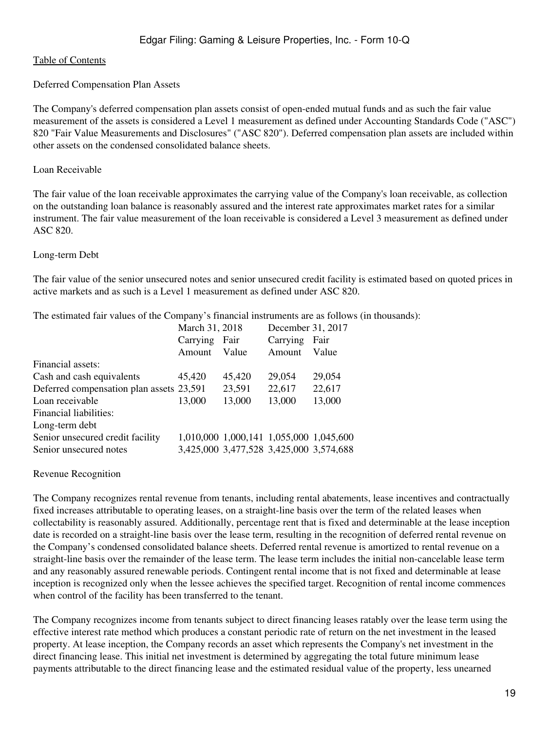Deferred Compensation Plan Assets

The Company's deferred compensation plan assets consist of open-ended mutual funds and as such the fair value measurement of the assets is considered a Level 1 measurement as defined under Accounting Standards Code ("ASC") 820 "Fair Value Measurements and Disclosures" ("ASC 820"). Deferred compensation plan assets are included within other assets on the condensed consolidated balance sheets.

Loan Receivable

The fair value of the loan receivable approximates the carrying value of the Company's loan receivable, as collection on the outstanding loan balance is reasonably assured and the interest rate approximates market rates for a similar instrument. The fair value measurement of the loan receivable is considered a Level 3 measurement as defined under ASC 820.

Long-term Debt

The fair value of the senior unsecured notes and senior unsecured credit facility is estimated based on quoted prices in active markets and as such is a Level 1 measurement as defined under ASC 820.

The estimated fair values of the Company's financial instruments are as follows (in thousands):

| | March 31, 2018 | | December 31, 2017 | |
|---|---|---|---|---|
| | Carrying Amount | Fair Value | Carrying Amount | Fair Value |
| Financial assets: | | | | |
| Cash and cash equivalents | 45,420 | 45,420 | 29,054 | 29,054 |
| Deferred compensation plan assets | 23,591 | 23,591 | 22,617 | 22,617 |
| Loan receivable | 13,000 | 13,000 | 13,000 | 13,000 |
| Financial liabilities: | | | | |
| Long-term debt | | | | |
| Senior unsecured credit facility | 1,010,000 | 1,000,141 | 1,055,000 | 1,045,600 |
| Senior unsecured notes | 3,425,000 | 3,477,528 | 3,425,000 | 3,574,688 |

Revenue Recognition

The Company recognizes rental revenue from tenants, including rental abatements, lease incentives and contractually fixed increases attributable to operating leases, on a straight-line basis over the term of the related leases when collectability is reasonably assured. Additionally, percentage rent that is fixed and determinable at the lease inception date is recorded on a straight-line basis over the lease term, resulting in the recognition of deferred rental revenue on the Company's condensed consolidated balance sheets. Deferred rental revenue is amortized to rental revenue on a straight-line basis over the remainder of the lease term. The lease term includes the initial non-cancelable lease term and any reasonably assured renewable periods. Contingent rental income that is not fixed and determinable at lease inception is recognized only when the lessee achieves the specified target. Recognition of rental income commences when control of the facility has been transferred to the tenant.

The Company recognizes income from tenants subject to direct financing leases ratably over the lease term using the effective interest rate method which produces a constant periodic rate of return on the net investment in the leased property. At lease inception, the Company records an asset which represents the Company's net investment in the direct financing lease. This initial net investment is determined by aggregating the total future minimum lease payments attributable to the direct financing lease and the estimated residual value of the property, less unearned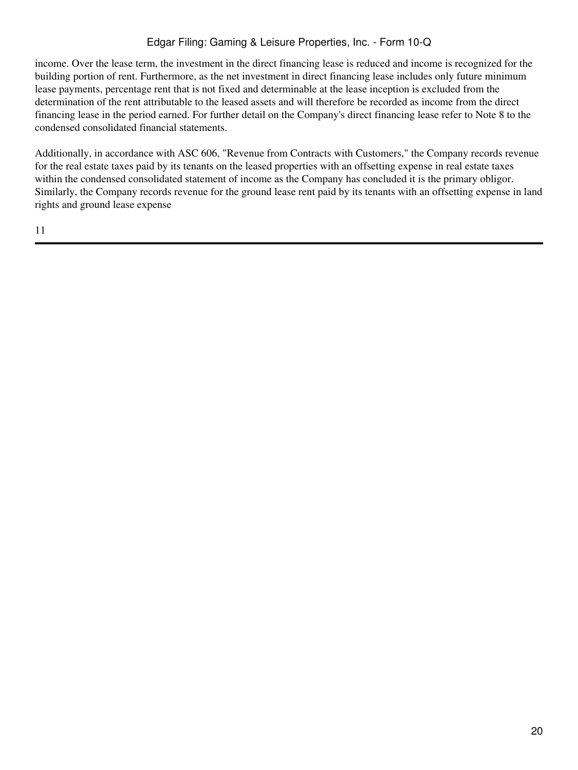income. Over the lease term, the investment in the direct financing lease is reduced and income is recognized for the building portion of rent. Furthermore, as the net investment in direct financing lease includes only future minimum lease payments, percentage rent that is not fixed and determinable at the lease inception is excluded from the determination of the rent attributable to the leased assets and will therefore be recorded as income from the direct financing lease in the period earned. For further detail on the Company's direct financing lease refer to Note 8 to the condensed consolidated financial statements.

Additionally, in accordance with ASC 606, "Revenue from Contracts with Customers," the Company records revenue for the real estate taxes paid by its tenants on the leased properties with an offsetting expense in real estate taxes within the condensed consolidated statement of income as the Company has concluded it is the primary obligor. Similarly, the Company records revenue for the ground lease rent paid by its tenants with an offsetting expense in land rights and ground lease expense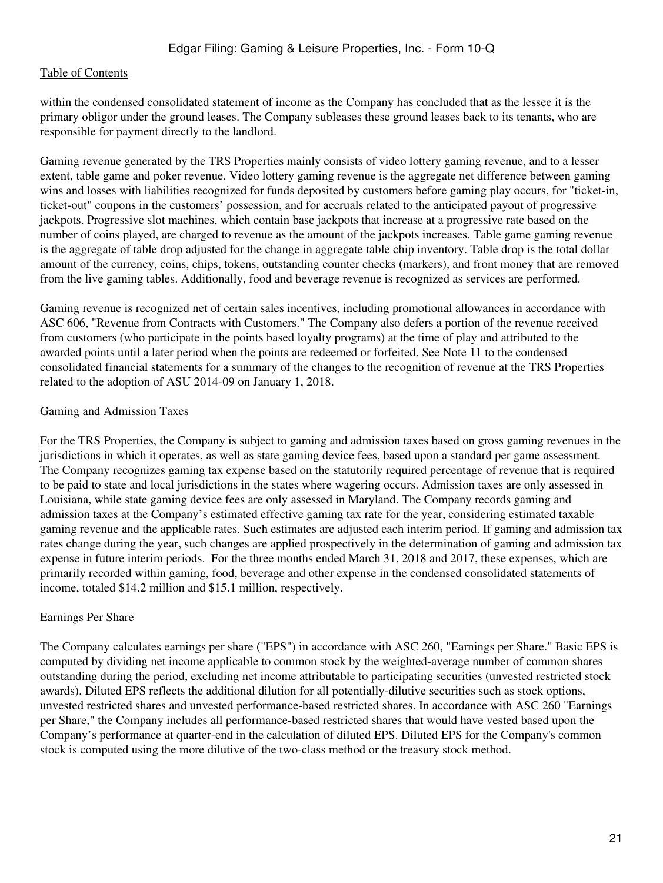within the condensed consolidated statement of income as the Company has concluded that as the lessee it is the primary obligor under the ground leases. The Company subleases these ground leases back to its tenants, who are responsible for payment directly to the landlord.

Gaming revenue generated by the TRS Properties mainly consists of video lottery gaming revenue, and to a lesser extent, table game and poker revenue. Video lottery gaming revenue is the aggregate net difference between gaming wins and losses with liabilities recognized for funds deposited by customers before gaming play occurs, for "ticket-in, ticket-out" coupons in the customers' possession, and for accruals related to the anticipated payout of progressive jackpots. Progressive slot machines, which contain base jackpots that increase at a progressive rate based on the number of coins played, are charged to revenue as the amount of the jackpots increases. Table game gaming revenue is the aggregate of table drop adjusted for the change in aggregate table chip inventory. Table drop is the total dollar amount of the currency, coins, chips, tokens, outstanding counter checks (markers), and front money that are removed from the live gaming tables. Additionally, food and beverage revenue is recognized as services are performed.

Gaming revenue is recognized net of certain sales incentives, including promotional allowances in accordance with ASC 606, "Revenue from Contracts with Customers." The Company also defers a portion of the revenue received from customers (who participate in the points based loyalty programs) at the time of play and attributed to the awarded points until a later period when the points are redeemed or forfeited. See Note 11 to the condensed consolidated financial statements for a summary of the changes to the recognition of revenue at the TRS Properties related to the adoption of ASU 2014-09 on January 1, 2018.

Gaming and Admission Taxes

For the TRS Properties, the Company is subject to gaming and admission taxes based on gross gaming revenues in the jurisdictions in which it operates, as well as state gaming device fees, based upon a standard per game assessment. The Company recognizes gaming tax expense based on the statutorily required percentage of revenue that is required to be paid to state and local jurisdictions in the states where wagering occurs. Admission taxes are only assessed in Louisiana, while state gaming device fees are only assessed in Maryland. The Company records gaming and admission taxes at the Company's estimated effective gaming tax rate for the year, considering estimated taxable gaming revenue and the applicable rates. Such estimates are adjusted each interim period. If gaming and admission tax rates change during the year, such changes are applied prospectively in the determination of gaming and admission tax expense in future interim periods. For the three months ended March 31, 2018 and 2017, these expenses, which are primarily recorded within gaming, food, beverage and other expense in the condensed consolidated statements of income, totaled $14.2 million and $15.1 million, respectively.

Earnings Per Share

The Company calculates earnings per share ("EPS") in accordance with ASC 260, "Earnings per Share." Basic EPS is computed by dividing net income applicable to common stock by the weighted-average number of common shares outstanding during the period, excluding net income attributable to participating securities (unvested restricted stock awards). Diluted EPS reflects the additional dilution for all potentially-dilutive securities such as stock options, unvested restricted shares and unvested performance-based restricted shares. In accordance with ASC 260 "Earnings per Share," the Company includes all performance-based restricted shares that would have vested based upon the Company's performance at quarter-end in the calculation of diluted EPS. Diluted EPS for the Company's common stock is computed using the more dilutive of the two-class method or the treasury stock method.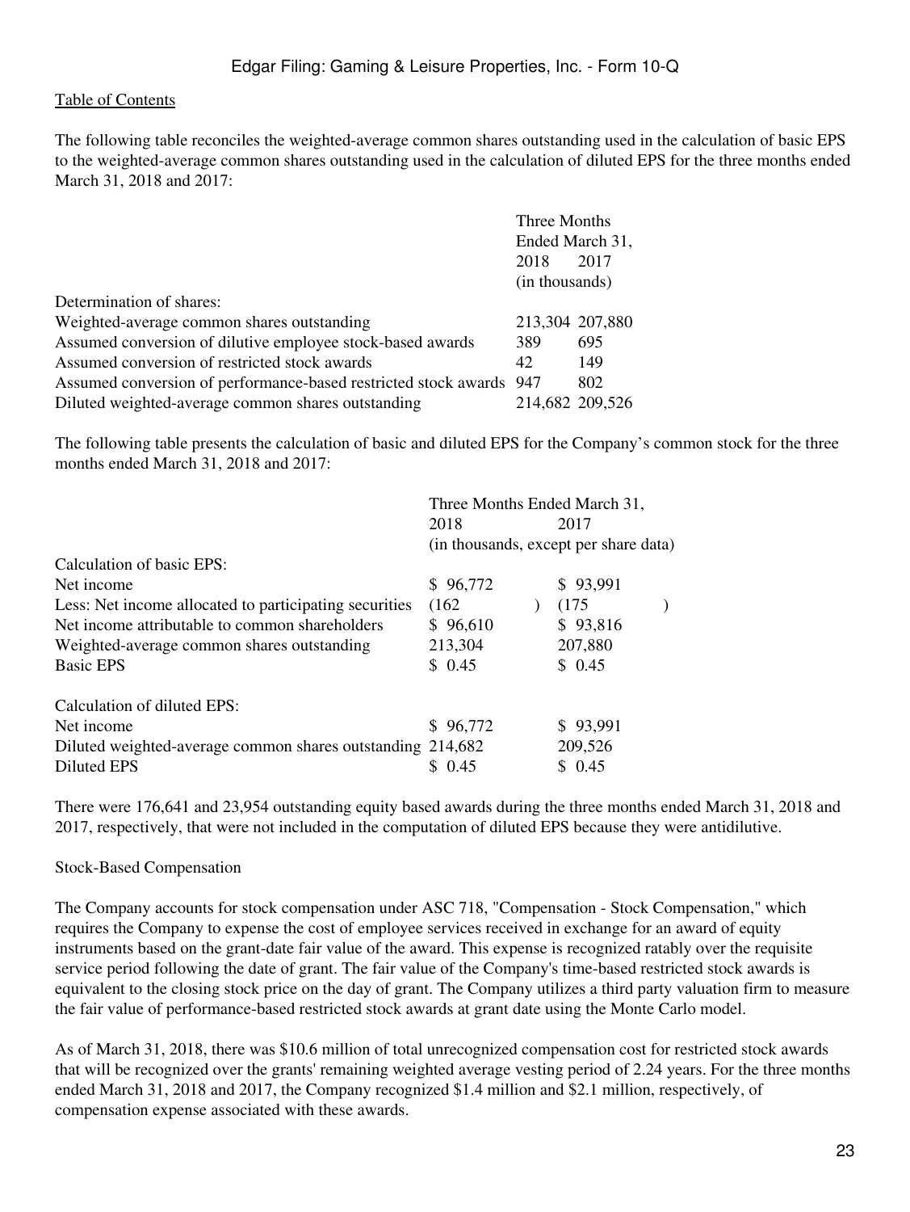The following table reconciles the weighted-average common shares outstanding used in the calculation of basic EPS to the weighted-average common shares outstanding used in the calculation of diluted EPS for the three months ended March 31, 2018 and 2017:

| | Three Months Ended March 31, | |
|---|---|---|
| | 2018 | 2017 |
| | (in thousands) | |
| Determination of shares: | | |
| Weighted-average common shares outstanding | 213,304 | 207,880 |
| Assumed conversion of dilutive employee stock-based awards | 389 | 695 |
| Assumed conversion of restricted stock awards | 42 | 149 |
| Assumed conversion of performance-based restricted stock awards | 947 | 802 |
| Diluted weighted-average common shares outstanding | 214,682 | 209,526 |

The following table presents the calculation of basic and diluted EPS for the Company's common stock for the three months ended March 31, 2018 and 2017:

| | Three Months Ended March 31, | |
|---|---|---|
| | 2018 | 2017 |
| | (in thousands, except per share data) | |
| Calculation of basic EPS: | | |
| Net income | $ 96,772 | $ 93,991 |
| Less: Net income allocated to participating securities | (162) | (175) |
| Net income attributable to common shareholders | $ 96,610 | $ 93,816 |
| Weighted-average common shares outstanding | 213,304 | 207,880 |
| Basic EPS | $ 0.45 | $ 0.45 |
| | | |
| Calculation of diluted EPS: | | |
| Net income | $ 96,772 | $ 93,991 |
| Diluted weighted-average common shares outstanding | 214,682 | 209,526 |
| Diluted EPS | $ 0.45 | $ 0.45 |

There were 176,641 and 23,954 outstanding equity based awards during the three months ended March 31, 2018 and 2017, respectively, that were not included in the computation of diluted EPS because they were antidilutive.

Stock-Based Compensation

The Company accounts for stock compensation under ASC 718, "Compensation - Stock Compensation," which requires the Company to expense the cost of employee services received in exchange for an award of equity instruments based on the grant-date fair value of the award. This expense is recognized ratably over the requisite service period following the date of grant. The fair value of the Company's time-based restricted stock awards is equivalent to the closing stock price on the day of grant. The Company utilizes a third party valuation firm to measure the fair value of performance-based restricted stock awards at grant date using the Monte Carlo model.

As of March 31, 2018, there was $10.6 million of total unrecognized compensation cost for restricted stock awards that will be recognized over the grants' remaining weighted average vesting period of 2.24 years. For the three months ended March 31, 2018 and 2017, the Company recognized $1.4 million and $2.1 million, respectively, of compensation expense associated with these awards.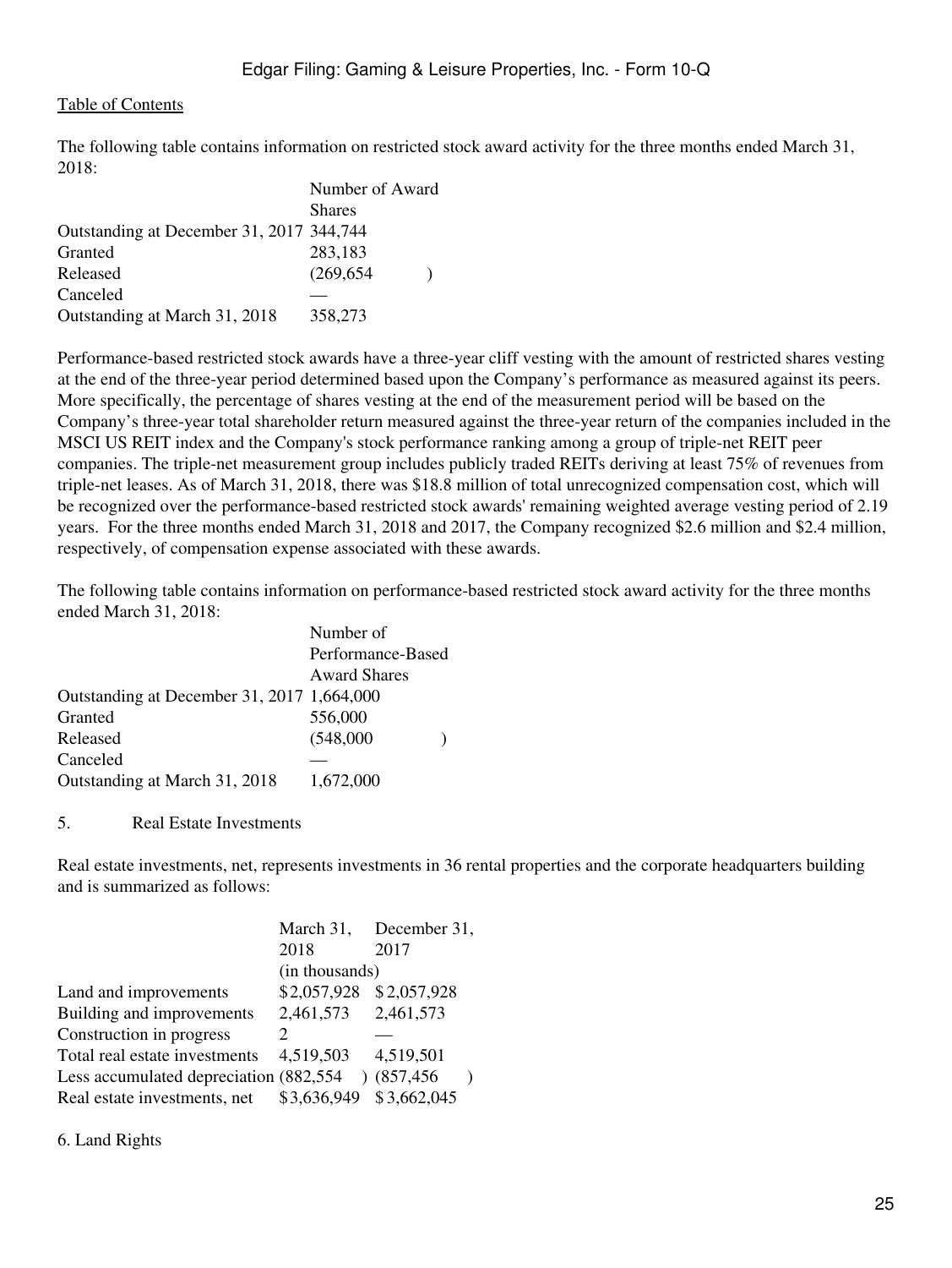The following table contains information on restricted stock award activity for the three months ended March 31, 2018:

| | Number of Award Shares |
|---|---|
| Outstanding at December 31, 2017 | 344,744 |
| Granted | 283,183 |
| Released | (269,654) |
| Canceled | — |
| Outstanding at March 31, 2018 | 358,273 |

Performance-based restricted stock awards have a three-year cliff vesting with the amount of restricted shares vesting at the end of the three-year period determined based upon the Company's performance as measured against its peers. More specifically, the percentage of shares vesting at the end of the measurement period will be based on the Company's three-year total shareholder return measured against the three-year return of the companies included in the MSCI US REIT index and the Company's stock performance ranking among a group of triple-net REIT peer companies. The triple-net measurement group includes publicly traded REITs deriving at least 75% of revenues from triple-net leases. As of March 31, 2018, there was $18.8 million of total unrecognized compensation cost, which will be recognized over the performance-based restricted stock awards' remaining weighted average vesting period of 2.19 years. For the three months ended March 31, 2018 and 2017, the Company recognized $2.6 million and $2.4 million, respectively, of compensation expense associated with these awards.

The following table contains information on performance-based restricted stock award activity for the three months ended March 31, 2018:

| | Number of Performance-Based Award Shares |
|---|---|
| Outstanding at December 31, 2017 | 1,664,000 |
| Granted | 556,000 |
| Released | (548,000) |
| Canceled | — |
| Outstanding at March 31, 2018 | 1,672,000 |

5. Real Estate Investments

Real estate investments, net, represents investments in 36 rental properties and the corporate headquarters building and is summarized as follows:

| | March 31, 2018 | December 31, 2017 |
|---|---|---|
| | (in thousands) | |
| Land and improvements | $2,057,928 | $2,057,928 |
| Building and improvements | 2,461,573 | 2,461,573 |
| Construction in progress | 2 | — |
| Total real estate investments | 4,519,503 | 4,519,501 |
| Less accumulated depreciation | (882,554) | (857,456) |
| Real estate investments, net | $3,636,949 | $3,662,045 |

6. Land Rights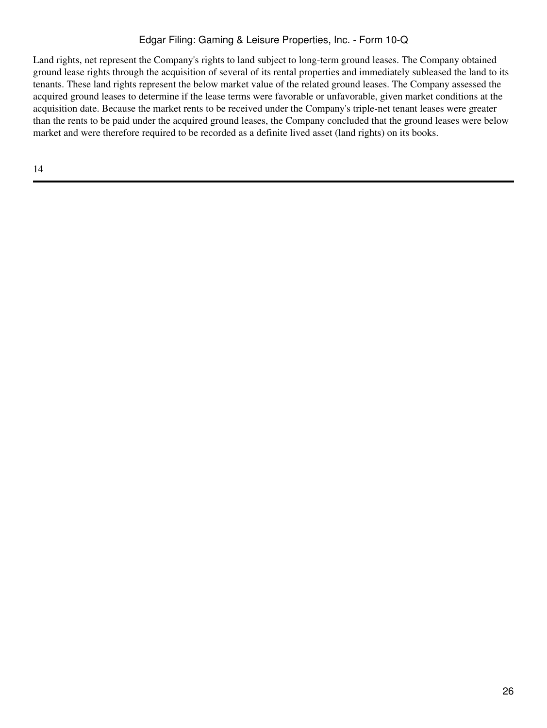Land rights, net represent the Company's rights to land subject to long-term ground leases. The Company obtained ground lease rights through the acquisition of several of its rental properties and immediately subleased the land to its tenants. These land rights represent the below market value of the related ground leases. The Company assessed the acquired ground leases to determine if the lease terms were favorable or unfavorable, given market conditions at the acquisition date. Because the market rents to be received under the Company's triple-net tenant leases were greater than the rents to be paid under the acquired ground leases, the Company concluded that the ground leases were below market and were therefore required to be recorded as a definite lived asset (land rights) on its books.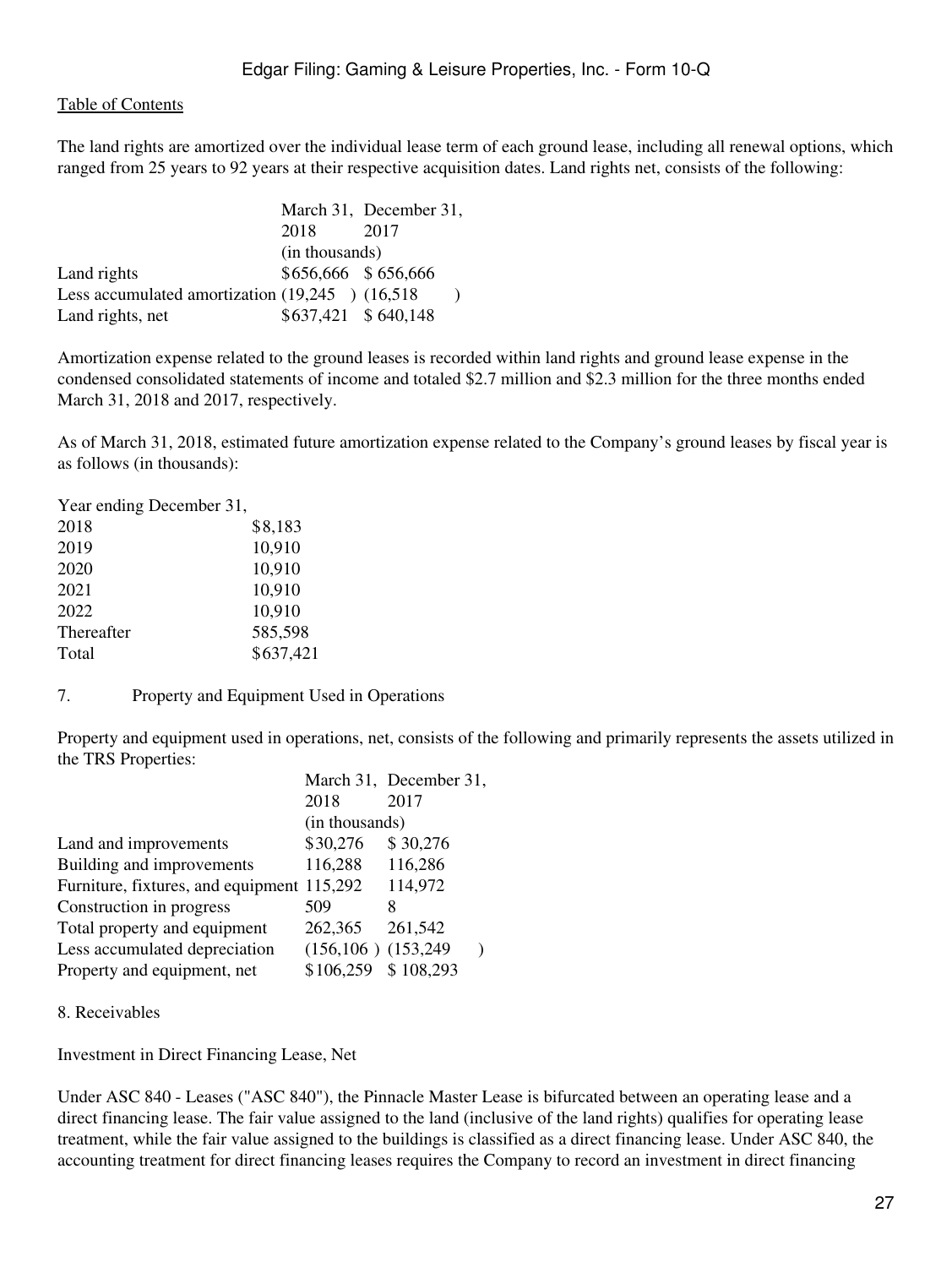The land rights are amortized over the individual lease term of each ground lease, including all renewal options, which ranged from 25 years to 92 years at their respective acquisition dates. Land rights net, consists of the following:

| | March 31, 2018 | December 31, 2017 |
|---|---|---|
| | (in thousands) | |
| Land rights | $656,666 | $ 656,666 |
| Less accumulated amortization | (19,245 ) | (16,518 ) |
| Land rights, net | $637,421 | $ 640,148 |

Amortization expense related to the ground leases is recorded within land rights and ground lease expense in the condensed consolidated statements of income and totaled $2.7 million and $2.3 million for the three months ended March 31, 2018 and 2017, respectively.

As of March 31, 2018, estimated future amortization expense related to the Company's ground leases by fiscal year is as follows (in thousands):

| Year ending December 31, | |
|---|---|
| 2018 | $8,183 |
| 2019 | 10,910 |
| 2020 | 10,910 |
| 2021 | 10,910 |
| 2022 | 10,910 |
| Thereafter | 585,598 |
| Total | $637,421 |

7. Property and Equipment Used in Operations

Property and equipment used in operations, net, consists of the following and primarily represents the assets utilized in the TRS Properties:

| | March 31, 2018 | December 31, 2017 |
|---|---|---|
| | (in thousands) | |
| Land and improvements | $30,276 | $ 30,276 |
| Building and improvements | 116,288 | 116,286 |
| Furniture, fixtures, and equipment | 115,292 | 114,972 |
| Construction in progress | 509 | 8 |
| Total property and equipment | 262,365 | 261,542 |
| Less accumulated depreciation | (156,106 ) | (153,249 ) |
| Property and equipment, net | $106,259 | $ 108,293 |

8. Receivables

Investment in Direct Financing Lease, Net

Under ASC 840 - Leases ("ASC 840"), the Pinnacle Master Lease is bifurcated between an operating lease and a direct financing lease. The fair value assigned to the land (inclusive of the land rights) qualifies for operating lease treatment, while the fair value assigned to the buildings is classified as a direct financing lease. Under ASC 840, the accounting treatment for direct financing leases requires the Company to record an investment in direct financing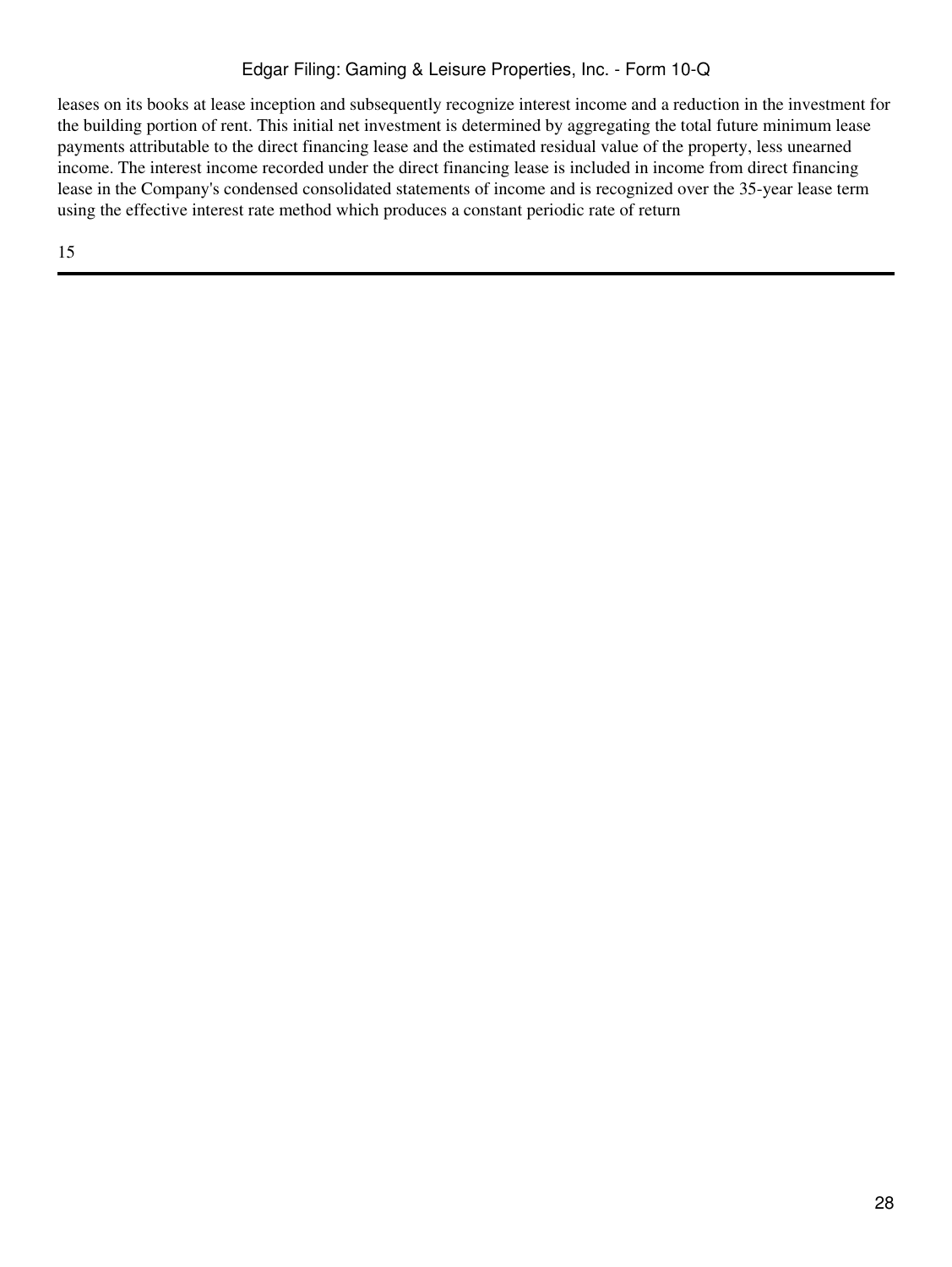leases on its books at lease inception and subsequently recognize interest income and a reduction in the investment for the building portion of rent. This initial net investment is determined by aggregating the total future minimum lease payments attributable to the direct financing lease and the estimated residual value of the property, less unearned income. The interest income recorded under the direct financing lease is included in income from direct financing lease in the Company's condensed consolidated statements of income and is recognized over the 35-year lease term using the effective interest rate method which produces a constant periodic rate of return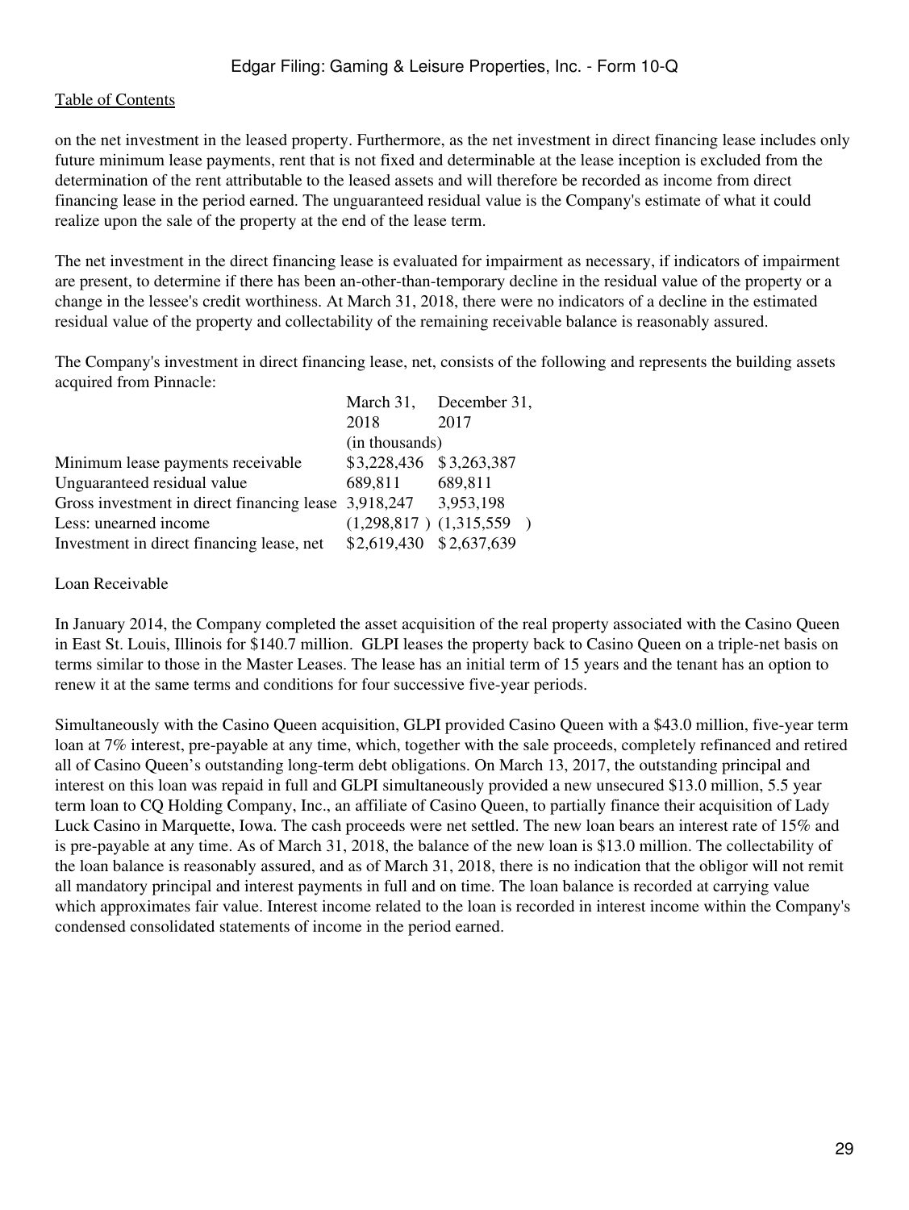on the net investment in the leased property. Furthermore, as the net investment in direct financing lease includes only future minimum lease payments, rent that is not fixed and determinable at the lease inception is excluded from the determination of the rent attributable to the leased assets and will therefore be recorded as income from direct financing lease in the period earned. The unguaranteed residual value is the Company's estimate of what it could realize upon the sale of the property at the end of the lease term.

The net investment in the direct financing lease is evaluated for impairment as necessary, if indicators of impairment are present, to determine if there has been an-other-than-temporary decline in the residual value of the property or a change in the lessee's credit worthiness. At March 31, 2018, there were no indicators of a decline in the estimated residual value of the property and collectability of the remaining receivable balance is reasonably assured.

The Company's investment in direct financing lease, net, consists of the following and represents the building assets acquired from Pinnacle:

| | March 31, 2018 | December 31, 2017 |
|---|---|---|
| | (in thousands) | |
| Minimum lease payments receivable | $3,228,436 | $3,263,387 |
| Unguaranteed residual value | 689,811 | 689,811 |
| Gross investment in direct financing lease | 3,918,247 | 3,953,198 |
| Less: unearned income | (1,298,817) | (1,315,559) |
| Investment in direct financing lease, net | $2,619,430 | $2,637,639 |

Loan Receivable

In January 2014, the Company completed the asset acquisition of the real property associated with the Casino Queen in East St. Louis, Illinois for $140.7 million. GLPI leases the property back to Casino Queen on a triple-net basis on terms similar to those in the Master Leases. The lease has an initial term of 15 years and the tenant has an option to renew it at the same terms and conditions for four successive five-year periods.

Simultaneously with the Casino Queen acquisition, GLPI provided Casino Queen with a $43.0 million, five-year term loan at 7% interest, pre-payable at any time, which, together with the sale proceeds, completely refinanced and retired all of Casino Queen's outstanding long-term debt obligations. On March 13, 2017, the outstanding principal and interest on this loan was repaid in full and GLPI simultaneously provided a new unsecured $13.0 million, 5.5 year term loan to CQ Holding Company, Inc., an affiliate of Casino Queen, to partially finance their acquisition of Lady Luck Casino in Marquette, Iowa. The cash proceeds were net settled. The new loan bears an interest rate of 15% and is pre-payable at any time. As of March 31, 2018, the balance of the new loan is $13.0 million. The collectability of the loan balance is reasonably assured, and as of March 31, 2018, there is no indication that the obligor will not remit all mandatory principal and interest payments in full and on time. The loan balance is recorded at carrying value which approximates fair value. Interest income related to the loan is recorded in interest income within the Company's condensed consolidated statements of income in the period earned.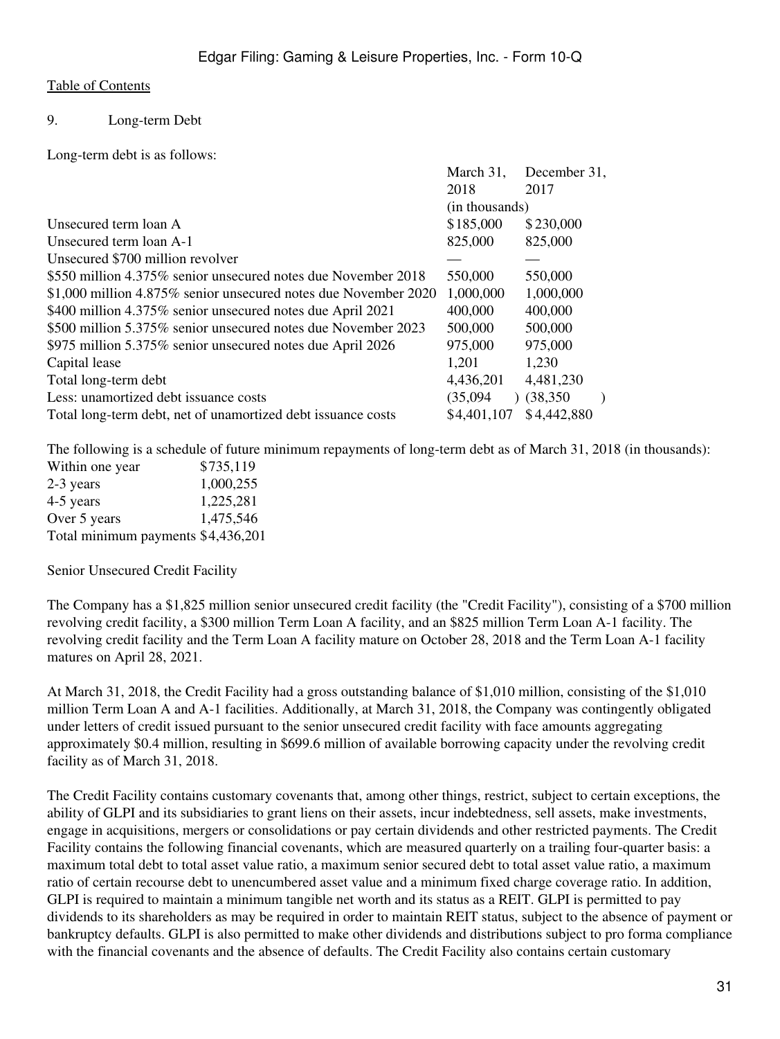Table of Contents

9. Long-term Debt

Long-term debt is as follows:

| | March 31, 2018 | December 31, 2017 |
|---|---|---|
| | (in thousands) | |
| Unsecured term loan A | $185,000 | $230,000 |
| Unsecured term loan A-1 | 825,000 | 825,000 |
| Unsecured $700 million revolver | — | — |
| $550 million 4.375% senior unsecured notes due November 2018 | 550,000 | 550,000 |
| $1,000 million 4.875% senior unsecured notes due November 2020 | 1,000,000 | 1,000,000 |
| $400 million 4.375% senior unsecured notes due April 2021 | 400,000 | 400,000 |
| $500 million 5.375% senior unsecured notes due November 2023 | 500,000 | 500,000 |
| $975 million 5.375% senior unsecured notes due April 2026 | 975,000 | 975,000 |
| Capital lease | 1,201 | 1,230 |
| Total long-term debt | 4,436,201 | 4,481,230 |
| Less: unamortized debt issuance costs | (35,094) | (38,350) |
| Total long-term debt, net of unamortized debt issuance costs | $4,401,107 | $4,442,880 |

The following is a schedule of future minimum repayments of long-term debt as of March 31, 2018 (in thousands):

| | |
|---|---|
| Within one year | $735,119 |
| 2-3 years | 1,000,255 |
| 4-5 years | 1,225,281 |
| Over 5 years | 1,475,546 |
| Total minimum payments | $4,436,201 |

Senior Unsecured Credit Facility

The Company has a $1,825 million senior unsecured credit facility (the "Credit Facility"), consisting of a $700 million revolving credit facility, a $300 million Term Loan A facility, and an $825 million Term Loan A-1 facility. The revolving credit facility and the Term Loan A facility mature on October 28, 2018 and the Term Loan A-1 facility matures on April 28, 2021.

At March 31, 2018, the Credit Facility had a gross outstanding balance of $1,010 million, consisting of the $1,010 million Term Loan A and A-1 facilities. Additionally, at March 31, 2018, the Company was contingently obligated under letters of credit issued pursuant to the senior unsecured credit facility with face amounts aggregating approximately $0.4 million, resulting in $699.6 million of available borrowing capacity under the revolving credit facility as of March 31, 2018.

The Credit Facility contains customary covenants that, among other things, restrict, subject to certain exceptions, the ability of GLPI and its subsidiaries to grant liens on their assets, incur indebtedness, sell assets, make investments, engage in acquisitions, mergers or consolidations or pay certain dividends and other restricted payments. The Credit Facility contains the following financial covenants, which are measured quarterly on a trailing four-quarter basis: a maximum total debt to total asset value ratio, a maximum senior secured debt to total asset value ratio, a maximum ratio of certain recourse debt to unencumbered asset value and a minimum fixed charge coverage ratio. In addition, GLPI is required to maintain a minimum tangible net worth and its status as a REIT. GLPI is permitted to pay dividends to its shareholders as may be required in order to maintain REIT status, subject to the absence of payment or bankruptcy defaults. GLPI is also permitted to make other dividends and distributions subject to pro forma compliance with the financial covenants and the absence of defaults. The Credit Facility also contains certain customary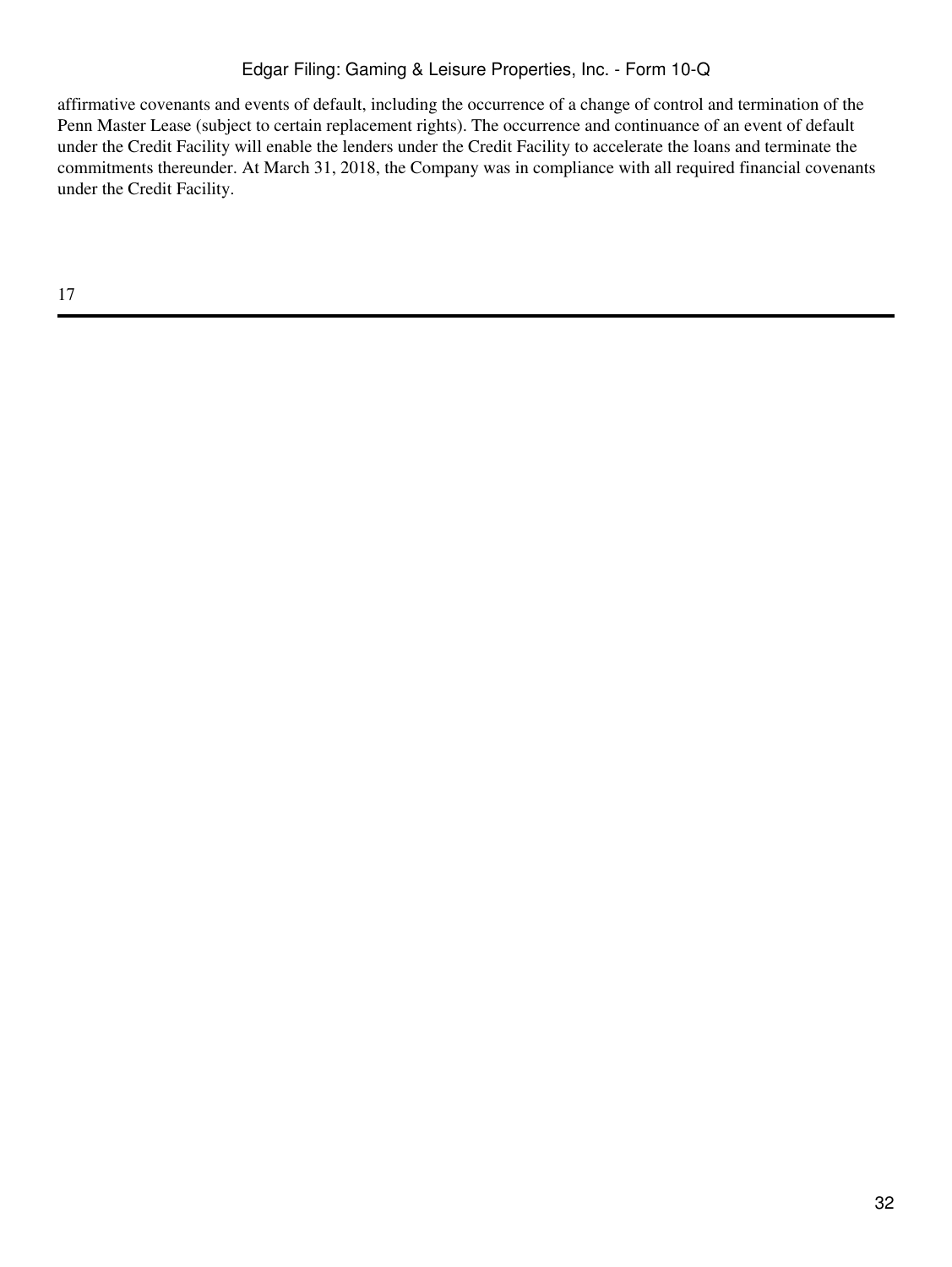affirmative covenants and events of default, including the occurrence of a change of control and termination of the Penn Master Lease (subject to certain replacement rights). The occurrence and continuance of an event of default under the Credit Facility will enable the lenders under the Credit Facility to accelerate the loans and terminate the commitments thereunder. At March 31, 2018, the Company was in compliance with all required financial covenants under the Credit Facility.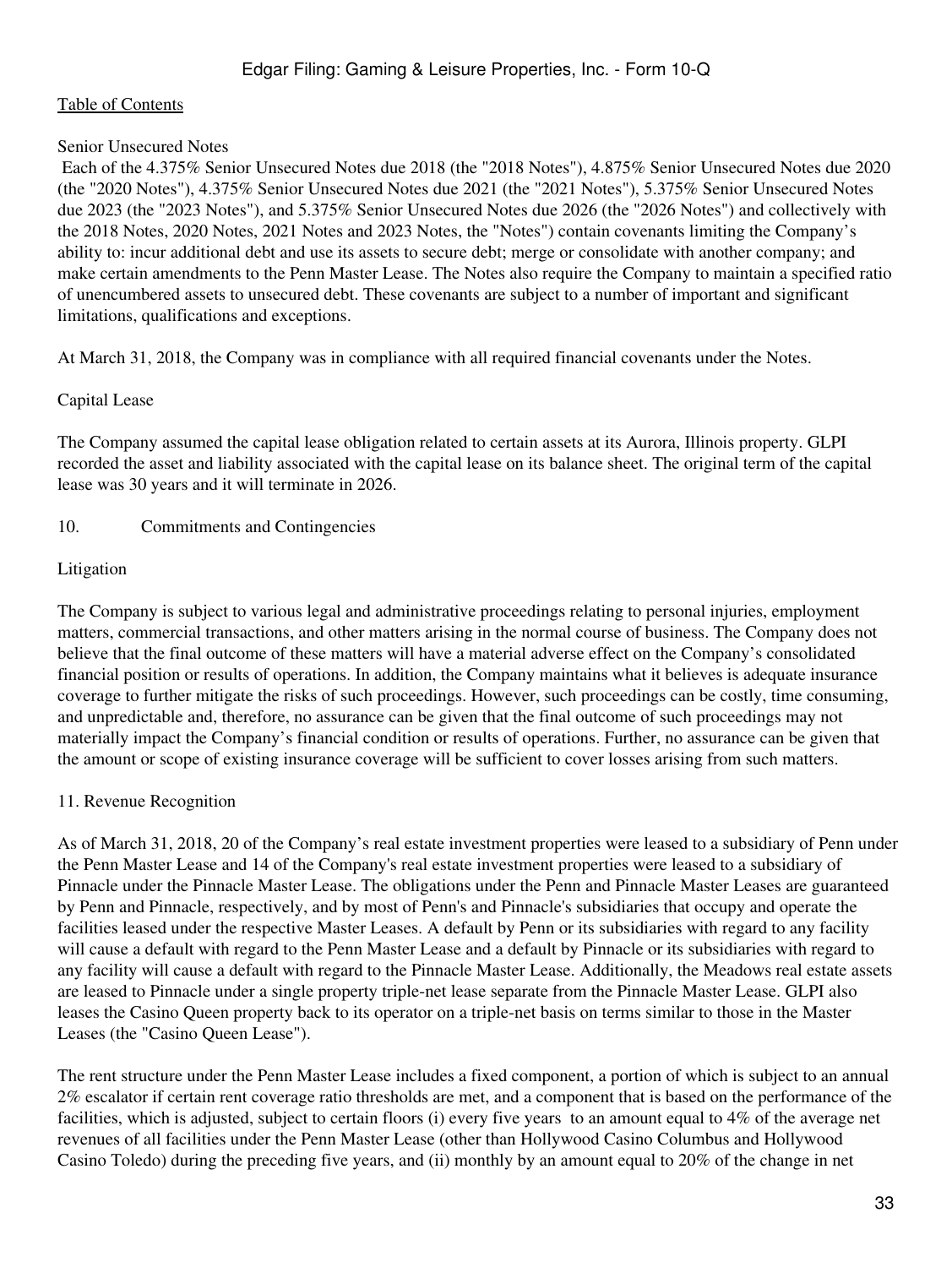Senior Unsecured Notes

Each of the 4.375% Senior Unsecured Notes due 2018 (the "2018 Notes"), 4.875% Senior Unsecured Notes due 2020 (the "2020 Notes"), 4.375% Senior Unsecured Notes due 2021 (the "2021 Notes"), 5.375% Senior Unsecured Notes due 2023 (the "2023 Notes"), and 5.375% Senior Unsecured Notes due 2026 (the "2026 Notes") and collectively with the 2018 Notes, 2020 Notes, 2021 Notes and 2023 Notes, the "Notes") contain covenants limiting the Company's ability to: incur additional debt and use its assets to secure debt; merge or consolidate with another company; and make certain amendments to the Penn Master Lease. The Notes also require the Company to maintain a specified ratio of unencumbered assets to unsecured debt. These covenants are subject to a number of important and significant limitations, qualifications and exceptions.

At March 31, 2018, the Company was in compliance with all required financial covenants under the Notes.

Capital Lease

The Company assumed the capital lease obligation related to certain assets at its Aurora, Illinois property. GLPI recorded the asset and liability associated with the capital lease on its balance sheet. The original term of the capital lease was 30 years and it will terminate in 2026.

## 10. Commitments and Contingencies

Litigation

The Company is subject to various legal and administrative proceedings relating to personal injuries, employment matters, commercial transactions, and other matters arising in the normal course of business. The Company does not believe that the final outcome of these matters will have a material adverse effect on the Company's consolidated financial position or results of operations. In addition, the Company maintains what it believes is adequate insurance coverage to further mitigate the risks of such proceedings. However, such proceedings can be costly, time consuming, and unpredictable and, therefore, no assurance can be given that the final outcome of such proceedings may not materially impact the Company's financial condition or results of operations. Further, no assurance can be given that the amount or scope of existing insurance coverage will be sufficient to cover losses arising from such matters.

## 11. Revenue Recognition

As of March 31, 2018, 20 of the Company's real estate investment properties were leased to a subsidiary of Penn under the Penn Master Lease and 14 of the Company's real estate investment properties were leased to a subsidiary of Pinnacle under the Pinnacle Master Lease. The obligations under the Penn and Pinnacle Master Leases are guaranteed by Penn and Pinnacle, respectively, and by most of Penn's and Pinnacle's subsidiaries that occupy and operate the facilities leased under the respective Master Leases. A default by Penn or its subsidiaries with regard to any facility will cause a default with regard to the Penn Master Lease and a default by Pinnacle or its subsidiaries with regard to any facility will cause a default with regard to the Pinnacle Master Lease. Additionally, the Meadows real estate assets are leased to Pinnacle under a single property triple-net lease separate from the Pinnacle Master Lease. GLPI also leases the Casino Queen property back to its operator on a triple-net basis on terms similar to those in the Master Leases (the "Casino Queen Lease").

The rent structure under the Penn Master Lease includes a fixed component, a portion of which is subject to an annual 2% escalator if certain rent coverage ratio thresholds are met, and a component that is based on the performance of the facilities, which is adjusted, subject to certain floors (i) every five years to an amount equal to 4% of the average net revenues of all facilities under the Penn Master Lease (other than Hollywood Casino Columbus and Hollywood Casino Toledo) during the preceding five years, and (ii) monthly by an amount equal to 20% of the change in net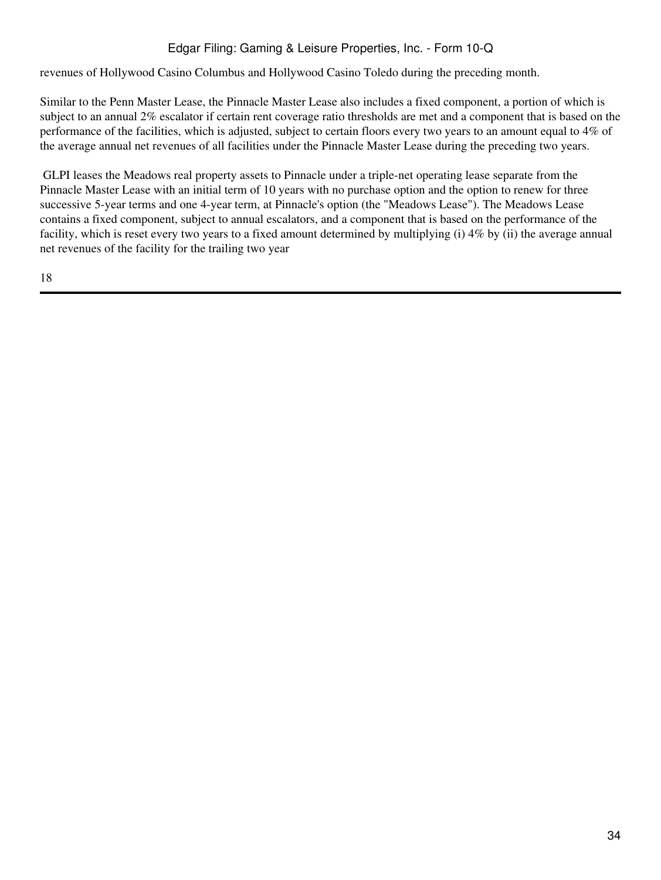revenues of Hollywood Casino Columbus and Hollywood Casino Toledo during the preceding month.

Similar to the Penn Master Lease, the Pinnacle Master Lease also includes a fixed component, a portion of which is subject to an annual 2% escalator if certain rent coverage ratio thresholds are met and a component that is based on the performance of the facilities, which is adjusted, subject to certain floors every two years to an amount equal to 4% of the average annual net revenues of all facilities under the Pinnacle Master Lease during the preceding two years.

GLPI leases the Meadows real property assets to Pinnacle under a triple-net operating lease separate from the Pinnacle Master Lease with an initial term of 10 years with no purchase option and the option to renew for three successive 5-year terms and one 4-year term, at Pinnacle's option (the "Meadows Lease"). The Meadows Lease contains a fixed component, subject to annual escalators, and a component that is based on the performance of the facility, which is reset every two years to a fixed amount determined by multiplying (i) 4% by (ii) the average annual net revenues of the facility for the trailing two year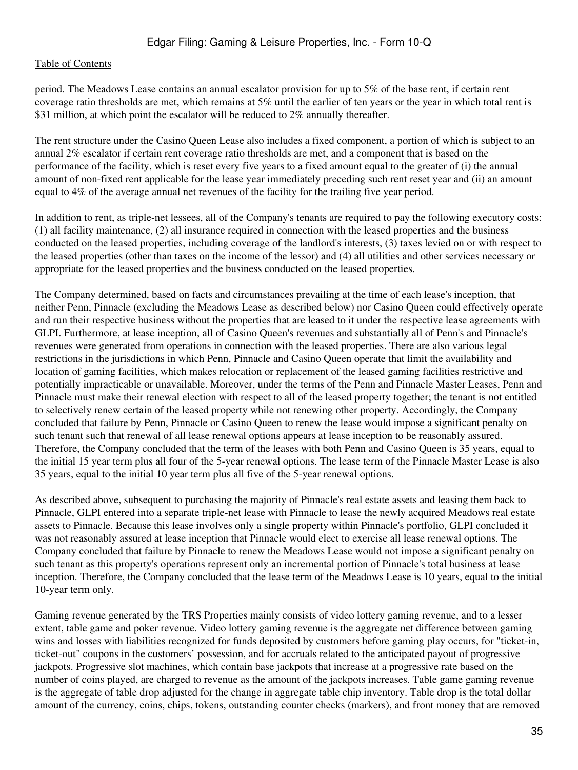period. The Meadows Lease contains an annual escalator provision for up to 5% of the base rent, if certain rent coverage ratio thresholds are met, which remains at 5% until the earlier of ten years or the year in which total rent is $31 million, at which point the escalator will be reduced to 2% annually thereafter.

The rent structure under the Casino Queen Lease also includes a fixed component, a portion of which is subject to an annual 2% escalator if certain rent coverage ratio thresholds are met, and a component that is based on the performance of the facility, which is reset every five years to a fixed amount equal to the greater of (i) the annual amount of non-fixed rent applicable for the lease year immediately preceding such rent reset year and (ii) an amount equal to 4% of the average annual net revenues of the facility for the trailing five year period.

In addition to rent, as triple-net lessees, all of the Company's tenants are required to pay the following executory costs: (1) all facility maintenance, (2) all insurance required in connection with the leased properties and the business conducted on the leased properties, including coverage of the landlord's interests, (3) taxes levied on or with respect to the leased properties (other than taxes on the income of the lessor) and (4) all utilities and other services necessary or appropriate for the leased properties and the business conducted on the leased properties.

The Company determined, based on facts and circumstances prevailing at the time of each lease's inception, that neither Penn, Pinnacle (excluding the Meadows Lease as described below) nor Casino Queen could effectively operate and run their respective business without the properties that are leased to it under the respective lease agreements with GLPI. Furthermore, at lease inception, all of Casino Queen's revenues and substantially all of Penn's and Pinnacle's revenues were generated from operations in connection with the leased properties. There are also various legal restrictions in the jurisdictions in which Penn, Pinnacle and Casino Queen operate that limit the availability and location of gaming facilities, which makes relocation or replacement of the leased gaming facilities restrictive and potentially impracticable or unavailable. Moreover, under the terms of the Penn and Pinnacle Master Leases, Penn and Pinnacle must make their renewal election with respect to all of the leased property together; the tenant is not entitled to selectively renew certain of the leased property while not renewing other property. Accordingly, the Company concluded that failure by Penn, Pinnacle or Casino Queen to renew the lease would impose a significant penalty on such tenant such that renewal of all lease renewal options appears at lease inception to be reasonably assured. Therefore, the Company concluded that the term of the leases with both Penn and Casino Queen is 35 years, equal to the initial 15 year term plus all four of the 5-year renewal options. The lease term of the Pinnacle Master Lease is also 35 years, equal to the initial 10 year term plus all five of the 5-year renewal options.

As described above, subsequent to purchasing the majority of Pinnacle's real estate assets and leasing them back to Pinnacle, GLPI entered into a separate triple-net lease with Pinnacle to lease the newly acquired Meadows real estate assets to Pinnacle. Because this lease involves only a single property within Pinnacle's portfolio, GLPI concluded it was not reasonably assured at lease inception that Pinnacle would elect to exercise all lease renewal options. The Company concluded that failure by Pinnacle to renew the Meadows Lease would not impose a significant penalty on such tenant as this property's operations represent only an incremental portion of Pinnacle's total business at lease inception. Therefore, the Company concluded that the lease term of the Meadows Lease is 10 years, equal to the initial 10-year term only.

Gaming revenue generated by the TRS Properties mainly consists of video lottery gaming revenue, and to a lesser extent, table game and poker revenue. Video lottery gaming revenue is the aggregate net difference between gaming wins and losses with liabilities recognized for funds deposited by customers before gaming play occurs, for "ticket-in, ticket-out" coupons in the customers' possession, and for accruals related to the anticipated payout of progressive jackpots. Progressive slot machines, which contain base jackpots that increase at a progressive rate based on the number of coins played, are charged to revenue as the amount of the jackpots increases. Table game gaming revenue is the aggregate of table drop adjusted for the change in aggregate table chip inventory. Table drop is the total dollar amount of the currency, coins, chips, tokens, outstanding counter checks (markers), and front money that are removed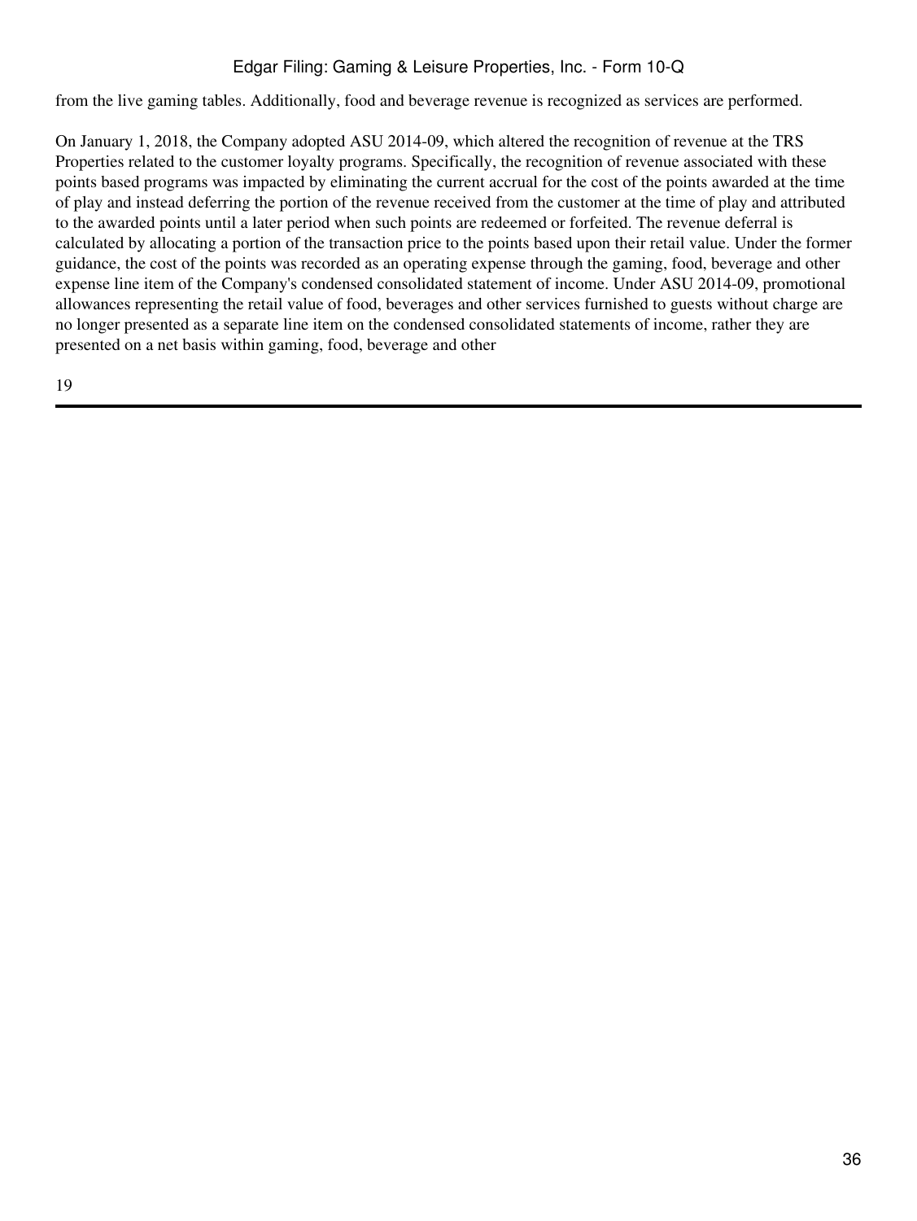from the live gaming tables. Additionally, food and beverage revenue is recognized as services are performed.

On January 1, 2018, the Company adopted ASU 2014-09, which altered the recognition of revenue at the TRS Properties related to the customer loyalty programs. Specifically, the recognition of revenue associated with these points based programs was impacted by eliminating the current accrual for the cost of the points awarded at the time of play and instead deferring the portion of the revenue received from the customer at the time of play and attributed to the awarded points until a later period when such points are redeemed or forfeited. The revenue deferral is calculated by allocating a portion of the transaction price to the points based upon their retail value. Under the former guidance, the cost of the points was recorded as an operating expense through the gaming, food, beverage and other expense line item of the Company's condensed consolidated statement of income. Under ASU 2014-09, promotional allowances representing the retail value of food, beverages and other services furnished to guests without charge are no longer presented as a separate line item on the condensed consolidated statements of income, rather they are presented on a net basis within gaming, food, beverage and other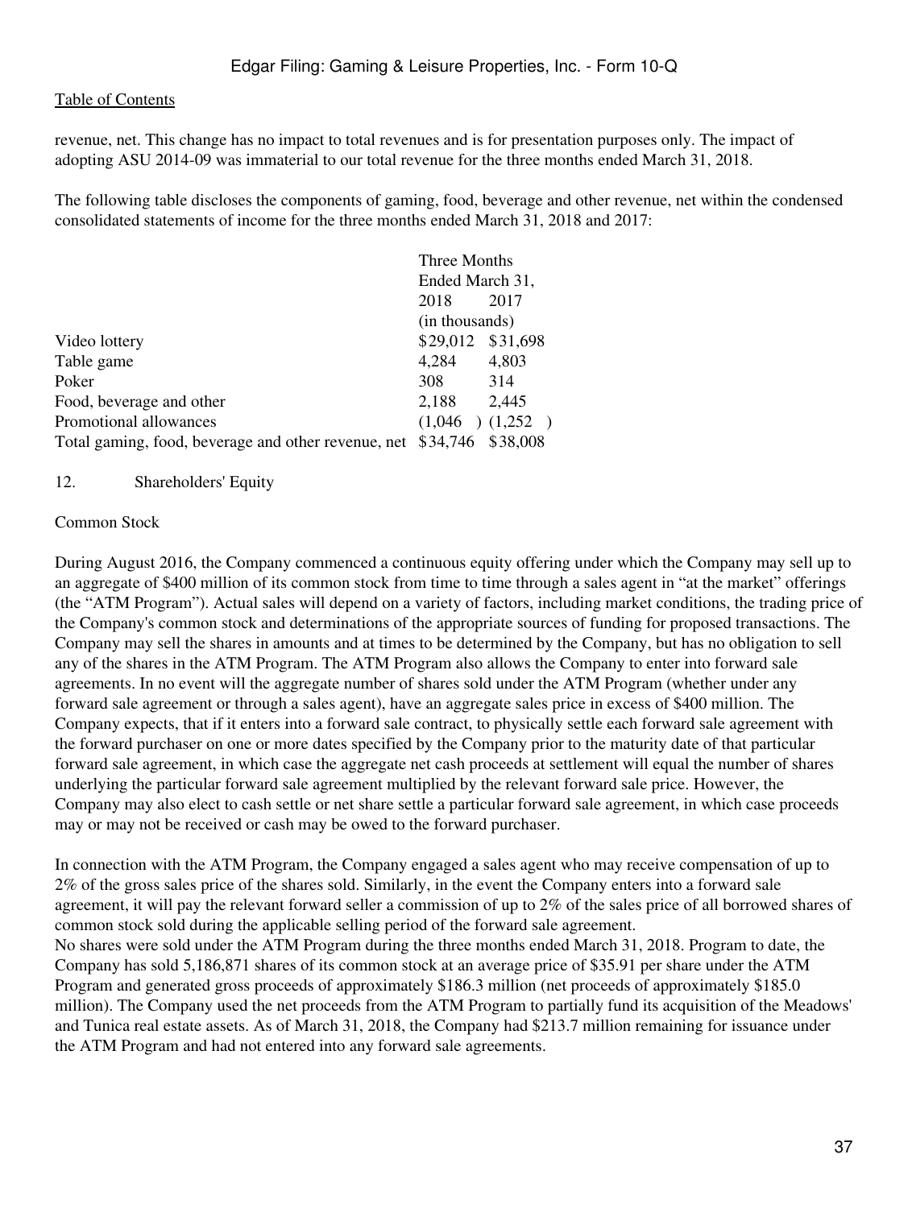revenue, net. This change has no impact to total revenues and is for presentation purposes only. The impact of adopting ASU 2014-09 was immaterial to our total revenue for the three months ended March 31, 2018.

The following table discloses the components of gaming, food, beverage and other revenue, net within the condensed consolidated statements of income for the three months ended March 31, 2018 and 2017:

| | Three Months Ended March 31, | |
|---|---|---|
| | 2018 | 2017 |
| | (in thousands) | |
| Video lottery | $29,012 | $31,698 |
| Table game | 4,284 | 4,803 |
| Poker | 308 | 314 |
| Food, beverage and other | 2,188 | 2,445 |
| Promotional allowances | (1,046) | (1,252) |
| Total gaming, food, beverage and other revenue, net | $34,746 | $38,008 |

## 12. Shareholders' Equity

### Common Stock

During August 2016, the Company commenced a continuous equity offering under which the Company may sell up to an aggregate of $400 million of its common stock from time to time through a sales agent in "at the market" offerings (the "ATM Program"). Actual sales will depend on a variety of factors, including market conditions, the trading price of the Company's common stock and determinations of the appropriate sources of funding for proposed transactions. The Company may sell the shares in amounts and at times to be determined by the Company, but has no obligation to sell any of the shares in the ATM Program. The ATM Program also allows the Company to enter into forward sale agreements. In no event will the aggregate number of shares sold under the ATM Program (whether under any forward sale agreement or through a sales agent), have an aggregate sales price in excess of $400 million. The Company expects, that if it enters into a forward sale contract, to physically settle each forward sale agreement with the forward purchaser on one or more dates specified by the Company prior to the maturity date of that particular forward sale agreement, in which case the aggregate net cash proceeds at settlement will equal the number of shares underlying the particular forward sale agreement multiplied by the relevant forward sale price. However, the Company may also elect to cash settle or net share settle a particular forward sale agreement, in which case proceeds may or may not be received or cash may be owed to the forward purchaser.

In connection with the ATM Program, the Company engaged a sales agent who may receive compensation of up to 2% of the gross sales price of the shares sold. Similarly, in the event the Company enters into a forward sale agreement, it will pay the relevant forward seller a commission of up to 2% of the sales price of all borrowed shares of common stock sold during the applicable selling period of the forward sale agreement.

No shares were sold under the ATM Program during the three months ended March 31, 2018. Program to date, the Company has sold 5,186,871 shares of its common stock at an average price of $35.91 per share under the ATM Program and generated gross proceeds of approximately $186.3 million (net proceeds of approximately $185.0 million). The Company used the net proceeds from the ATM Program to partially fund its acquisition of the Meadows' and Tunica real estate assets. As of March 31, 2018, the Company had $213.7 million remaining for issuance under the ATM Program and had not entered into any forward sale agreements.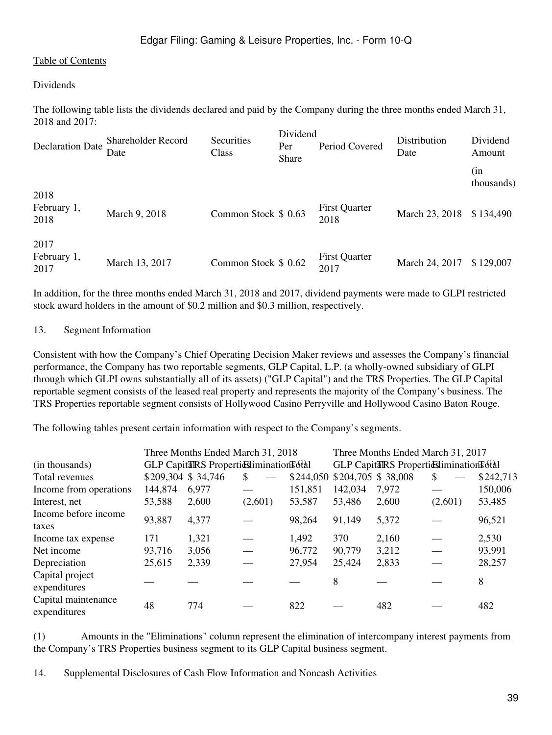[Table of Contents](#)

Dividends

The following table lists the dividends declared and paid by the Company during the three months ended March 31, 2018 and 2017:

| Declaration Date | Shareholder Record Date | Securities Class | Dividend Per Share | Period Covered | Distribution Date | Dividend Amount |
|---|---|---|---|---|---|---|
| | | | | | | (in thousands) |
| 2018 | | | | | | |
| February 1, 2018 | March 9, 2018 | Common Stock | $ 0.63 | First Quarter 2018 | March 23, 2018 | $ 134,490 |
| 2017 | | | | | | |
| February 1, 2017 | March 13, 2017 | Common Stock | $ 0.62 | First Quarter 2017 | March 24, 2017 | $ 129,007 |

In addition, for the three months ended March 31, 2018 and 2017, dividend payments were made to GLPI restricted stock award holders in the amount of $0.2 million and $0.3 million, respectively.

13. Segment Information

Consistent with how the Company's Chief Operating Decision Maker reviews and assesses the Company's financial performance, the Company has two reportable segments, GLP Capital, L.P. (a wholly-owned subsidiary of GLPI through which GLPI owns substantially all of its assets) ("GLP Capital") and the TRS Properties. The GLP Capital reportable segment consists of the leased real property and represents the majority of the Company's business. The TRS Properties reportable segment consists of Hollywood Casino Perryville and Hollywood Casino Baton Rouge.

The following tables present certain information with respect to the Company's segments.

| | Three Months Ended March 31, 2018 | | | | Three Months Ended March 31, 2017 | | | |
|---|---|---|---|---|---|---|---|---|
| (in thousands) | GLP Capital | TRS Properties | Eliminations (1) | Total | GLP Capital | TRS Properties | Eliminations (1) | Total |
| Total revenues | $209,304 | $ 34,746 | $ — | $244,050 | $204,705 | $ 38,008 | $ — | $242,713 |
| Income from operations | 144,874 | 6,977 | — | 151,851 | 142,034 | 7,972 | — | 150,006 |
| Interest, net | 53,588 | 2,600 | (2,601) | 53,587 | 53,486 | 2,600 | (2,601) | 53,485 |
| Income before income taxes | 93,887 | 4,377 | — | 98,264 | 91,149 | 5,372 | — | 96,521 |
| Income tax expense | 171 | 1,321 | — | 1,492 | 370 | 2,160 | — | 2,530 |
| Net income | 93,716 | 3,056 | — | 96,772 | 90,779 | 3,212 | — | 93,991 |
| Depreciation | 25,615 | 2,339 | — | 27,954 | 25,424 | 2,833 | — | 28,257 |
| Capital project expenditures | — | — | — | — | 8 | — | — | 8 |
| Capital maintenance expenditures | 48 | 774 | — | 822 | — | 482 | — | 482 |

(1) Amounts in the "Eliminations" column represent the elimination of intercompany interest payments from the Company's TRS Properties business segment to its GLP Capital business segment.

14. Supplemental Disclosures of Cash Flow Information and Noncash Activities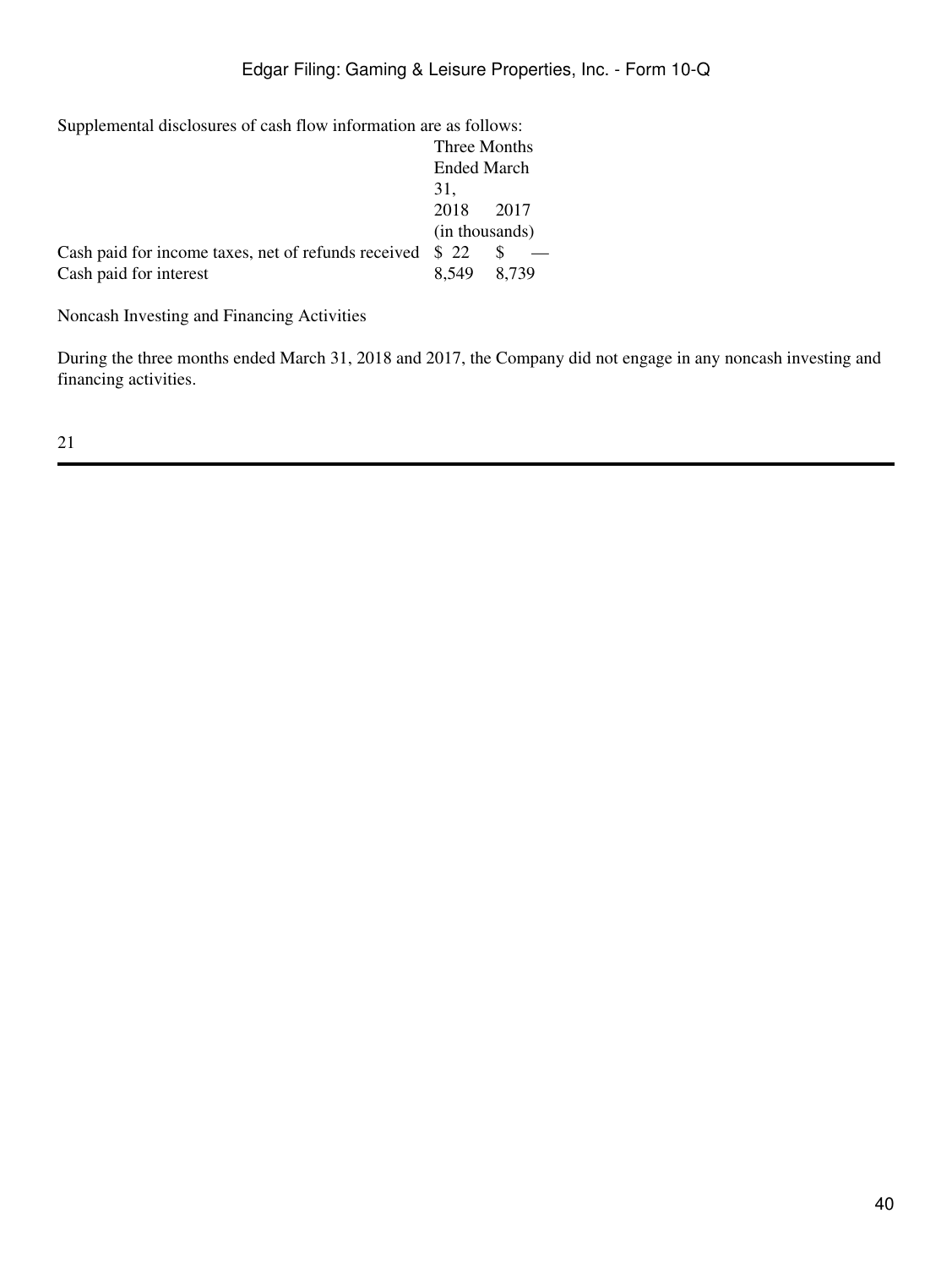Supplemental disclosures of cash flow information are as follows:

| | Three Months Ended March 31, | |
|---|---|---|
| | 2018 | 2017 |
| | (in thousands) | |
| Cash paid for income taxes, net of refunds received | $ 22 | $ — |
| Cash paid for interest | 8,549 | 8,739 |

Noncash Investing and Financing Activities

During the three months ended March 31, 2018 and 2017, the Company did not engage in any noncash investing and financing activities.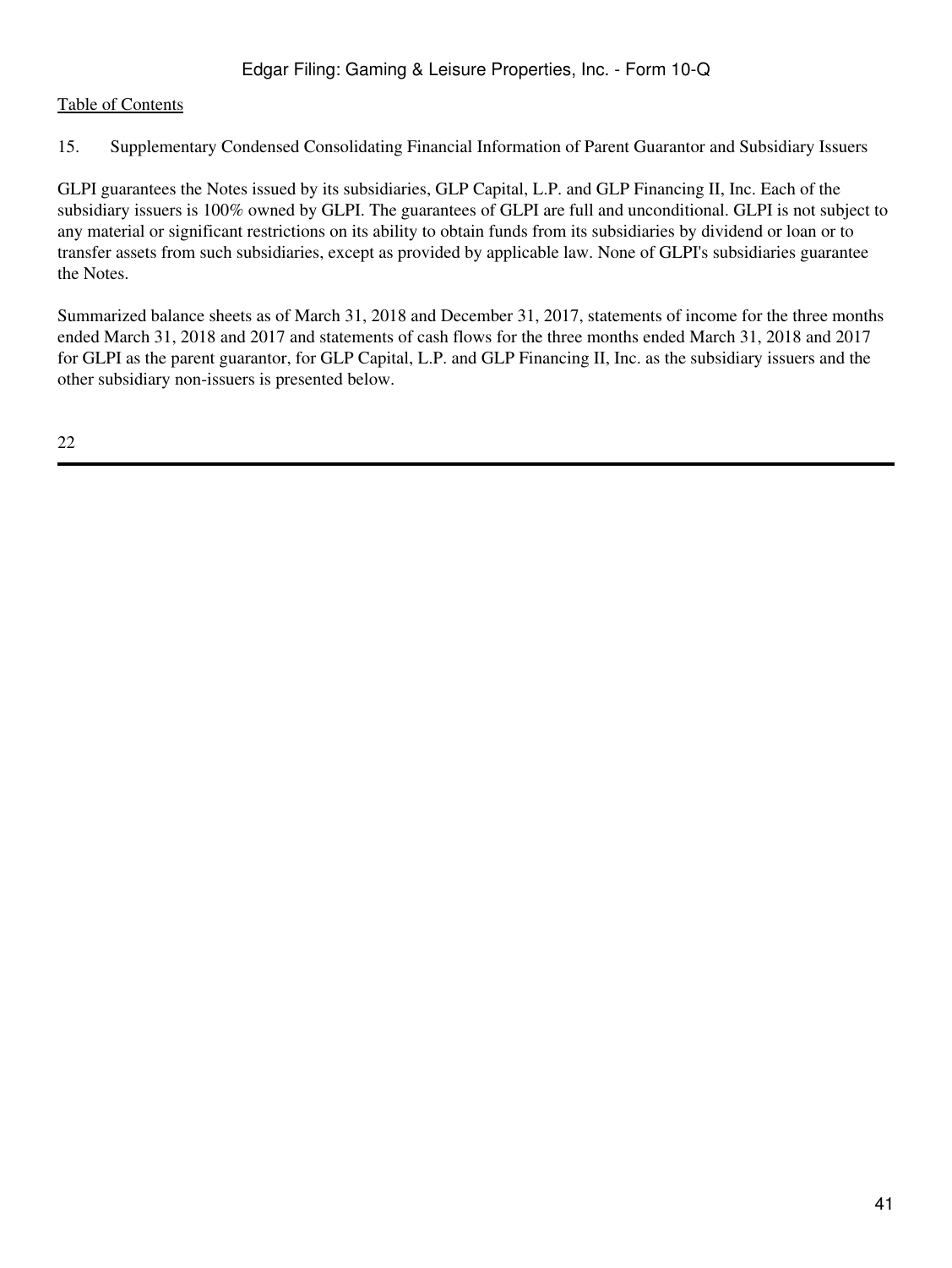[Table of Contents](#)

15. Supplementary Condensed Consolidating Financial Information of Parent Guarantor and Subsidiary Issuers

GLPI guarantees the Notes issued by its subsidiaries, GLP Capital, L.P. and GLP Financing II, Inc. Each of the subsidiary issuers is 100% owned by GLPI. The guarantees of GLPI are full and unconditional. GLPI is not subject to any material or significant restrictions on its ability to obtain funds from its subsidiaries by dividend or loan or to transfer assets from such subsidiaries, except as provided by applicable law. None of GLPI's subsidiaries guarantee the Notes.

Summarized balance sheets as of March 31, 2018 and December 31, 2017, statements of income for the three months ended March 31, 2018 and 2017 and statements of cash flows for the three months ended March 31, 2018 and 2017 for GLPI as the parent guarantor, for GLP Capital, L.P. and GLP Financing II, Inc. as the subsidiary issuers and the other subsidiary non-issuers is presented below.

22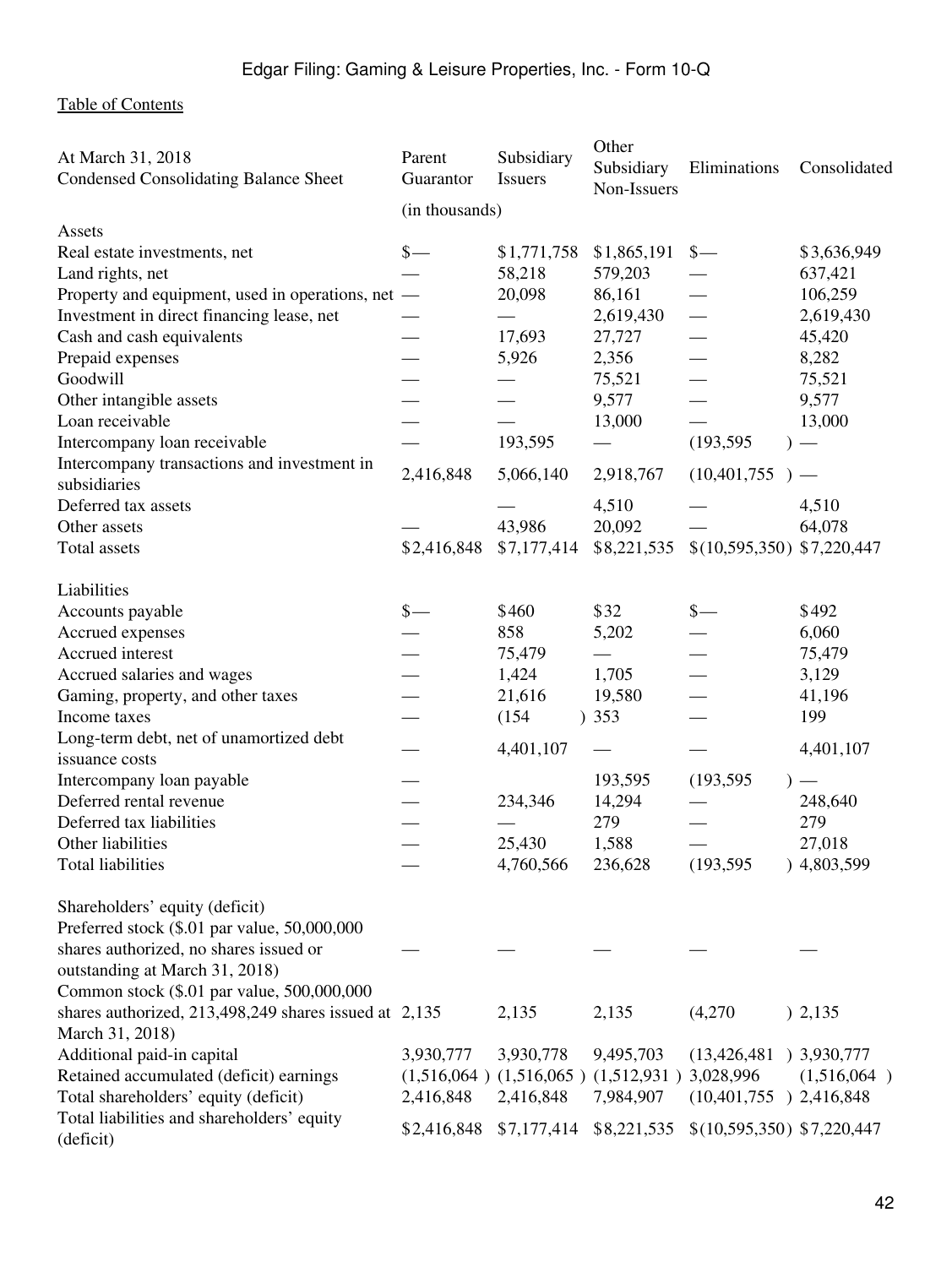| At March 31, 2018<br>Condensed Consolidating Balance Sheet | Parent Guarantor | Subsidiary Issuers | Other Subsidiary Non-Issuers | Eliminations | Consolidated |
|---|---|---|---|---|---|
| | (in thousands) | | | | |
| Assets | | | | | |
| Real estate investments, net | $— | $1,771,758 | $1,865,191 | $— | $3,636,949 |
| Land rights, net | — | 58,218 | 579,203 | — | 637,421 |
| Property and equipment, used in operations, net | — | 20,098 | 86,161 | — | 106,259 |
| Investment in direct financing lease, net | — | — | 2,619,430 | — | 2,619,430 |
| Cash and cash equivalents | — | 17,693 | 27,727 | — | 45,420 |
| Prepaid expenses | — | 5,926 | 2,356 | — | 8,282 |
| Goodwill | — | — | 75,521 | — | 75,521 |
| Other intangible assets | — | — | 9,577 | — | 9,577 |
| Loan receivable | — | — | 13,000 | — | 13,000 |
| Intercompany loan receivable | — | 193,595 | — | (193,595) | — |
| Intercompany transactions and investment in subsidiaries | 2,416,848 | 5,066,140 | 2,918,767 | (10,401,755) | — |
| Deferred tax assets | | — | 4,510 | — | 4,510 |
| Other assets | — | 43,986 | 20,092 | — | 64,078 |
| Total assets | $2,416,848 | $7,177,414 | $8,221,535 | $(10,595,350) | $7,220,447 |
| | | | | | |
| Liabilities | | | | | |
| Accounts payable | $— | $460 | $32 | $— | $492 |
| Accrued expenses | — | 858 | 5,202 | — | 6,060 |
| Accrued interest | — | 75,479 | — | — | 75,479 |
| Accrued salaries and wages | — | 1,424 | 1,705 | — | 3,129 |
| Gaming, property, and other taxes | — | 21,616 | 19,580 | — | 41,196 |
| Income taxes | — | (154) | 353 | — | 199 |
| Long-term debt, net of unamortized debt issuance costs | — | 4,401,107 | — | — | 4,401,107 |
| Intercompany loan payable | — | | 193,595 | (193,595) | — |
| Deferred rental revenue | — | 234,346 | 14,294 | — | 248,640 |
| Deferred tax liabilities | — | — | 279 | — | 279 |
| Other liabilities | — | 25,430 | 1,588 | — | 27,018 |
| Total liabilities | — | 4,760,566 | 236,628 | (193,595) | 4,803,599 |
| | | | | | |
| Shareholders' equity (deficit) | | | | | |
| Preferred stock ($.01 par value, 50,000,000 shares authorized, no shares issued or outstanding at March 31, 2018) | — | — | — | — | — |
| Common stock ($.01 par value, 500,000,000 shares authorized, 213,498,249 shares issued at March 31, 2018) | 2,135 | 2,135 | 2,135 | (4,270) | 2,135 |
| Additional paid-in capital | 3,930,777 | 3,930,778 | 9,495,703 | (13,426,481) | 3,930,777 |
| Retained accumulated (deficit) earnings | (1,516,064) | (1,516,065) | (1,512,931) | 3,028,996 | (1,516,064) |
| Total shareholders' equity (deficit) | 2,416,848 | 2,416,848 | 7,984,907 | (10,401,755) | 2,416,848 |
| Total liabilities and shareholders' equity (deficit) | $2,416,848 | $7,177,414 | $8,221,535 | $(10,595,350) | $7,220,447 |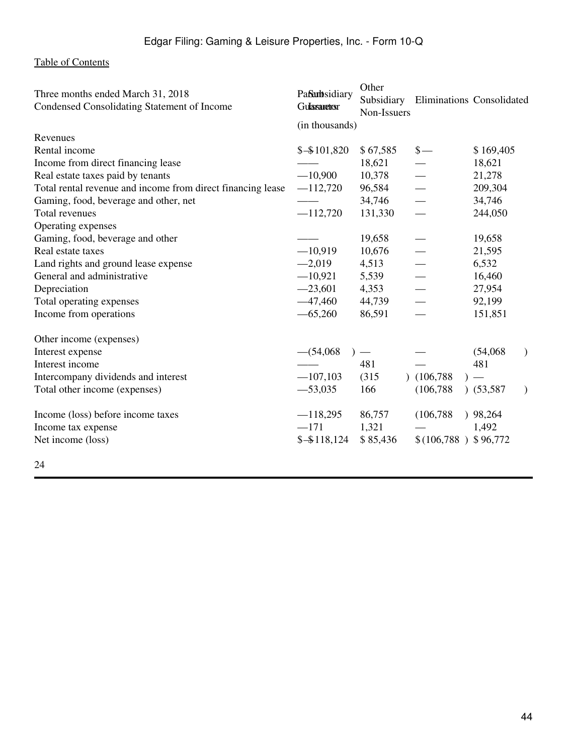[Table of Contents](#)

| Three months ended March 31, 2018<br>Condensed Consolidating Statement of Income | Parent Guarantor | Subsidiary Issuer | Other Subsidiary Non-Issuers | Eliminations | Consolidated |
|---|---|---|---|---|---|
| | (in thousands) | | | | |
| Revenues | | | | | |
| Rental income | $— | $101,820 | $ 67,585 | $— | $ 169,405 |
| Income from direct financing lease | — | — | 18,621 | — | 18,621 |
| Real estate taxes paid by tenants | — | 10,900 | 10,378 | — | 21,278 |
| Total rental revenue and income from direct financing lease | — | 112,720 | 96,584 | — | 209,304 |
| Gaming, food, beverage and other, net | — | — | 34,746 | — | 34,746 |
| Total revenues | — | 112,720 | 131,330 | — | 244,050 |
| Operating expenses | | | | | |
| Gaming, food, beverage and other | — | — | 19,658 | — | 19,658 |
| Real estate taxes | — | 10,919 | 10,676 | — | 21,595 |
| Land rights and ground lease expense | — | 2,019 | 4,513 | — | 6,532 |
| General and administrative | — | 10,921 | 5,539 | — | 16,460 |
| Depreciation | — | 23,601 | 4,353 | — | 27,954 |
| Total operating expenses | — | 47,460 | 44,739 | — | 92,199 |
| Income from operations | — | 65,260 | 86,591 | — | 151,851 |
| | | | | | |
| Other income (expenses) | | | | | |
| Interest expense | — | (54,068) | — | — | (54,068) |
| Interest income | — | — | 481 | — | 481 |
| Intercompany dividends and interest | — | 107,103 | (315) | (106,788) | — |
| Total other income (expenses) | — | 53,035 | 166 | (106,788) | (53,587) |
| | | | | | |
| Income (loss) before income taxes | — | 118,295 | 86,757 | (106,788) | 98,264 |
| Income tax expense | — | 171 | 1,321 | — | 1,492 |
| Net income (loss) | $— | $118,124 | $ 85,436 | $(106,788) | $ 96,772 |

24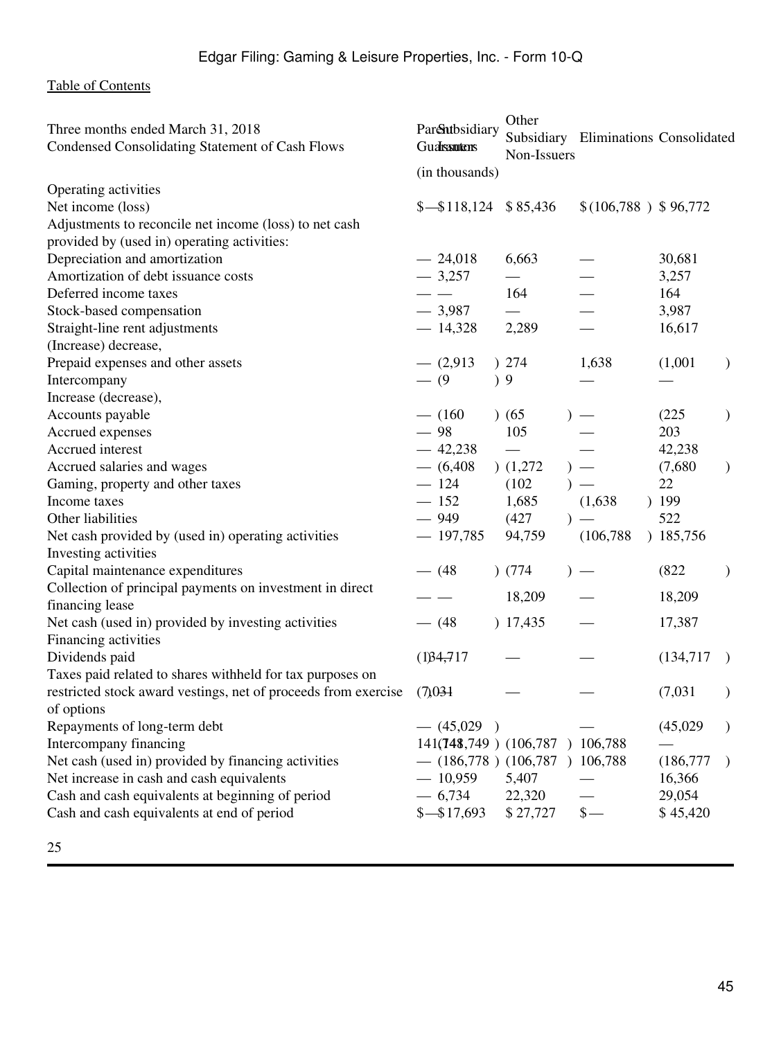| Three months ended March 31, 2018<br>Condensed Consolidating Statement of Cash Flows | Parent Guarantor | Subsidiary Issuers | Other Subsidiary Non-Issuers | Eliminations | Consolidated |
|---|---|---|---|---|---|
| | (in thousands) | | | | |
| Operating activities | | | | | |
| Net income (loss) | $ — | $ 118,124 | $ 85,436 | $ (106,788 ) | $ 96,772 |
| Adjustments to reconcile net income (loss) to net cash provided by (used in) operating activities: | | | | | |
| Depreciation and amortization | — | 24,018 | 6,663 | — | 30,681 |
| Amortization of debt issuance costs | — | 3,257 | — | — | 3,257 |
| Deferred income taxes | — | — | 164 | — | 164 |
| Stock-based compensation | — | 3,987 | — | — | 3,987 |
| Straight-line rent adjustments | — | 14,328 | 2,289 | — | 16,617 |
| (Increase) decrease, | | | | | |
| Prepaid expenses and other assets | — | (2,913 ) | 274 | 1,638 | (1,001 ) |
| Intercompany | — | (9 ) | 9 | — | — |
| Increase (decrease), | | | | | |
| Accounts payable | — | (160 ) | (65 ) | — | (225 ) |
| Accrued expenses | — | 98 | 105 | — | 203 |
| Accrued interest | — | 42,238 | — | — | 42,238 |
| Accrued salaries and wages | — | (6,408 ) | (1,272 ) | — | (7,680 ) |
| Gaming, property and other taxes | — | 124 | (102 ) | — | 22 |
| Income taxes | — | 152 | 1,685 | (1,638 ) | 199 |
| Other liabilities | — | 949 | (427 ) | — | 522 |
| Net cash provided by (used in) operating activities | — | 197,785 | 94,759 | (106,788 ) | 185,756 |
| Investing activities | | | | | |
| Capital maintenance expenditures | — | (48 ) | (774 ) | — | (822 ) |
| Collection of principal payments on investment in direct financing lease | — | — | 18,209 | — | 18,209 |
| Net cash (used in) provided by investing activities | — | (48 ) | 17,435 | — | 17,387 |
| Financing activities | | | | | |
| Dividends paid | (134,717 ) | — | — | — | (134,717 ) |
| Taxes paid related to shares withheld for tax purposes on restricted stock award vestings, net of proceeds from exercise of options | (7,031 ) | — | — | — | (7,031 ) |
| Repayments of long-term debt | — | (45,029 ) | | — | (45,029 ) |
| Intercompany financing | 141,748 | (141,749 ) | (106,787 ) | 106,788 | — |
| Net cash (used in) provided by financing activities | — | (186,778 ) | (106,787 ) | 106,788 | (186,777 ) |
| Net increase in cash and cash equivalents | — | 10,959 | 5,407 | — | 16,366 |
| Cash and cash equivalents at beginning of period | — | 6,734 | 22,320 | — | 29,054 |
| Cash and cash equivalents at end of period | $ — | $ 17,693 | $ 27,727 | $ — | $ 45,420 |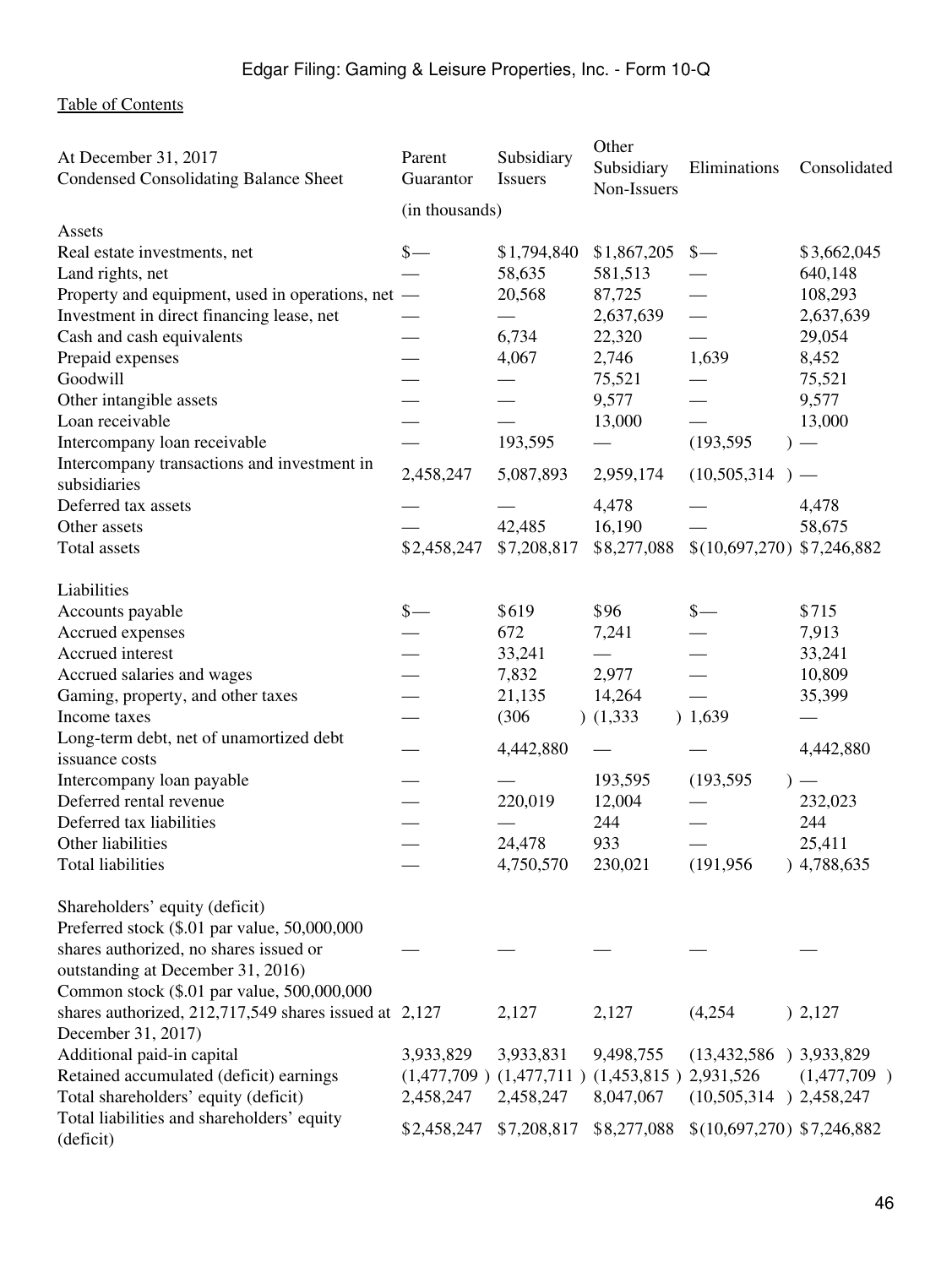[Table of Contents](#)

| At December 31, 2017<br>Condensed Consolidating Balance Sheet | Parent Guarantor | Subsidiary Issuers | Other Subsidiary Non-Issuers | Eliminations | Consolidated |
|---|---|---|---|---|---|
| | (in thousands) | | | | |
| Assets | | | | | |
| Real estate investments, net | $— | $1,794,840 | $1,867,205 | $— | $3,662,045 |
| Land rights, net | — | 58,635 | 581,513 | — | 640,148 |
| Property and equipment, used in operations, net | — | 20,568 | 87,725 | — | 108,293 |
| Investment in direct financing lease, net | — | — | 2,637,639 | — | 2,637,639 |
| Cash and cash equivalents | — | 6,734 | 22,320 | — | 29,054 |
| Prepaid expenses | — | 4,067 | 2,746 | 1,639 | 8,452 |
| Goodwill | — | — | 75,521 | — | 75,521 |
| Other intangible assets | — | — | 9,577 | — | 9,577 |
| Loan receivable | — | — | 13,000 | — | 13,000 |
| Intercompany loan receivable | — | 193,595 | — | (193,595) | — |
| Intercompany transactions and investment in subsidiaries | 2,458,247 | 5,087,893 | 2,959,174 | (10,505,314) | — |
| Deferred tax assets | — | — | 4,478 | — | 4,478 |
| Other assets | — | 42,485 | 16,190 | — | 58,675 |
| Total assets | $2,458,247 | $7,208,817 | $8,277,088 | $(10,697,270) | $7,246,882 |
| | | | | | |
| Liabilities | | | | | |
| Accounts payable | $— | $619 | $96 | $— | $715 |
| Accrued expenses | — | 672 | 7,241 | — | 7,913 |
| Accrued interest | — | 33,241 | — | — | 33,241 |
| Accrued salaries and wages | — | 7,832 | 2,977 | — | 10,809 |
| Gaming, property, and other taxes | — | 21,135 | 14,264 | — | 35,399 |
| Income taxes | — | (306) | (1,333) | 1,639 | — |
| Long-term debt, net of unamortized debt issuance costs | — | 4,442,880 | — | — | 4,442,880 |
| Intercompany loan payable | — | — | 193,595 | (193,595) | — |
| Deferred rental revenue | — | 220,019 | 12,004 | — | 232,023 |
| Deferred tax liabilities | — | — | 244 | — | 244 |
| Other liabilities | — | 24,478 | 933 | — | 25,411 |
| Total liabilities | — | 4,750,570 | 230,021 | (191,956) | 4,788,635 |
| | | | | | |
| Shareholders' equity (deficit) | | | | | |
| Preferred stock ($.01 par value, 50,000,000 shares authorized, no shares issued or outstanding at December 31, 2016) | — | — | — | — | — |
| Common stock ($.01 par value, 500,000,000 shares authorized, 212,717,549 shares issued at December 31, 2017) | 2,127 | 2,127 | 2,127 | (4,254) | 2,127 |
| Additional paid-in capital | 3,933,829 | 3,933,831 | 9,498,755 | (13,432,586) | 3,933,829 |
| Retained accumulated (deficit) earnings | (1,477,709) | (1,477,711) | (1,453,815) | 2,931,526 | (1,477,709) |
| Total shareholders' equity (deficit) | 2,458,247 | 2,458,247 | 8,047,067 | (10,505,314) | 2,458,247 |
| Total liabilities and shareholders' equity (deficit) | $2,458,247 | $7,208,817 | $8,277,088 | $(10,697,270) | $7,246,882 |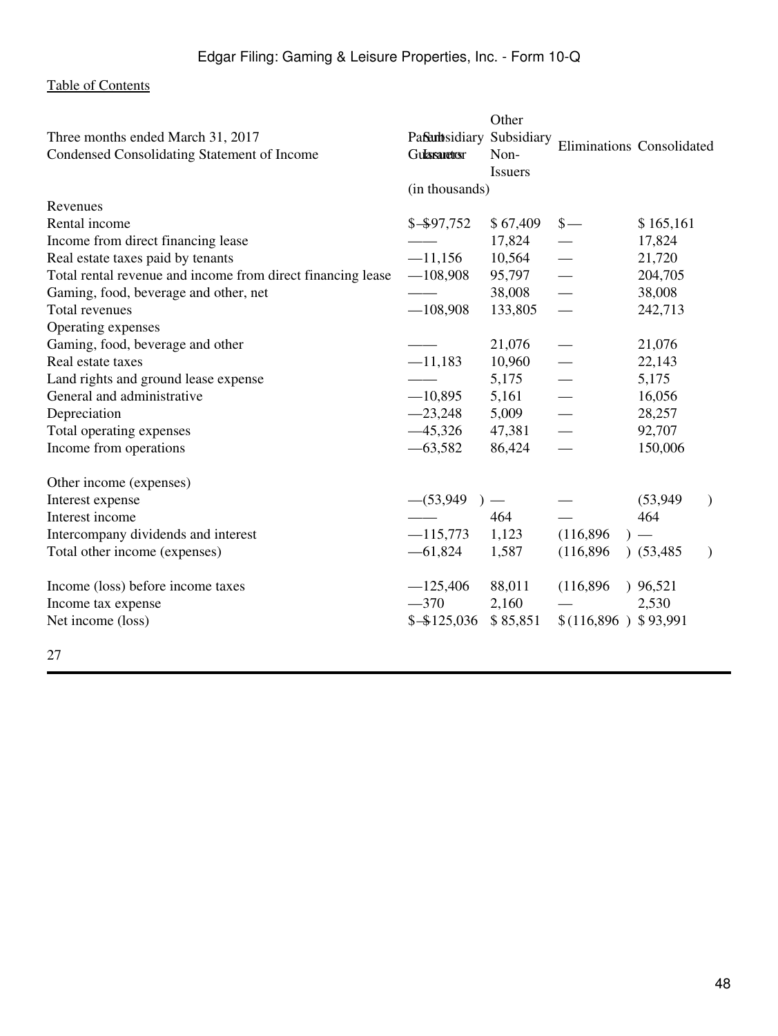| Three months ended March 31, 2017<br>Condensed Consolidating Statement of Income | Parent Guarantor | Subsidiary Issuer | Other Subsidiary Non-Issuers | Eliminations | Consolidated |
|---|---|---|---|---|---|
| | (in thousands) | | | | |
| Revenues | | | | | |
| Rental income | $ — | $ 97,752 | $ 67,409 | $ — | $ 165,161 |
| Income from direct financing lease | — | — | 17,824 | — | 17,824 |
| Real estate taxes paid by tenants | — | 11,156 | 10,564 | — | 21,720 |
| Total rental revenue and income from direct financing lease | — | 108,908 | 95,797 | — | 204,705 |
| Gaming, food, beverage and other, net | — | — | 38,008 | — | 38,008 |
| Total revenues | — | 108,908 | 133,805 | — | 242,713 |
| Operating expenses | | | | | |
| Gaming, food, beverage and other | — | — | 21,076 | — | 21,076 |
| Real estate taxes | — | 11,183 | 10,960 | — | 22,143 |
| Land rights and ground lease expense | — | — | 5,175 | — | 5,175 |
| General and administrative | — | 10,895 | 5,161 | — | 16,056 |
| Depreciation | — | 23,248 | 5,009 | — | 28,257 |
| Total operating expenses | — | 45,326 | 47,381 | — | 92,707 |
| Income from operations | — | 63,582 | 86,424 | — | 150,006 |
| Other income (expenses) | | | | | |
| Interest expense | — | (53,949) | — | — | (53,949) |
| Interest income | — | — | 464 | — | 464 |
| Intercompany dividends and interest | — | 115,773 | 1,123 | (116,896) | — |
| Total other income (expenses) | — | 61,824 | 1,587 | (116,896) | (53,485) |
| Income (loss) before income taxes | — | 125,406 | 88,011 | (116,896) | 96,521 |
| Income tax expense | — | 370 | 2,160 | — | 2,530 |
| Net income (loss) | $ — | $ 125,036 | $ 85,851 | $ (116,896) | $ 93,991 |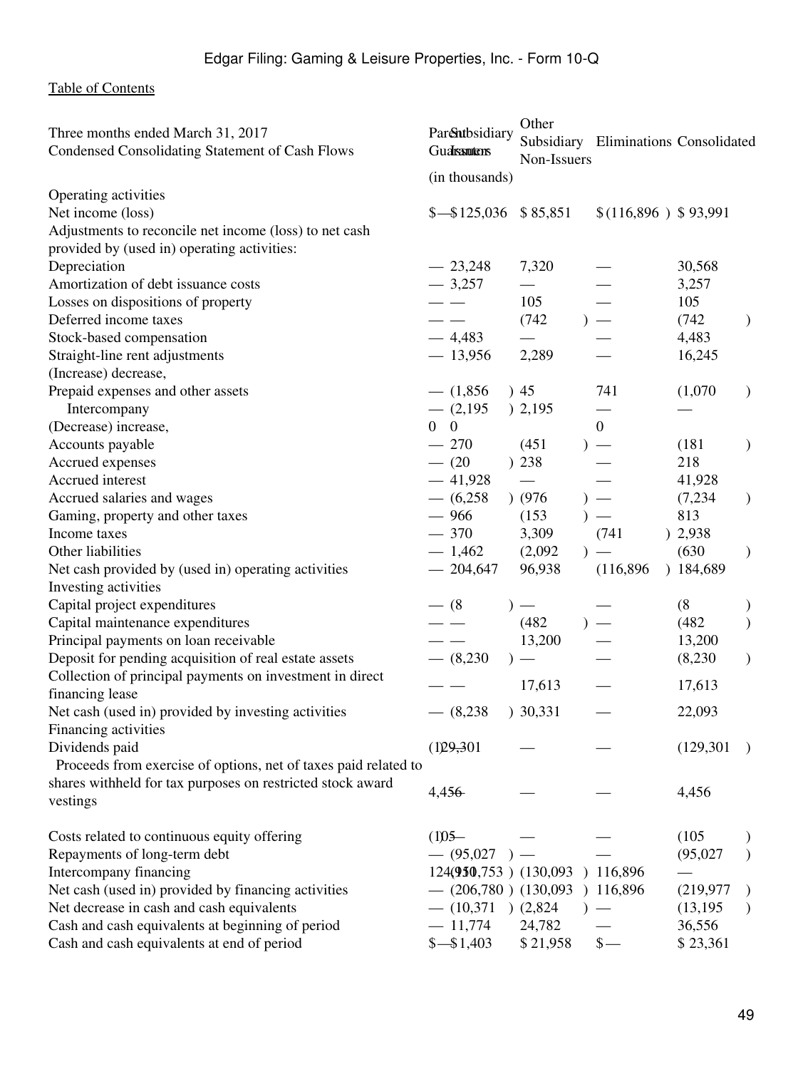Edgar Filing: Gaming & Leisure Properties, Inc. - Form 10-Q

Table of Contents

| Three months ended March 31, 2017<br>Condensed Consolidating Statement of Cash Flows | Parent Guarantor | Subsidiary Issuers | Other Subsidiary Non-Issuers | Eliminations | Consolidated |
|---|---|---|---|---|---|
| | (in thousands) | | | | |
| Operating activities | | | | | |
| Net income (loss) | $— | $125,036 | $ 85,851 | $(116,896 ) | $ 93,991 |
| Adjustments to reconcile net income (loss) to net cash provided by (used in) operating activities: | | | | | |
| Depreciation | — | 23,248 | 7,320 | — | 30,568 |
| Amortization of debt issuance costs | — | 3,257 | — | — | 3,257 |
| Losses on dispositions of property | — | — | 105 | — | 105 |
| Deferred income taxes | — | — | (742 ) | — | (742 ) |
| Stock-based compensation | — | 4,483 | — | — | 4,483 |
| Straight-line rent adjustments | — | 13,956 | 2,289 | — | 16,245 |
| (Increase) decrease, | | | | | |
| Prepaid expenses and other assets | — | (1,856 ) | 45 | 741 | (1,070 ) |
| Intercompany | — | (2,195 ) | 2,195 | — | — |
| (Decrease) increase, | 0 | 0 | | 0 | |
| Accounts payable | — | 270 | (451 ) | — | (181 ) |
| Accrued expenses | — | (20 ) | 238 | — | 218 |
| Accrued interest | — | 41,928 | — | — | 41,928 |
| Accrued salaries and wages | — | (6,258 ) | (976 ) | — | (7,234 ) |
| Gaming, property and other taxes | — | 966 | (153 ) | — | 813 |
| Income taxes | — | 370 | 3,309 | (741 ) | 2,938 |
| Other liabilities | — | 1,462 | (2,092 ) | — | (630 ) |
| Net cash provided by (used in) operating activities | — | 204,647 | 96,938 | (116,896 ) | 184,689 |
| Investing activities | | | | | |
| Capital project expenditures | — | (8 ) | — | — | (8 ) |
| Capital maintenance expenditures | — | — | (482 ) | — | (482 ) |
| Principal payments on loan receivable | — | — | 13,200 | — | 13,200 |
| Deposit for pending acquisition of real estate assets | — | (8,230 ) | — | — | (8,230 ) |
| Collection of principal payments on investment in direct financing lease | — | — | 17,613 | — | 17,613 |
| Net cash (used in) provided by investing activities | — | (8,238 ) | 30,331 | — | 22,093 |
| Financing activities | | | | | |
| Dividends paid | (129,301 ) | — | — | — | (129,301 ) |
| Proceeds from exercise of options, net of taxes paid related to shares withheld for tax purposes on restricted stock award vestings | 4,456 | — | — | — | 4,456 |
| Costs related to continuous equity offering | (105 ) | — | — | — | (105 ) |
| Repayments of long-term debt | — | (95,027 ) | — | — | (95,027 ) |
| Intercompany financing | 124,950 | (110,753 ) | (130,093 ) | 116,896 | — |
| Net cash (used in) provided by financing activities | — | (206,780 ) | (130,093 ) | 116,896 | (219,977 ) |
| Net decrease in cash and cash equivalents | — | (10,371 ) | (2,824 ) | — | (13,195 ) |
| Cash and cash equivalents at beginning of period | — | 11,774 | 24,782 | — | 36,556 |
| Cash and cash equivalents at end of period | $— | $1,403 | $ 21,958 | $— | $ 23,361 |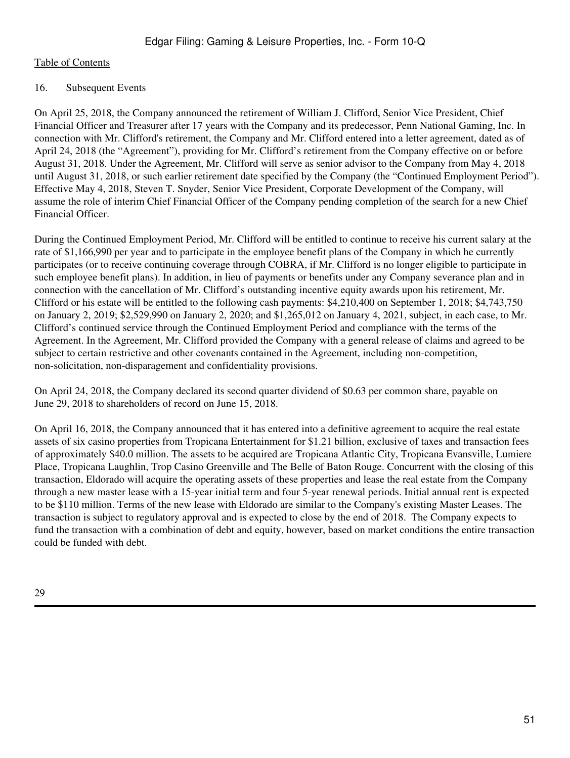## 16. Subsequent Events

On April 25, 2018, the Company announced the retirement of William J. Clifford, Senior Vice President, Chief Financial Officer and Treasurer after 17 years with the Company and its predecessor, Penn National Gaming, Inc. In connection with Mr. Clifford's retirement, the Company and Mr. Clifford entered into a letter agreement, dated as of April 24, 2018 (the "Agreement"), providing for Mr. Clifford's retirement from the Company effective on or before August 31, 2018. Under the Agreement, Mr. Clifford will serve as senior advisor to the Company from May 4, 2018 until August 31, 2018, or such earlier retirement date specified by the Company (the "Continued Employment Period"). Effective May 4, 2018, Steven T. Snyder, Senior Vice President, Corporate Development of the Company, will assume the role of interim Chief Financial Officer of the Company pending completion of the search for a new Chief Financial Officer.

During the Continued Employment Period, Mr. Clifford will be entitled to continue to receive his current salary at the rate of $1,166,990 per year and to participate in the employee benefit plans of the Company in which he currently participates (or to receive continuing coverage through COBRA, if Mr. Clifford is no longer eligible to participate in such employee benefit plans). In addition, in lieu of payments or benefits under any Company severance plan and in connection with the cancellation of Mr. Clifford's outstanding incentive equity awards upon his retirement, Mr. Clifford or his estate will be entitled to the following cash payments: $4,210,400 on September 1, 2018; $4,743,750 on January 2, 2019; $2,529,990 on January 2, 2020; and $1,265,012 on January 4, 2021, subject, in each case, to Mr. Clifford's continued service through the Continued Employment Period and compliance with the terms of the Agreement. In the Agreement, Mr. Clifford provided the Company with a general release of claims and agreed to be subject to certain restrictive and other covenants contained in the Agreement, including non-competition, non-solicitation, non-disparagement and confidentiality provisions.

On April 24, 2018, the Company declared its second quarter dividend of $0.63 per common share, payable on June 29, 2018 to shareholders of record on June 15, 2018.

On April 16, 2018, the Company announced that it has entered into a definitive agreement to acquire the real estate assets of six casino properties from Tropicana Entertainment for $1.21 billion, exclusive of taxes and transaction fees of approximately $40.0 million. The assets to be acquired are Tropicana Atlantic City, Tropicana Evansville, Lumiere Place, Tropicana Laughlin, Trop Casino Greenville and The Belle of Baton Rouge. Concurrent with the closing of this transaction, Eldorado will acquire the operating assets of these properties and lease the real estate from the Company through a new master lease with a 15-year initial term and four 5-year renewal periods. Initial annual rent is expected to be $110 million. Terms of the new lease with Eldorado are similar to the Company's existing Master Leases. The transaction is subject to regulatory approval and is expected to close by the end of 2018. The Company expects to fund the transaction with a combination of debt and equity, however, based on market conditions the entire transaction could be funded with debt.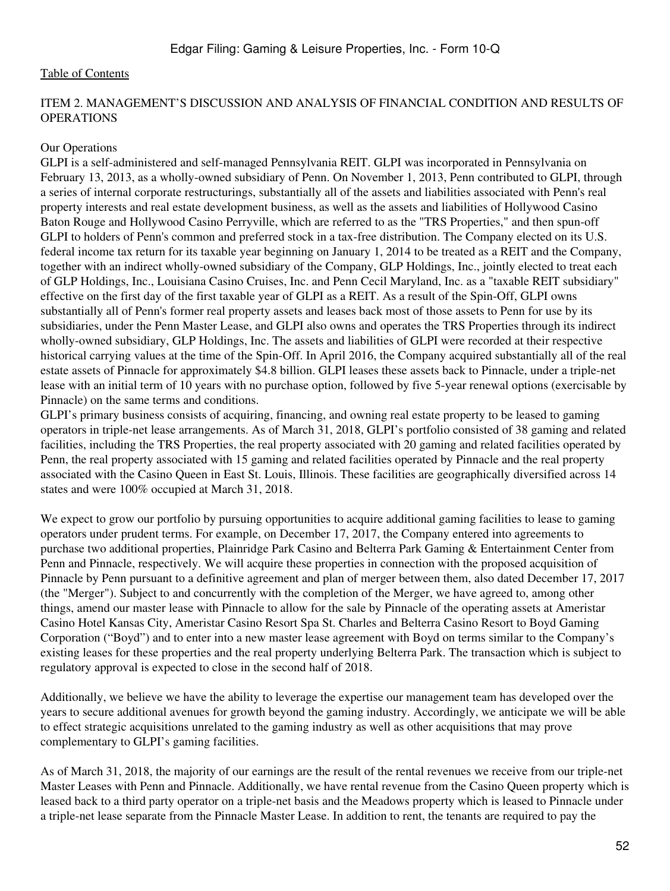[Table of Contents](#)

## ITEM 2. MANAGEMENT'S DISCUSSION AND ANALYSIS OF FINANCIAL CONDITION AND RESULTS OF OPERATIONS

### Our Operations

GLPI is a self-administered and self-managed Pennsylvania REIT. GLPI was incorporated in Pennsylvania on February 13, 2013, as a wholly-owned subsidiary of Penn. On November 1, 2013, Penn contributed to GLPI, through a series of internal corporate restructurings, substantially all of the assets and liabilities associated with Penn's real property interests and real estate development business, as well as the assets and liabilities of Hollywood Casino Baton Rouge and Hollywood Casino Perryville, which are referred to as the "TRS Properties," and then spun-off GLPI to holders of Penn's common and preferred stock in a tax-free distribution. The Company elected on its U.S. federal income tax return for its taxable year beginning on January 1, 2014 to be treated as a REIT and the Company, together with an indirect wholly-owned subsidiary of the Company, GLP Holdings, Inc., jointly elected to treat each of GLP Holdings, Inc., Louisiana Casino Cruises, Inc. and Penn Cecil Maryland, Inc. as a "taxable REIT subsidiary" effective on the first day of the first taxable year of GLPI as a REIT. As a result of the Spin-Off, GLPI owns substantially all of Penn's former real property assets and leases back most of those assets to Penn for use by its subsidiaries, under the Penn Master Lease, and GLPI also owns and operates the TRS Properties through its indirect wholly-owned subsidiary, GLP Holdings, Inc. The assets and liabilities of GLPI were recorded at their respective historical carrying values at the time of the Spin-Off. In April 2016, the Company acquired substantially all of the real estate assets of Pinnacle for approximately $4.8 billion. GLPI leases these assets back to Pinnacle, under a triple-net lease with an initial term of 10 years with no purchase option, followed by five 5-year renewal options (exercisable by Pinnacle) on the same terms and conditions.

GLPI's primary business consists of acquiring, financing, and owning real estate property to be leased to gaming operators in triple-net lease arrangements. As of March 31, 2018, GLPI's portfolio consisted of 38 gaming and related facilities, including the TRS Properties, the real property associated with 20 gaming and related facilities operated by Penn, the real property associated with 15 gaming and related facilities operated by Pinnacle and the real property associated with the Casino Queen in East St. Louis, Illinois. These facilities are geographically diversified across 14 states and were 100% occupied at March 31, 2018.

We expect to grow our portfolio by pursuing opportunities to acquire additional gaming facilities to lease to gaming operators under prudent terms. For example, on December 17, 2017, the Company entered into agreements to purchase two additional properties, Plainridge Park Casino and Belterra Park Gaming & Entertainment Center from Penn and Pinnacle, respectively. We will acquire these properties in connection with the proposed acquisition of Pinnacle by Penn pursuant to a definitive agreement and plan of merger between them, also dated December 17, 2017 (the "Merger"). Subject to and concurrently with the completion of the Merger, we have agreed to, among other things, amend our master lease with Pinnacle to allow for the sale by Pinnacle of the operating assets at Ameristar Casino Hotel Kansas City, Ameristar Casino Resort Spa St. Charles and Belterra Casino Resort to Boyd Gaming Corporation ("Boyd") and to enter into a new master lease agreement with Boyd on terms similar to the Company's existing leases for these properties and the real property underlying Belterra Park. The transaction which is subject to regulatory approval is expected to close in the second half of 2018.

Additionally, we believe we have the ability to leverage the expertise our management team has developed over the years to secure additional avenues for growth beyond the gaming industry. Accordingly, we anticipate we will be able to effect strategic acquisitions unrelated to the gaming industry as well as other acquisitions that may prove complementary to GLPI's gaming facilities.

As of March 31, 2018, the majority of our earnings are the result of the rental revenues we receive from our triple-net Master Leases with Penn and Pinnacle. Additionally, we have rental revenue from the Casino Queen property which is leased back to a third party operator on a triple-net basis and the Meadows property which is leased to Pinnacle under a triple-net lease separate from the Pinnacle Master Lease. In addition to rent, the tenants are required to pay the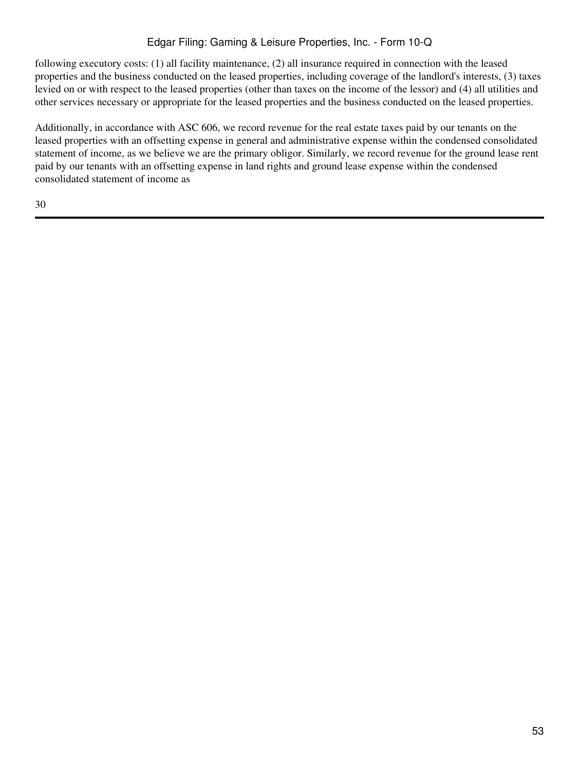following executory costs: (1) all facility maintenance, (2) all insurance required in connection with the leased properties and the business conducted on the leased properties, including coverage of the landlord's interests, (3) taxes levied on or with respect to the leased properties (other than taxes on the income of the lessor) and (4) all utilities and other services necessary or appropriate for the leased properties and the business conducted on the leased properties.

Additionally, in accordance with ASC 606, we record revenue for the real estate taxes paid by our tenants on the leased properties with an offsetting expense in general and administrative expense within the condensed consolidated statement of income, as we believe we are the primary obligor. Similarly, we record revenue for the ground lease rent paid by our tenants with an offsetting expense in land rights and ground lease expense within the condensed consolidated statement of income as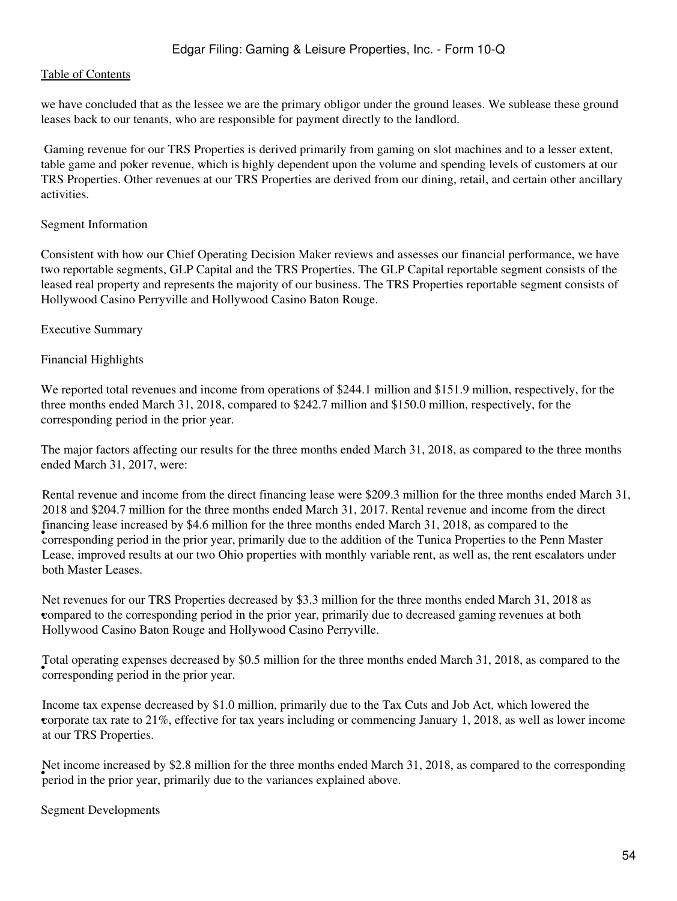we have concluded that as the lessee we are the primary obligor under the ground leases. We sublease these ground leases back to our tenants, who are responsible for payment directly to the landlord.

Gaming revenue for our TRS Properties is derived primarily from gaming on slot machines and to a lesser extent, table game and poker revenue, which is highly dependent upon the volume and spending levels of customers at our TRS Properties. Other revenues at our TRS Properties are derived from our dining, retail, and certain other ancillary activities.

Segment Information

Consistent with how our Chief Operating Decision Maker reviews and assesses our financial performance, we have two reportable segments, GLP Capital and the TRS Properties. The GLP Capital reportable segment consists of the leased real property and represents the majority of our business. The TRS Properties reportable segment consists of Hollywood Casino Perryville and Hollywood Casino Baton Rouge.

Executive Summary

Financial Highlights

We reported total revenues and income from operations of $244.1 million and $151.9 million, respectively, for the three months ended March 31, 2018, compared to $242.7 million and $150.0 million, respectively, for the corresponding period in the prior year.

The major factors affecting our results for the three months ended March 31, 2018, as compared to the three months ended March 31, 2017, were:

- Rental revenue and income from the direct financing lease were $209.3 million for the three months ended March 31, 2018 and $204.7 million for the three months ended March 31, 2017. Rental revenue and income from the direct financing lease increased by $4.6 million for the three months ended March 31, 2018, as compared to the corresponding period in the prior year, primarily due to the addition of the Tunica Properties to the Penn Master Lease, improved results at our two Ohio properties with monthly variable rent, as well as, the rent escalators under both Master Leases.

- Net revenues for our TRS Properties decreased by $3.3 million for the three months ended March 31, 2018 as compared to the corresponding period in the prior year, primarily due to decreased gaming revenues at both Hollywood Casino Baton Rouge and Hollywood Casino Perryville.

- Total operating expenses decreased by $0.5 million for the three months ended March 31, 2018, as compared to the corresponding period in the prior year.

- Income tax expense decreased by $1.0 million, primarily due to the Tax Cuts and Job Act, which lowered the corporate tax rate to 21%, effective for tax years including or commencing January 1, 2018, as well as lower income at our TRS Properties.

- Net income increased by $2.8 million for the three months ended March 31, 2018, as compared to the corresponding period in the prior year, primarily due to the variances explained above.

Segment Developments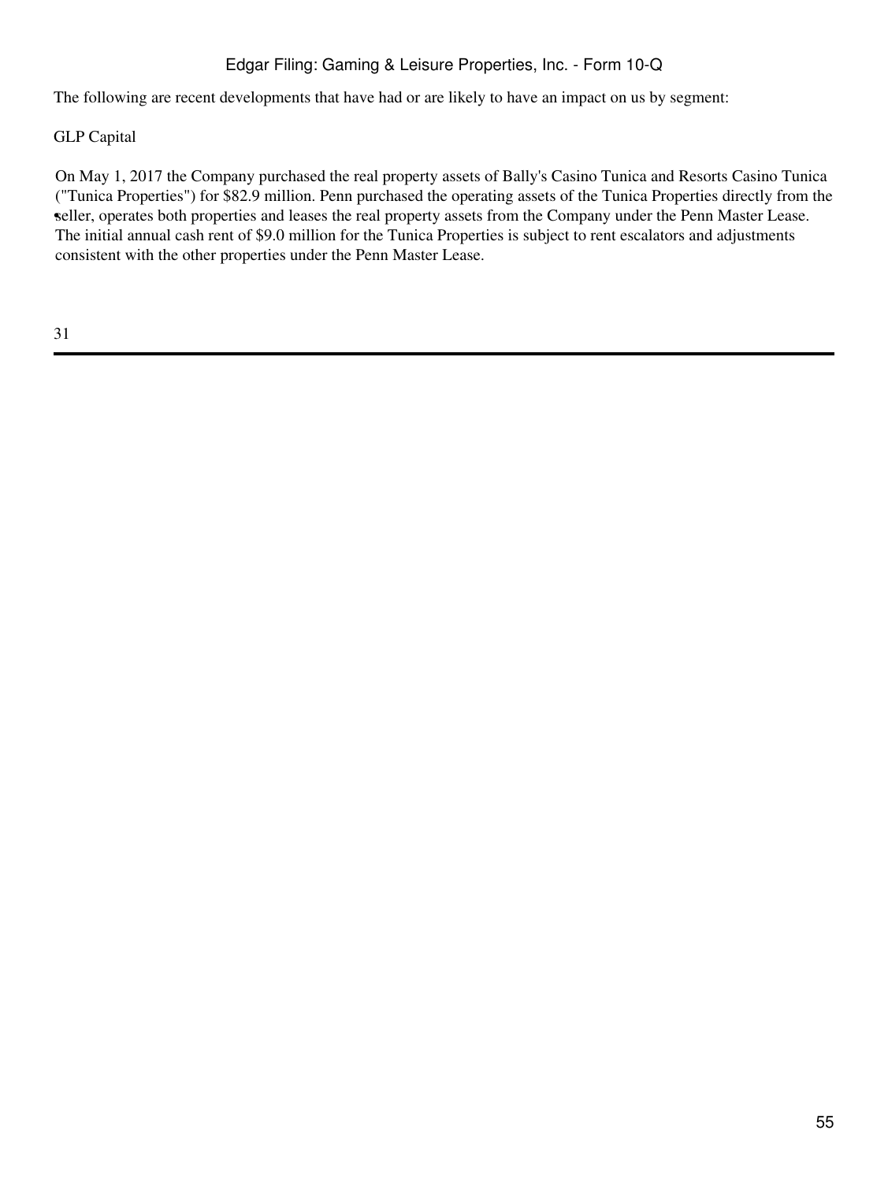The following are recent developments that have had or are likely to have an impact on us by segment:

GLP Capital

- On May 1, 2017 the Company purchased the real property assets of Bally's Casino Tunica and Resorts Casino Tunica ("Tunica Properties") for $82.9 million. Penn purchased the operating assets of the Tunica Properties directly from the seller, operates both properties and leases the real property assets from the Company under the Penn Master Lease. The initial annual cash rent of $9.0 million for the Tunica Properties is subject to rent escalators and adjustments consistent with the other properties under the Penn Master Lease.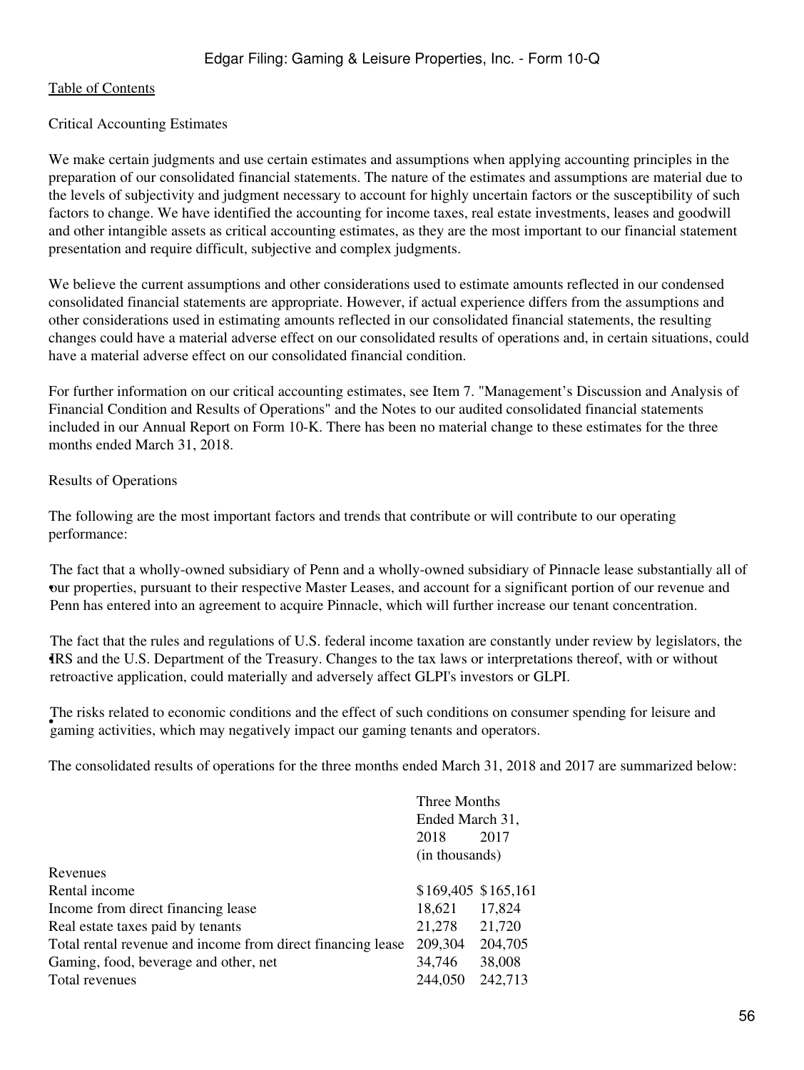Critical Accounting Estimates

We make certain judgments and use certain estimates and assumptions when applying accounting principles in the preparation of our consolidated financial statements. The nature of the estimates and assumptions are material due to the levels of subjectivity and judgment necessary to account for highly uncertain factors or the susceptibility of such factors to change. We have identified the accounting for income taxes, real estate investments, leases and goodwill and other intangible assets as critical accounting estimates, as they are the most important to our financial statement presentation and require difficult, subjective and complex judgments.

We believe the current assumptions and other considerations used to estimate amounts reflected in our condensed consolidated financial statements are appropriate. However, if actual experience differs from the assumptions and other considerations used in estimating amounts reflected in our consolidated financial statements, the resulting changes could have a material adverse effect on our consolidated results of operations and, in certain situations, could have a material adverse effect on our consolidated financial condition.

For further information on our critical accounting estimates, see Item 7. "Management's Discussion and Analysis of Financial Condition and Results of Operations" and the Notes to our audited consolidated financial statements included in our Annual Report on Form 10-K. There has been no material change to these estimates for the three months ended March 31, 2018.

Results of Operations

The following are the most important factors and trends that contribute or will contribute to our operating performance:

- The fact that a wholly-owned subsidiary of Penn and a wholly-owned subsidiary of Pinnacle lease substantially all of our properties, pursuant to their respective Master Leases, and account for a significant portion of our revenue and Penn has entered into an agreement to acquire Pinnacle, which will further increase our tenant concentration.
- The fact that the rules and regulations of U.S. federal income taxation are constantly under review by legislators, the IRS and the U.S. Department of the Treasury. Changes to the tax laws or interpretations thereof, with or without retroactive application, could materially and adversely affect GLPI's investors or GLPI.
- The risks related to economic conditions and the effect of such conditions on consumer spending for leisure and gaming activities, which may negatively impact our gaming tenants and operators.

The consolidated results of operations for the three months ended March 31, 2018 and 2017 are summarized below:

| | Three Months Ended March 31, | |
|---|---|---|
| | 2018 | 2017 |
| | (in thousands) | |
| Revenues | | |
| Rental income | $169,405 | $165,161 |
| Income from direct financing lease | 18,621 | 17,824 |
| Real estate taxes paid by tenants | 21,278 | 21,720 |
| Total rental revenue and income from direct financing lease | 209,304 | 204,705 |
| Gaming, food, beverage and other, net | 34,746 | 38,008 |
| Total revenues | 244,050 | 242,713 |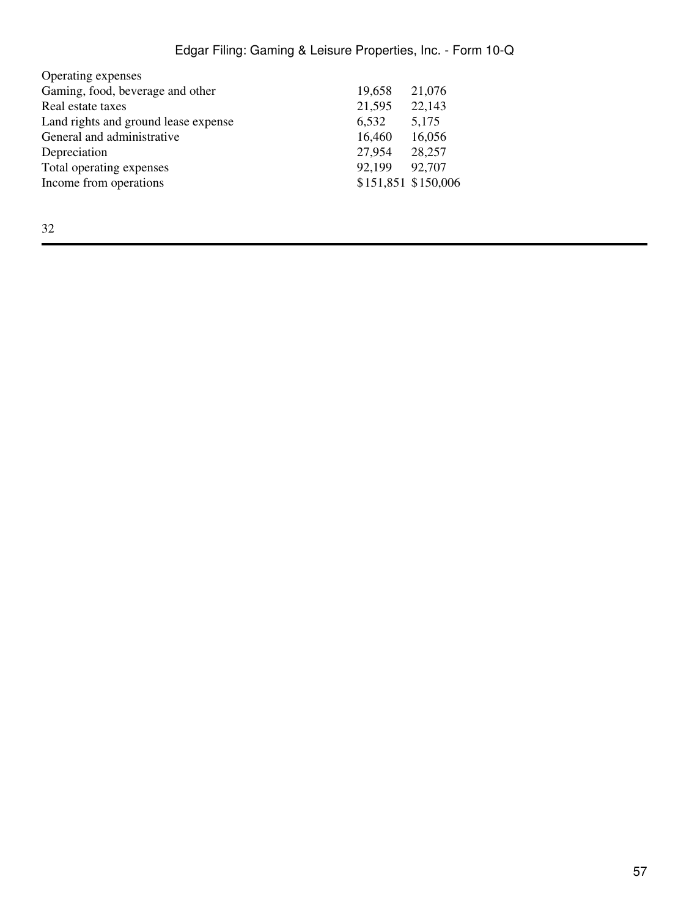| | | |
|---|---|---|
| Operating expenses | | |
| Gaming, food, beverage and other | 19,658 | 21,076 |
| Real estate taxes | 21,595 | 22,143 |
| Land rights and ground lease expense | 6,532 | 5,175 |
| General and administrative | 16,460 | 16,056 |
| Depreciation | 27,954 | 28,257 |
| Total operating expenses | 92,199 | 92,707 |
| Income from operations | $151,851 | $150,006 |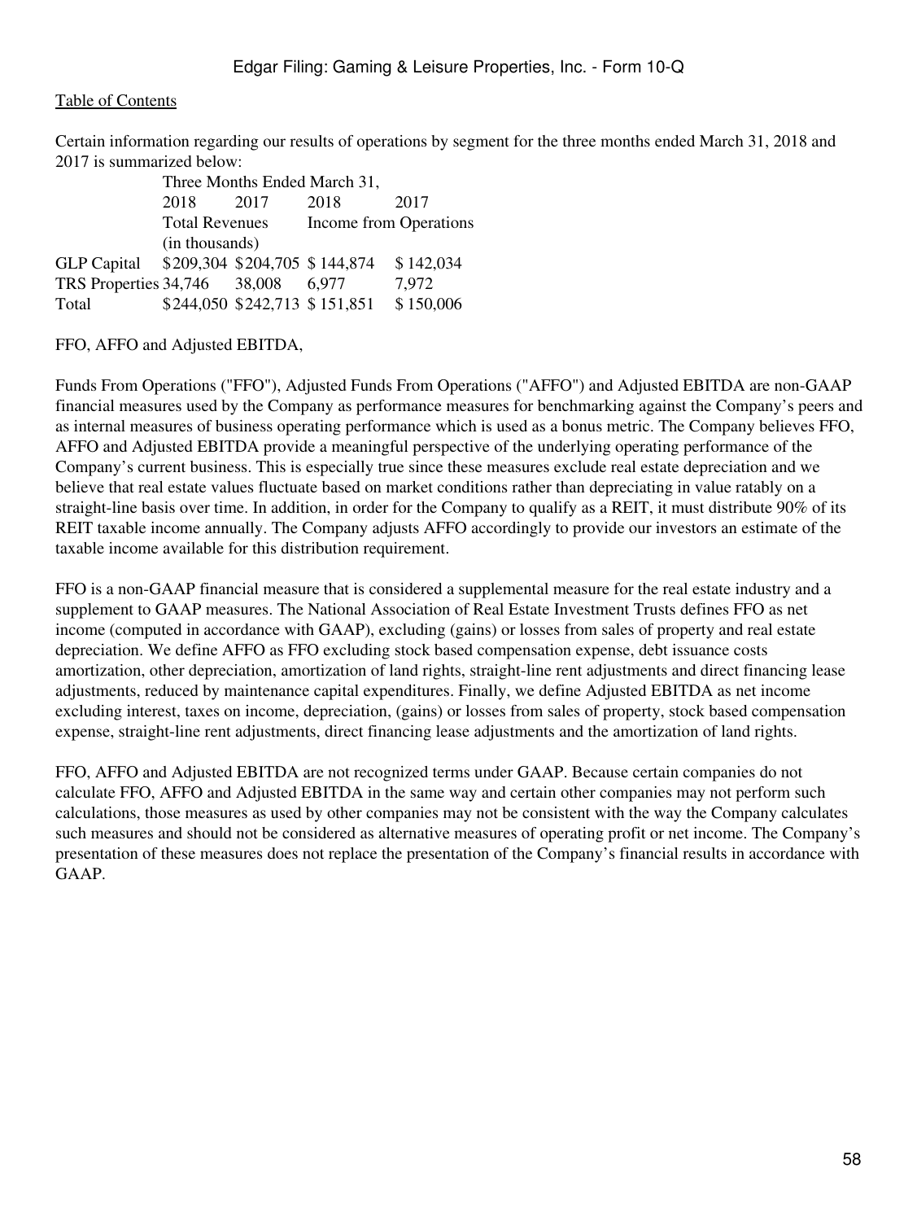Certain information regarding our results of operations by segment for the three months ended March 31, 2018 and 2017 is summarized below:

| | Three Months Ended March 31, | | | |
|---|---|---|---|---|
| | 2018 | 2017 | 2018 | 2017 |
| | Total Revenues | | Income from Operations | |
| | (in thousands) | | | |
| GLP Capital | $209,304 | $204,705 | $ 144,874 | $ 142,034 |
| TRS Properties | 34,746 | 38,008 | 6,977 | 7,972 |
| Total | $244,050 | $242,713 | $ 151,851 | $ 150,006 |

FFO, AFFO and Adjusted EBITDA,

Funds From Operations ("FFO"), Adjusted Funds From Operations ("AFFO") and Adjusted EBITDA are non-GAAP financial measures used by the Company as performance measures for benchmarking against the Company's peers and as internal measures of business operating performance which is used as a bonus metric. The Company believes FFO, AFFO and Adjusted EBITDA provide a meaningful perspective of the underlying operating performance of the Company's current business. This is especially true since these measures exclude real estate depreciation and we believe that real estate values fluctuate based on market conditions rather than depreciating in value ratably on a straight-line basis over time. In addition, in order for the Company to qualify as a REIT, it must distribute 90% of its REIT taxable income annually. The Company adjusts AFFO accordingly to provide our investors an estimate of the taxable income available for this distribution requirement.

FFO is a non-GAAP financial measure that is considered a supplemental measure for the real estate industry and a supplement to GAAP measures. The National Association of Real Estate Investment Trusts defines FFO as net income (computed in accordance with GAAP), excluding (gains) or losses from sales of property and real estate depreciation. We define AFFO as FFO excluding stock based compensation expense, debt issuance costs amortization, other depreciation, amortization of land rights, straight-line rent adjustments and direct financing lease adjustments, reduced by maintenance capital expenditures. Finally, we define Adjusted EBITDA as net income excluding interest, taxes on income, depreciation, (gains) or losses from sales of property, stock based compensation expense, straight-line rent adjustments, direct financing lease adjustments and the amortization of land rights.

FFO, AFFO and Adjusted EBITDA are not recognized terms under GAAP. Because certain companies do not calculate FFO, AFFO and Adjusted EBITDA in the same way and certain other companies may not perform such calculations, those measures as used by other companies may not be consistent with the way the Company calculates such measures and should not be considered as alternative measures of operating profit or net income. The Company's presentation of these measures does not replace the presentation of the Company's financial results in accordance with GAAP.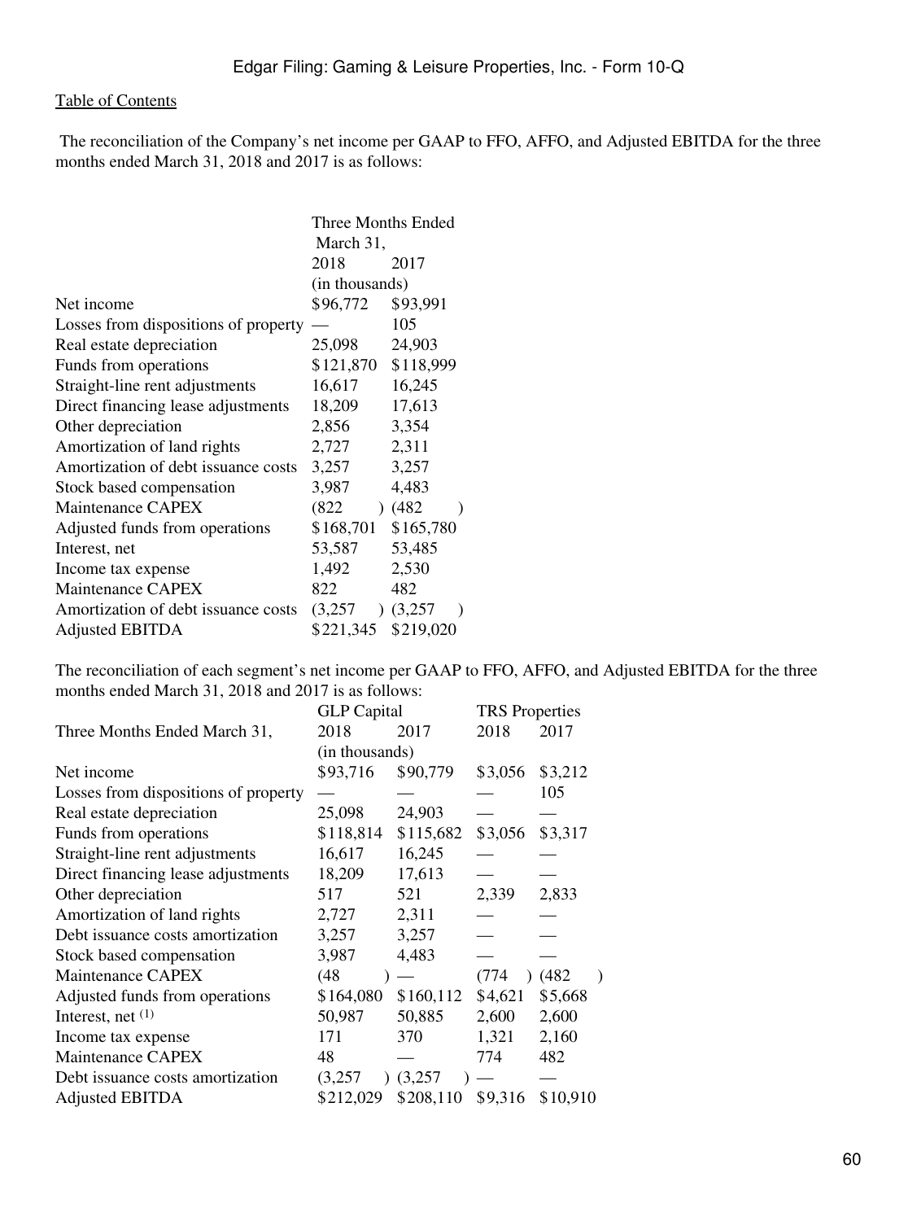The reconciliation of the Company's net income per GAAP to FFO, AFFO, and Adjusted EBITDA for the three months ended March 31, 2018 and 2017 is as follows:

| | Three Months Ended March 31, | |
|---|---|---|
| | 2018 | 2017 |
| | (in thousands) | |
| Net income | $96,772 | $93,991 |
| Losses from dispositions of property | — | 105 |
| Real estate depreciation | 25,098 | 24,903 |
| Funds from operations | $121,870 | $118,999 |
| Straight-line rent adjustments | 16,617 | 16,245 |
| Direct financing lease adjustments | 18,209 | 17,613 |
| Other depreciation | 2,856 | 3,354 |
| Amortization of land rights | 2,727 | 2,311 |
| Amortization of debt issuance costs | 3,257 | 3,257 |
| Stock based compensation | 3,987 | 4,483 |
| Maintenance CAPEX | (822) | (482) |
| Adjusted funds from operations | $168,701 | $165,780 |
| Interest, net | 53,587 | 53,485 |
| Income tax expense | 1,492 | 2,530 |
| Maintenance CAPEX | 822 | 482 |
| Amortization of debt issuance costs | (3,257) | (3,257) |
| Adjusted EBITDA | $221,345 | $219,020 |

The reconciliation of each segment's net income per GAAP to FFO, AFFO, and Adjusted EBITDA for the three months ended March 31, 2018 and 2017 is as follows:

| | GLP Capital | | TRS Properties | |
|---|---|---|---|---|
| Three Months Ended March 31, | 2018 | 2017 | 2018 | 2017 |
| | (in thousands) | | | |
| Net income | $93,716 | $90,779 | $3,056 | $3,212 |
| Losses from dispositions of property | — | — | — | 105 |
| Real estate depreciation | 25,098 | 24,903 | — | — |
| Funds from operations | $118,814 | $115,682 | $3,056 | $3,317 |
| Straight-line rent adjustments | 16,617 | 16,245 | — | — |
| Direct financing lease adjustments | 18,209 | 17,613 | — | — |
| Other depreciation | 517 | 521 | 2,339 | 2,833 |
| Amortization of land rights | 2,727 | 2,311 | — | — |
| Debt issuance costs amortization | 3,257 | 3,257 | — | — |
| Stock based compensation | 3,987 | 4,483 | — | — |
| Maintenance CAPEX | (48) | — | (774) | (482) |
| Adjusted funds from operations | $164,080 | $160,112 | $4,621 | $5,668 |
| Interest, net [(1)] | 50,987 | 50,885 | 2,600 | 2,600 |
| Income tax expense | 171 | 370 | 1,321 | 2,160 |
| Maintenance CAPEX | 48 | — | 774 | 482 |
| Debt issuance costs amortization | (3,257) | (3,257) | — | — |
| Adjusted EBITDA | $212,029 | $208,110 | $9,316 | $10,910 |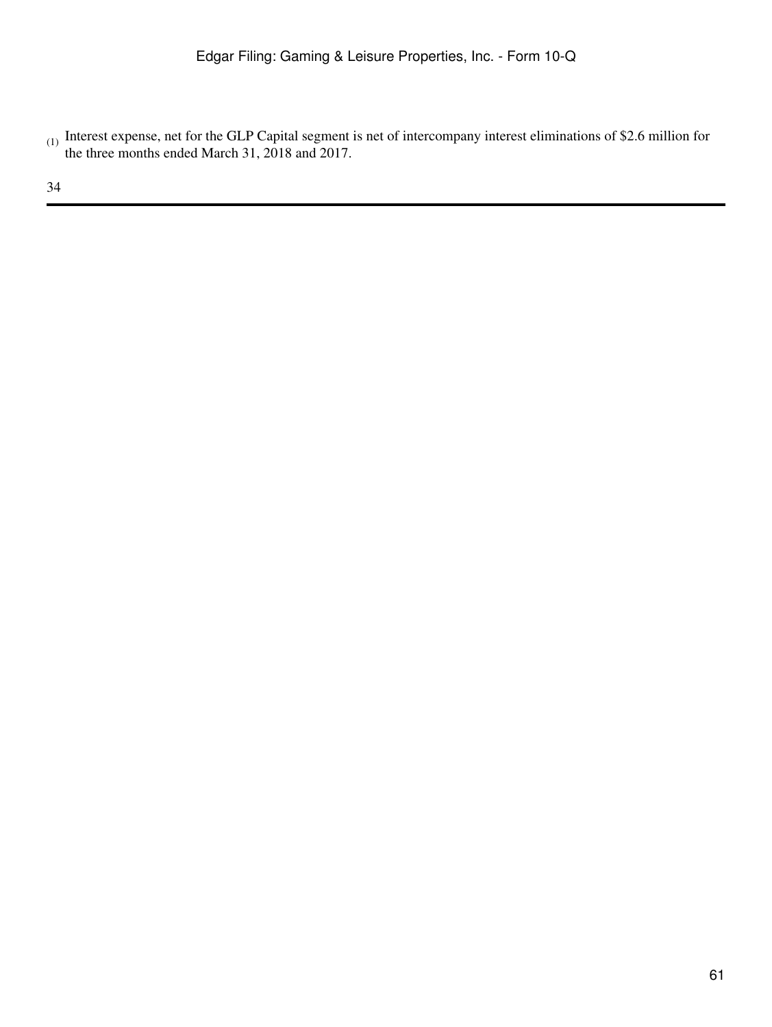(1) Interest expense, net for the GLP Capital segment is net of intercompany interest eliminations of $2.6 million for the three months ended March 31, 2018 and 2017.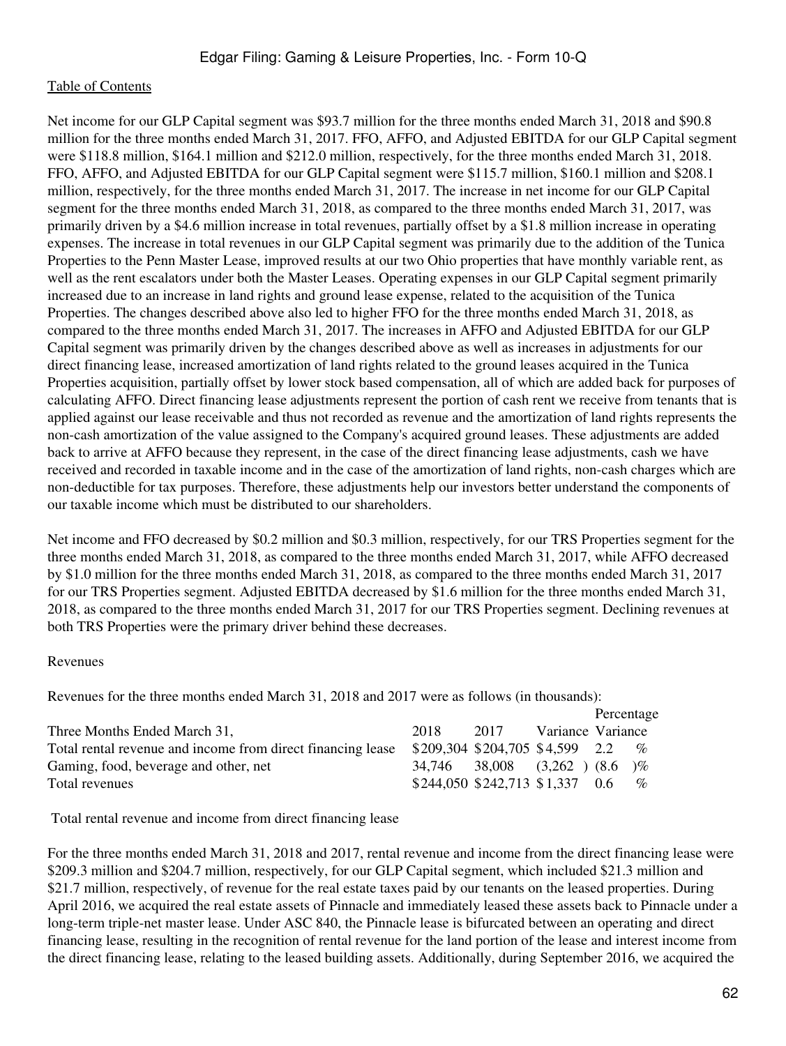Net income for our GLP Capital segment was $93.7 million for the three months ended March 31, 2018 and $90.8 million for the three months ended March 31, 2017. FFO, AFFO, and Adjusted EBITDA for our GLP Capital segment were $118.8 million, $164.1 million and $212.0 million, respectively, for the three months ended March 31, 2018. FFO, AFFO, and Adjusted EBITDA for our GLP Capital segment were $115.7 million, $160.1 million and $208.1 million, respectively, for the three months ended March 31, 2017. The increase in net income for our GLP Capital segment for the three months ended March 31, 2018, as compared to the three months ended March 31, 2017, was primarily driven by a $4.6 million increase in total revenues, partially offset by a $1.8 million increase in operating expenses. The increase in total revenues in our GLP Capital segment was primarily due to the addition of the Tunica Properties to the Penn Master Lease, improved results at our two Ohio properties that have monthly variable rent, as well as the rent escalators under both the Master Leases. Operating expenses in our GLP Capital segment primarily increased due to an increase in land rights and ground lease expense, related to the acquisition of the Tunica Properties. The changes described above also led to higher FFO for the three months ended March 31, 2018, as compared to the three months ended March 31, 2017. The increases in AFFO and Adjusted EBITDA for our GLP Capital segment was primarily driven by the changes described above as well as increases in adjustments for our direct financing lease, increased amortization of land rights related to the ground leases acquired in the Tunica Properties acquisition, partially offset by lower stock based compensation, all of which are added back for purposes of calculating AFFO. Direct financing lease adjustments represent the portion of cash rent we receive from tenants that is applied against our lease receivable and thus not recorded as revenue and the amortization of land rights represents the non-cash amortization of the value assigned to the Company's acquired ground leases. These adjustments are added back to arrive at AFFO because they represent, in the case of the direct financing lease adjustments, cash we have received and recorded in taxable income and in the case of the amortization of land rights, non-cash charges which are non-deductible for tax purposes. Therefore, these adjustments help our investors better understand the components of our taxable income which must be distributed to our shareholders.

Net income and FFO decreased by $0.2 million and $0.3 million, respectively, for our TRS Properties segment for the three months ended March 31, 2018, as compared to the three months ended March 31, 2017, while AFFO decreased by $1.0 million for the three months ended March 31, 2018, as compared to the three months ended March 31, 2017 for our TRS Properties segment. Adjusted EBITDA decreased by $1.6 million for the three months ended March 31, 2018, as compared to the three months ended March 31, 2017 for our TRS Properties segment. Declining revenues at both TRS Properties were the primary driver behind these decreases.

Revenues

Revenues for the three months ended March 31, 2018 and 2017 were as follows (in thousands):

| Three Months Ended March 31, | 2018 | 2017 | Variance | Percentage Variance |
|---|---|---|---|---|
| Total rental revenue and income from direct financing lease | $209,304 | $204,705 | $4,599 | 2.2 % |
| Gaming, food, beverage and other, net | 34,746 | 38,008 | (3,262 ) | (8.6 )% |
| Total revenues | $244,050 | $242,713 | $1,337 | 0.6 % |

Total rental revenue and income from direct financing lease

For the three months ended March 31, 2018 and 2017, rental revenue and income from the direct financing lease were $209.3 million and $204.7 million, respectively, for our GLP Capital segment, which included $21.3 million and $21.7 million, respectively, of revenue for the real estate taxes paid by our tenants on the leased properties. During April 2016, we acquired the real estate assets of Pinnacle and immediately leased these assets back to Pinnacle under a long-term triple-net master lease. Under ASC 840, the Pinnacle lease is bifurcated between an operating and direct financing lease, resulting in the recognition of rental revenue for the land portion of the lease and interest income from the direct financing lease, relating to the leased building assets. Additionally, during September 2016, we acquired the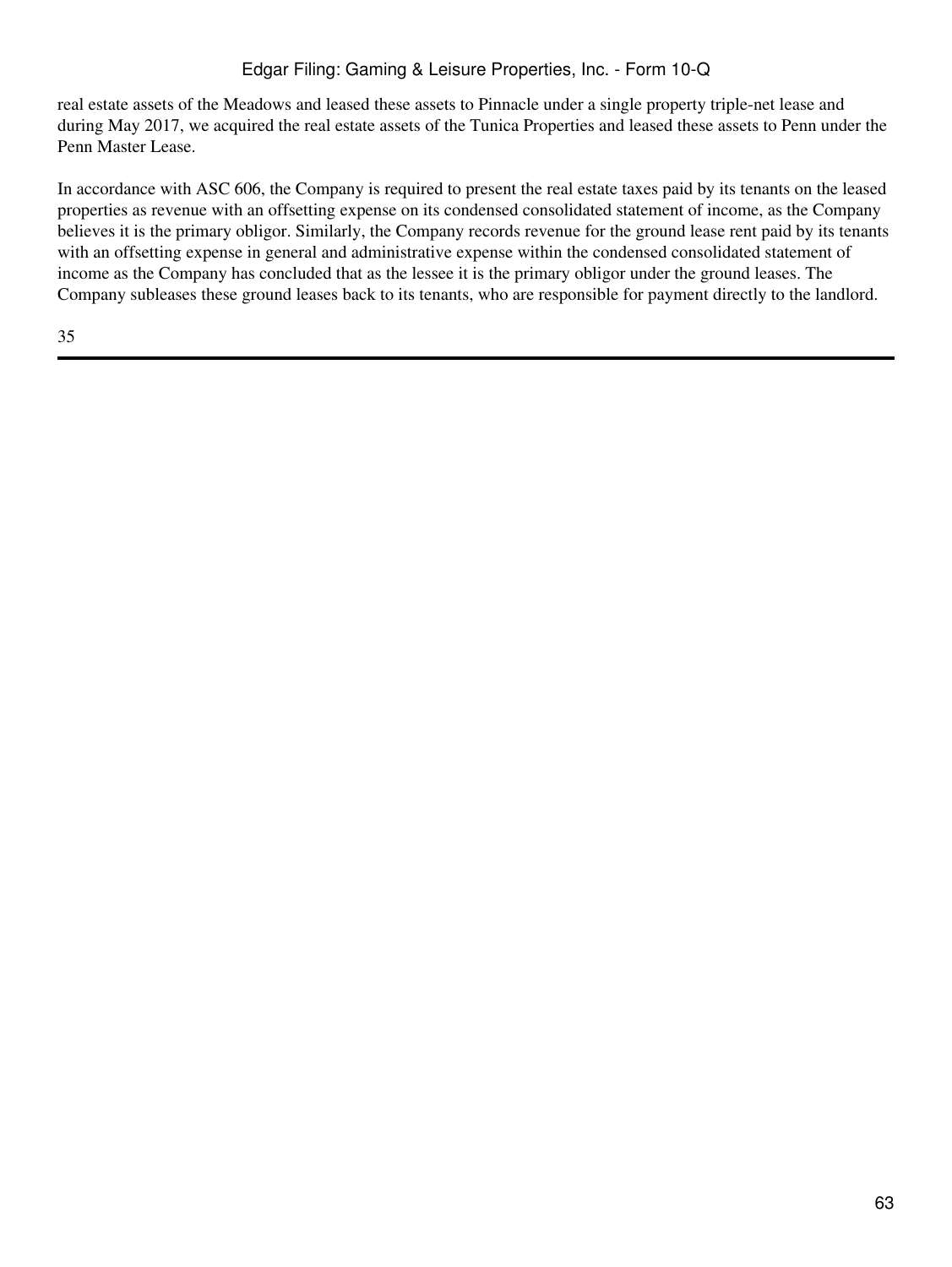real estate assets of the Meadows and leased these assets to Pinnacle under a single property triple-net lease and during May 2017, we acquired the real estate assets of the Tunica Properties and leased these assets to Penn under the Penn Master Lease.

In accordance with ASC 606, the Company is required to present the real estate taxes paid by its tenants on the leased properties as revenue with an offsetting expense on its condensed consolidated statement of income, as the Company believes it is the primary obligor. Similarly, the Company records revenue for the ground lease rent paid by its tenants with an offsetting expense in general and administrative expense within the condensed consolidated statement of income as the Company has concluded that as the lessee it is the primary obligor under the ground leases. The Company subleases these ground leases back to its tenants, who are responsible for payment directly to the landlord.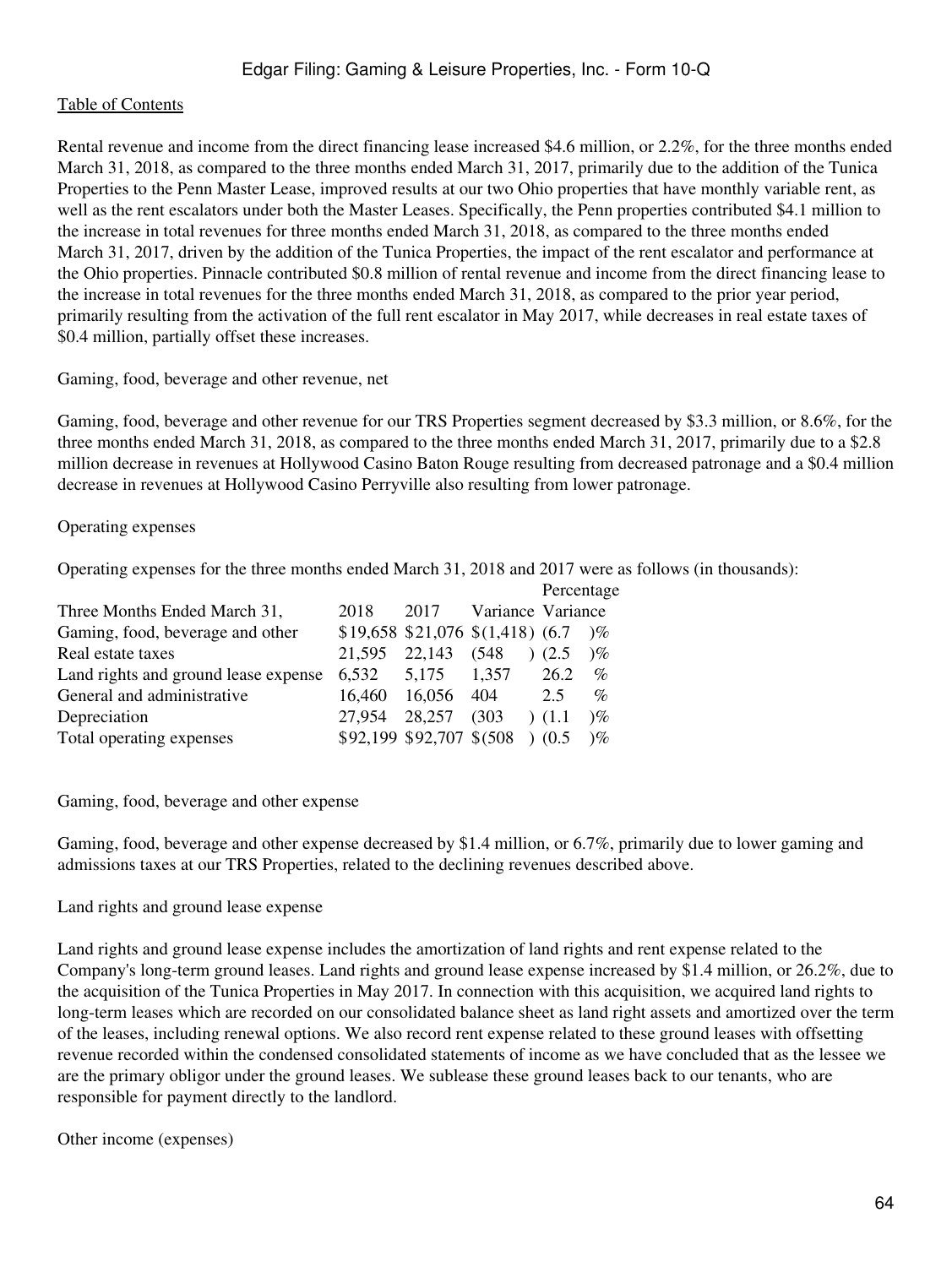Rental revenue and income from the direct financing lease increased $4.6 million, or 2.2%, for the three months ended March 31, 2018, as compared to the three months ended March 31, 2017, primarily due to the addition of the Tunica Properties to the Penn Master Lease, improved results at our two Ohio properties that have monthly variable rent, as well as the rent escalators under both the Master Leases. Specifically, the Penn properties contributed $4.1 million to the increase in total revenues for three months ended March 31, 2018, as compared to the three months ended March 31, 2017, driven by the addition of the Tunica Properties, the impact of the rent escalator and performance at the Ohio properties. Pinnacle contributed $0.8 million of rental revenue and income from the direct financing lease to the increase in total revenues for the three months ended March 31, 2018, as compared to the prior year period, primarily resulting from the activation of the full rent escalator in May 2017, while decreases in real estate taxes of $0.4 million, partially offset these increases.

Gaming, food, beverage and other revenue, net

Gaming, food, beverage and other revenue for our TRS Properties segment decreased by $3.3 million, or 8.6%, for the three months ended March 31, 2018, as compared to the three months ended March 31, 2017, primarily due to a $2.8 million decrease in revenues at Hollywood Casino Baton Rouge resulting from decreased patronage and a $0.4 million decrease in revenues at Hollywood Casino Perryville also resulting from lower patronage.

Operating expenses

Operating expenses for the three months ended March 31, 2018 and 2017 were as follows (in thousands):

| Three Months Ended March 31, | 2018 | 2017 | Variance | Percentage Variance |
|---|---|---|---|---|
| Gaming, food, beverage and other | $19,658 | $21,076 | $(1,418) | (6.7)% |
| Real estate taxes | 21,595 | 22,143 | (548) | (2.5)% |
| Land rights and ground lease expense | 6,532 | 5,175 | 1,357 | 26.2 % |
| General and administrative | 16,460 | 16,056 | 404 | 2.5 % |
| Depreciation | 27,954 | 28,257 | (303) | (1.1)% |
| Total operating expenses | $92,199 | $92,707 | $(508) | (0.5)% |

Gaming, food, beverage and other expense

Gaming, food, beverage and other expense decreased by $1.4 million, or 6.7%, primarily due to lower gaming and admissions taxes at our TRS Properties, related to the declining revenues described above.

Land rights and ground lease expense

Land rights and ground lease expense includes the amortization of land rights and rent expense related to the Company's long-term ground leases. Land rights and ground lease expense increased by $1.4 million, or 26.2%, due to the acquisition of the Tunica Properties in May 2017. In connection with this acquisition, we acquired land rights to long-term leases which are recorded on our consolidated balance sheet as land right assets and amortized over the term of the leases, including renewal options. We also record rent expense related to these ground leases with offsetting revenue recorded within the condensed consolidated statements of income as we have concluded that as the lessee we are the primary obligor under the ground leases. We sublease these ground leases back to our tenants, who are responsible for payment directly to the landlord.

Other income (expenses)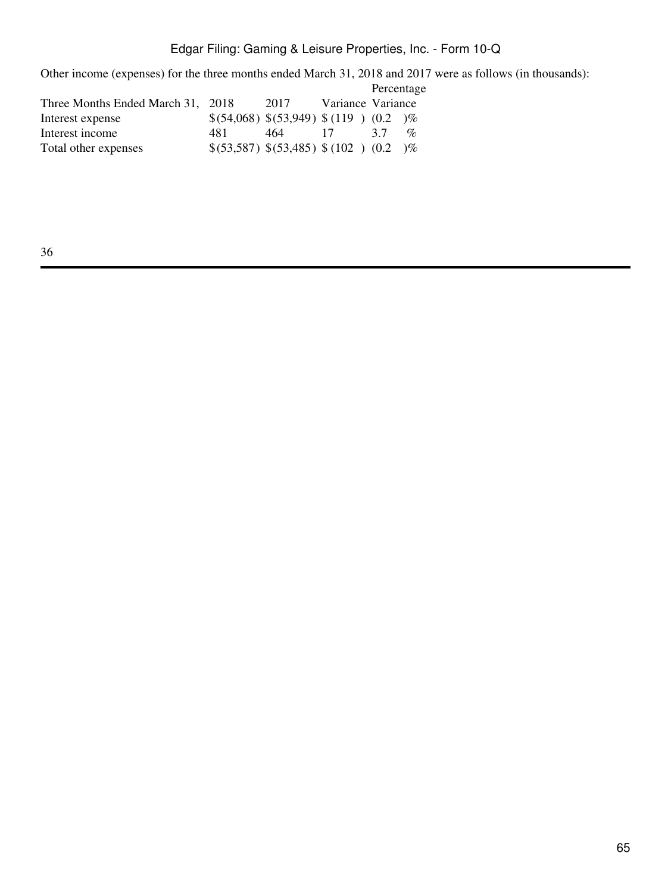Other income (expenses) for the three months ended March 31, 2018 and 2017 were as follows (in thousands):

| Three Months Ended March 31, | 2018 | 2017 | Variance | Percentage Variance |
| --- | --- | --- | --- | --- |
| Interest expense | $(54,068) | $(53,949) | $(119) | (0.2)% |
| Interest income | 481 | 464 | 17 | 3.7% |
| Total other expenses | $(53,587) | $(53,485) | $(102) | (0.2)% |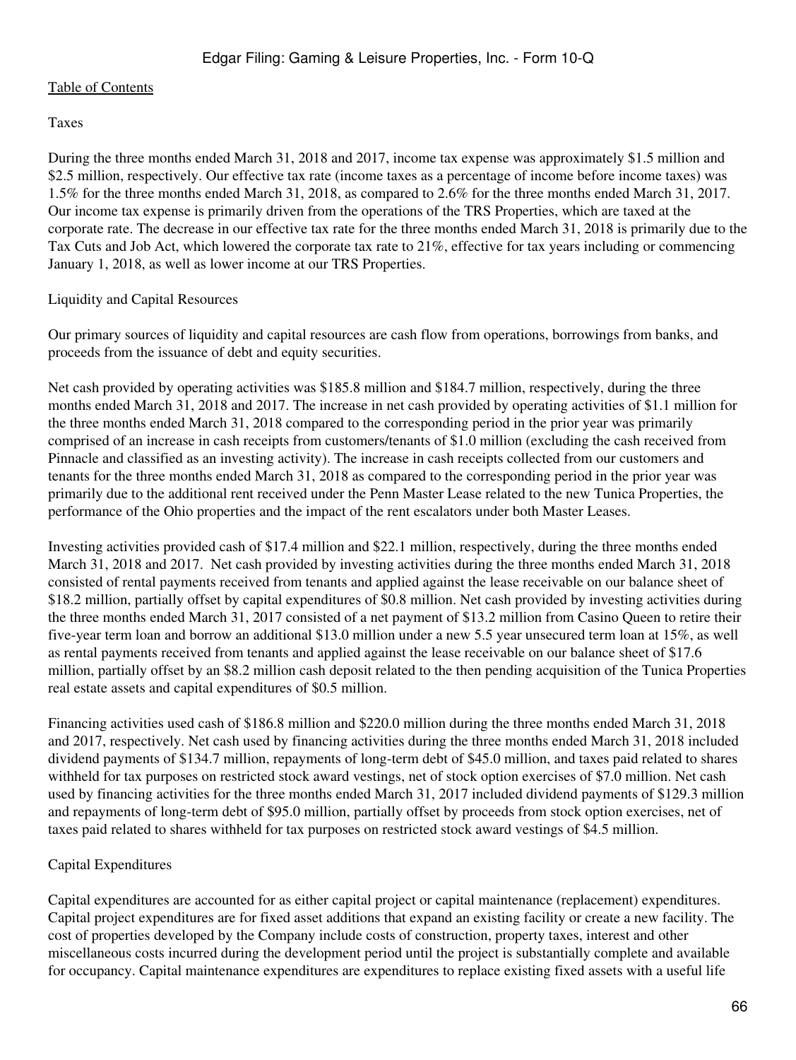Taxes

During the three months ended March 31, 2018 and 2017, income tax expense was approximately $1.5 million and $2.5 million, respectively. Our effective tax rate (income taxes as a percentage of income before income taxes) was 1.5% for the three months ended March 31, 2018, as compared to 2.6% for the three months ended March 31, 2017. Our income tax expense is primarily driven from the operations of the TRS Properties, which are taxed at the corporate rate. The decrease in our effective tax rate for the three months ended March 31, 2018 is primarily due to the Tax Cuts and Job Act, which lowered the corporate tax rate to 21%, effective for tax years including or commencing January 1, 2018, as well as lower income at our TRS Properties.

Liquidity and Capital Resources

Our primary sources of liquidity and capital resources are cash flow from operations, borrowings from banks, and proceeds from the issuance of debt and equity securities.

Net cash provided by operating activities was $185.8 million and $184.7 million, respectively, during the three months ended March 31, 2018 and 2017. The increase in net cash provided by operating activities of $1.1 million for the three months ended March 31, 2018 compared to the corresponding period in the prior year was primarily comprised of an increase in cash receipts from customers/tenants of $1.0 million (excluding the cash received from Pinnacle and classified as an investing activity). The increase in cash receipts collected from our customers and tenants for the three months ended March 31, 2018 as compared to the corresponding period in the prior year was primarily due to the additional rent received under the Penn Master Lease related to the new Tunica Properties, the performance of the Ohio properties and the impact of the rent escalators under both Master Leases.

Investing activities provided cash of $17.4 million and $22.1 million, respectively, during the three months ended March 31, 2018 and 2017. Net cash provided by investing activities during the three months ended March 31, 2018 consisted of rental payments received from tenants and applied against the lease receivable on our balance sheet of $18.2 million, partially offset by capital expenditures of $0.8 million. Net cash provided by investing activities during the three months ended March 31, 2017 consisted of a net payment of $13.2 million from Casino Queen to retire their five-year term loan and borrow an additional $13.0 million under a new 5.5 year unsecured term loan at 15%, as well as rental payments received from tenants and applied against the lease receivable on our balance sheet of $17.6 million, partially offset by an $8.2 million cash deposit related to the then pending acquisition of the Tunica Properties real estate assets and capital expenditures of $0.5 million.

Financing activities used cash of $186.8 million and $220.0 million during the three months ended March 31, 2018 and 2017, respectively. Net cash used by financing activities during the three months ended March 31, 2018 included dividend payments of $134.7 million, repayments of long-term debt of $45.0 million, and taxes paid related to shares withheld for tax purposes on restricted stock award vestings, net of stock option exercises of $7.0 million. Net cash used by financing activities for the three months ended March 31, 2017 included dividend payments of $129.3 million and repayments of long-term debt of $95.0 million, partially offset by proceeds from stock option exercises, net of taxes paid related to shares withheld for tax purposes on restricted stock award vestings of $4.5 million.

Capital Expenditures

Capital expenditures are accounted for as either capital project or capital maintenance (replacement) expenditures. Capital project expenditures are for fixed asset additions that expand an existing facility or create a new facility. The cost of properties developed by the Company include costs of construction, property taxes, interest and other miscellaneous costs incurred during the development period until the project is substantially complete and available for occupancy. Capital maintenance expenditures are expenditures to replace existing fixed assets with a useful life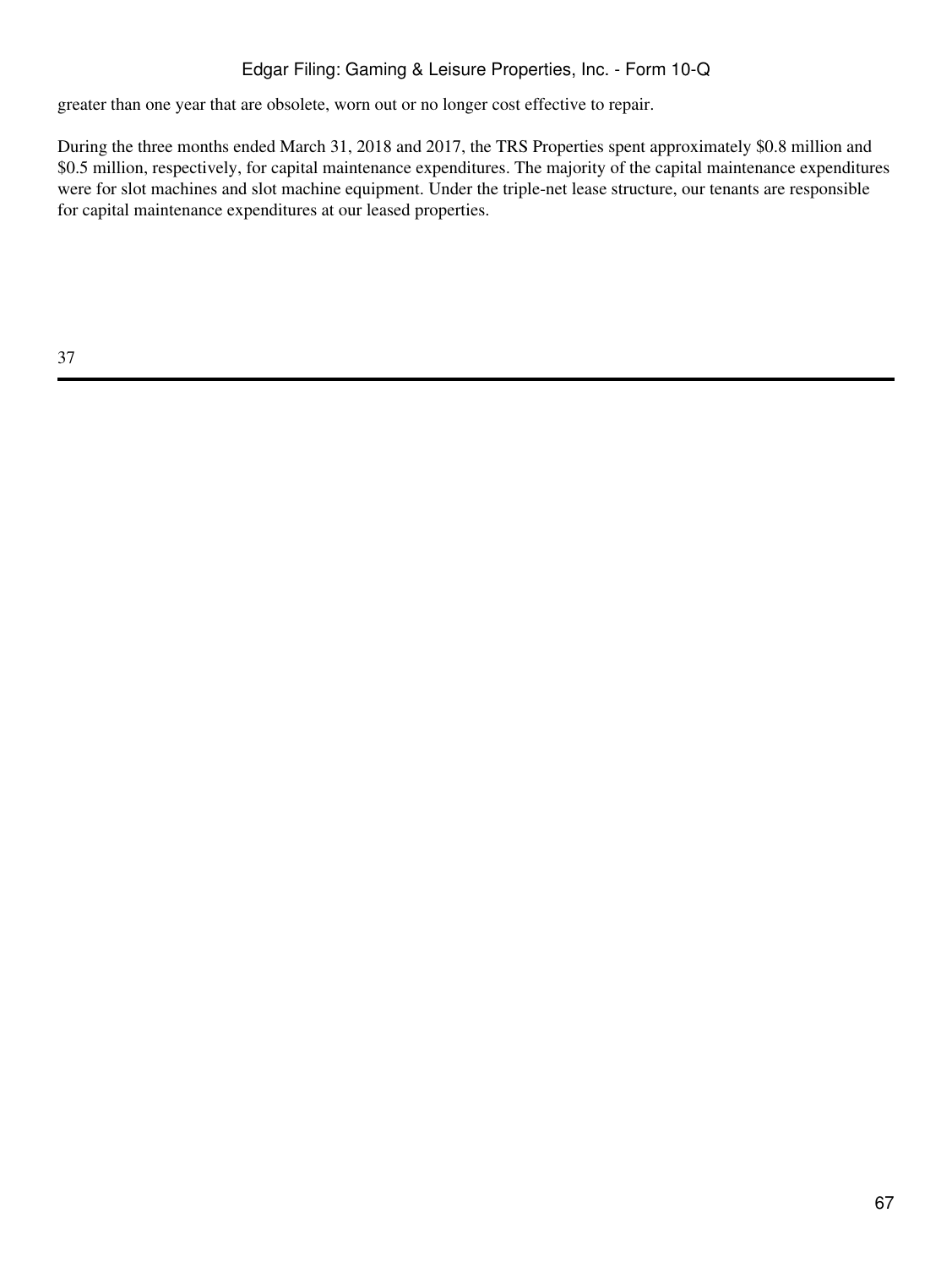greater than one year that are obsolete, worn out or no longer cost effective to repair.

During the three months ended March 31, 2018 and 2017, the TRS Properties spent approximately $0.8 million and $0.5 million, respectively, for capital maintenance expenditures. The majority of the capital maintenance expenditures were for slot machines and slot machine equipment. Under the triple-net lease structure, our tenants are responsible for capital maintenance expenditures at our leased properties.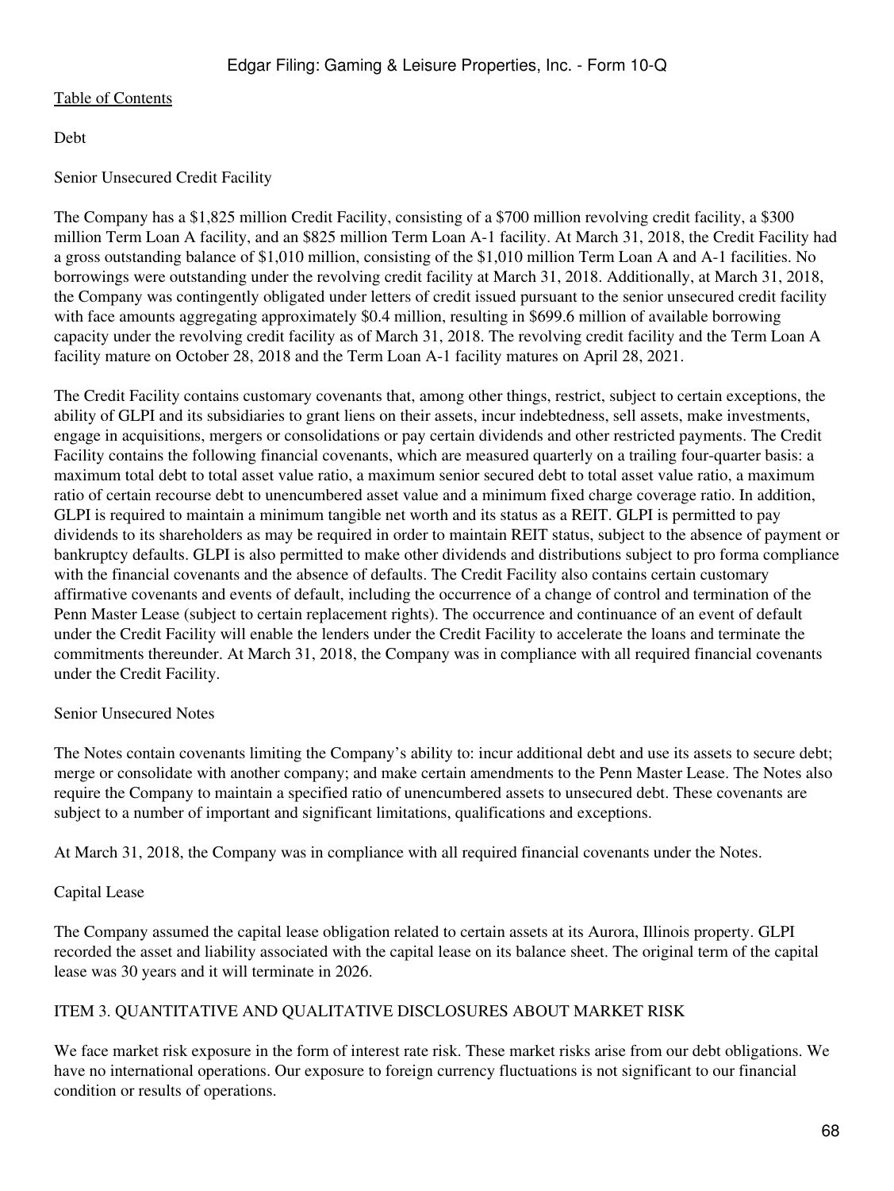Debt

Senior Unsecured Credit Facility

The Company has a $1,825 million Credit Facility, consisting of a $700 million revolving credit facility, a $300 million Term Loan A facility, and an $825 million Term Loan A-1 facility. At March 31, 2018, the Credit Facility had a gross outstanding balance of $1,010 million, consisting of the $1,010 million Term Loan A and A-1 facilities. No borrowings were outstanding under the revolving credit facility at March 31, 2018. Additionally, at March 31, 2018, the Company was contingently obligated under letters of credit issued pursuant to the senior unsecured credit facility with face amounts aggregating approximately $0.4 million, resulting in $699.6 million of available borrowing capacity under the revolving credit facility as of March 31, 2018. The revolving credit facility and the Term Loan A facility mature on October 28, 2018 and the Term Loan A-1 facility matures on April 28, 2021.

The Credit Facility contains customary covenants that, among other things, restrict, subject to certain exceptions, the ability of GLPI and its subsidiaries to grant liens on their assets, incur indebtedness, sell assets, make investments, engage in acquisitions, mergers or consolidations or pay certain dividends and other restricted payments. The Credit Facility contains the following financial covenants, which are measured quarterly on a trailing four-quarter basis: a maximum total debt to total asset value ratio, a maximum senior secured debt to total asset value ratio, a maximum ratio of certain recourse debt to unencumbered asset value and a minimum fixed charge coverage ratio. In addition, GLPI is required to maintain a minimum tangible net worth and its status as a REIT. GLPI is permitted to pay dividends to its shareholders as may be required in order to maintain REIT status, subject to the absence of payment or bankruptcy defaults. GLPI is also permitted to make other dividends and distributions subject to pro forma compliance with the financial covenants and the absence of defaults. The Credit Facility also contains certain customary affirmative covenants and events of default, including the occurrence of a change of control and termination of the Penn Master Lease (subject to certain replacement rights). The occurrence and continuance of an event of default under the Credit Facility will enable the lenders under the Credit Facility to accelerate the loans and terminate the commitments thereunder. At March 31, 2018, the Company was in compliance with all required financial covenants under the Credit Facility.

Senior Unsecured Notes

The Notes contain covenants limiting the Company's ability to: incur additional debt and use its assets to secure debt; merge or consolidate with another company; and make certain amendments to the Penn Master Lease. The Notes also require the Company to maintain a specified ratio of unencumbered assets to unsecured debt. These covenants are subject to a number of important and significant limitations, qualifications and exceptions.

At March 31, 2018, the Company was in compliance with all required financial covenants under the Notes.

Capital Lease

The Company assumed the capital lease obligation related to certain assets at its Aurora, Illinois property. GLPI recorded the asset and liability associated with the capital lease on its balance sheet. The original term of the capital lease was 30 years and it will terminate in 2026.

## ITEM 3. QUANTITATIVE AND QUALITATIVE DISCLOSURES ABOUT MARKET RISK

We face market risk exposure in the form of interest rate risk. These market risks arise from our debt obligations. We have no international operations. Our exposure to foreign currency fluctuations is not significant to our financial condition or results of operations.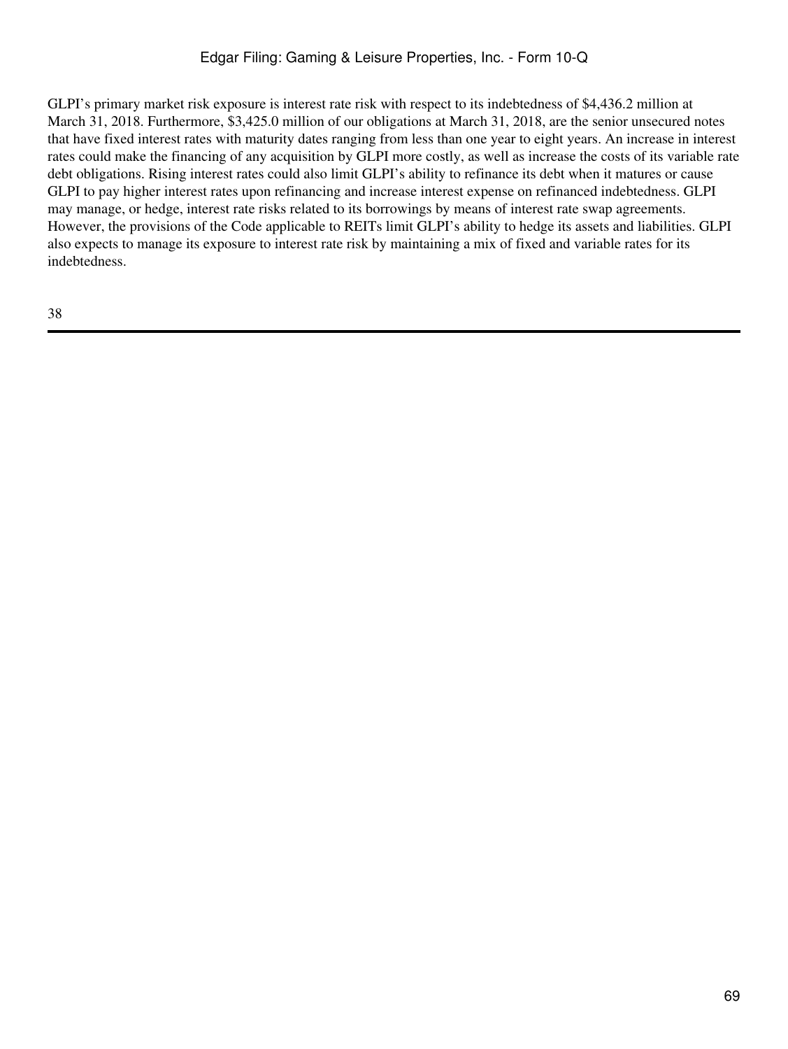GLPI's primary market risk exposure is interest rate risk with respect to its indebtedness of $4,436.2 million at March 31, 2018. Furthermore, $3,425.0 million of our obligations at March 31, 2018, are the senior unsecured notes that have fixed interest rates with maturity dates ranging from less than one year to eight years. An increase in interest rates could make the financing of any acquisition by GLPI more costly, as well as increase the costs of its variable rate debt obligations. Rising interest rates could also limit GLPI's ability to refinance its debt when it matures or cause GLPI to pay higher interest rates upon refinancing and increase interest expense on refinanced indebtedness. GLPI may manage, or hedge, interest rate risks related to its borrowings by means of interest rate swap agreements. However, the provisions of the Code applicable to REITs limit GLPI's ability to hedge its assets and liabilities. GLPI also expects to manage its exposure to interest rate risk by maintaining a mix of fixed and variable rates for its indebtedness.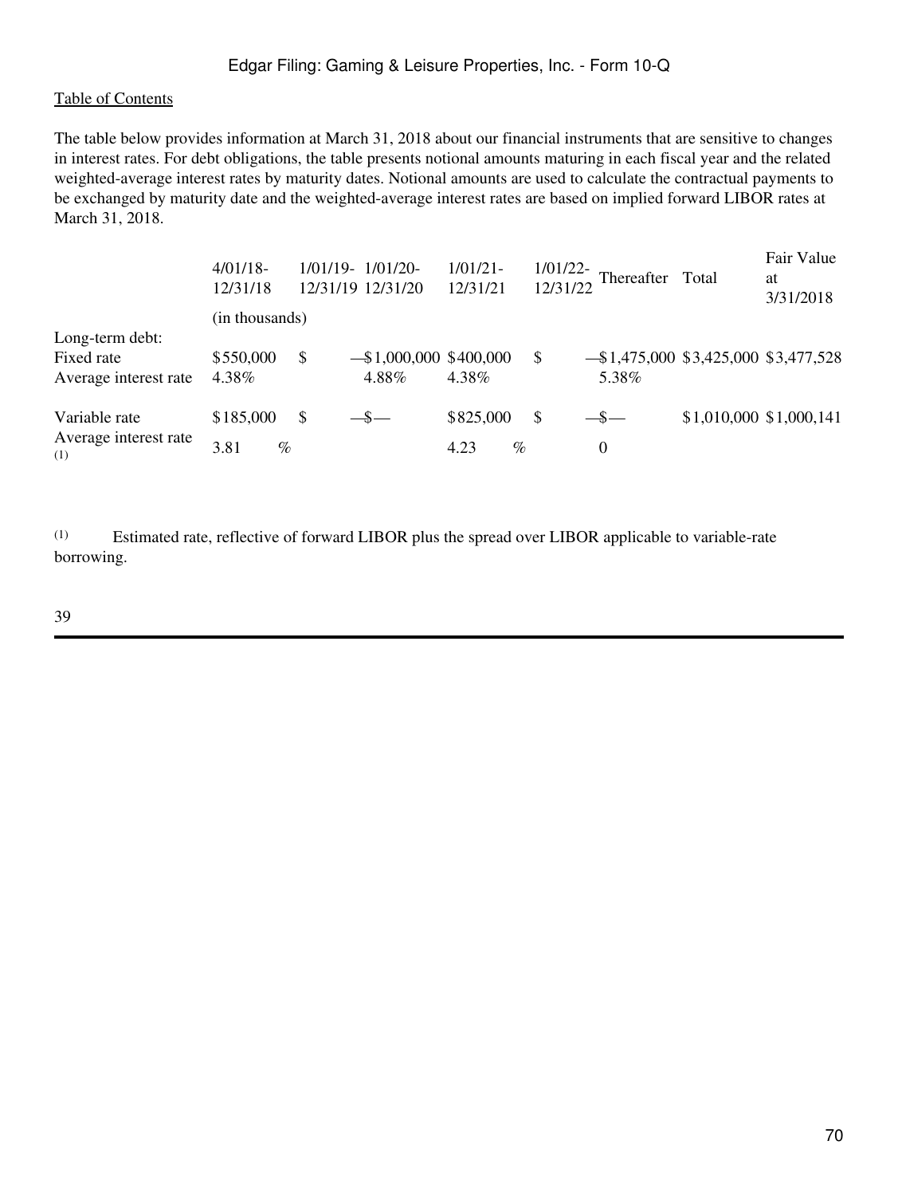Table of Contents

The table below provides information at March 31, 2018 about our financial instruments that are sensitive to changes in interest rates. For debt obligations, the table presents notional amounts maturing in each fiscal year and the related weighted-average interest rates by maturity dates. Notional amounts are used to calculate the contractual payments to be exchanged by maturity date and the weighted-average interest rates are based on implied forward LIBOR rates at March 31, 2018.

| | 4/01/18-12/31/18 | 1/01/19-12/31/19 | 1/01/20-12/31/20 | 1/01/21-12/31/21 | 1/01/22-12/31/22 | Thereafter | Total | Fair Value at 3/31/2018 |
|---|---|---|---|---|---|---|---|---|
| | (in thousands) | | | | | | | |
| Long-term debt: | | | | | | | | |
| Fixed rate | $550,000 | $ — | $1,000,000 | $400,000 | $ — | $1,475,000 | $3,425,000 | $3,477,528 |
| Average interest rate | 4.38% | | 4.88% | 4.38% | | 5.38% | | |
| Variable rate | $185,000 | $ — | $ — | $825,000 | $ — | $ — | $1,010,000 | $1,000,141 |
| Average interest rate (1) | 3.81 % | | | 4.23 % | | 0 | | |

(1) Estimated rate, reflective of forward LIBOR plus the spread over LIBOR applicable to variable-rate borrowing.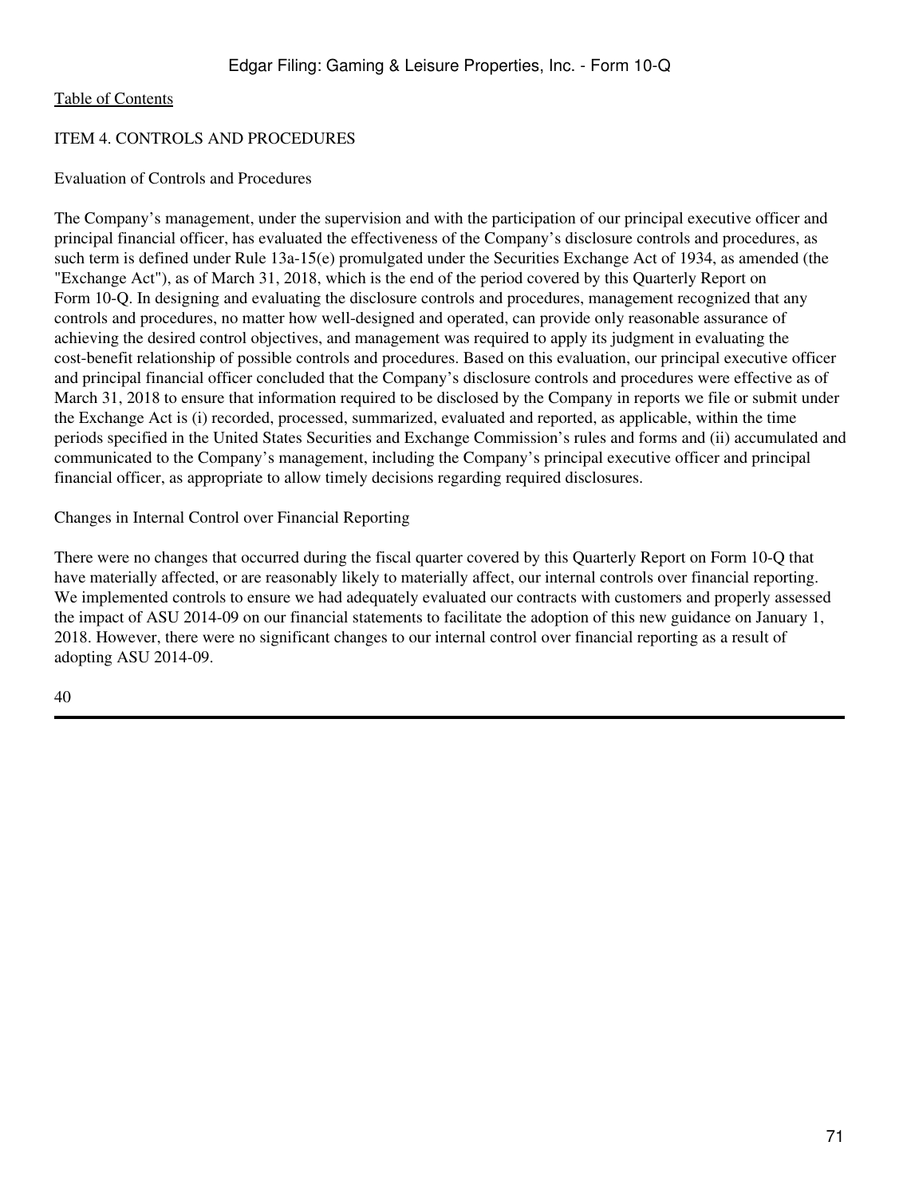[Table of Contents](#)

## ITEM 4. CONTROLS AND PROCEDURES

### Evaluation of Controls and Procedures

The Company's management, under the supervision and with the participation of our principal executive officer and principal financial officer, has evaluated the effectiveness of the Company's disclosure controls and procedures, as such term is defined under Rule 13a-15(e) promulgated under the Securities Exchange Act of 1934, as amended (the "Exchange Act"), as of March 31, 2018, which is the end of the period covered by this Quarterly Report on Form 10-Q. In designing and evaluating the disclosure controls and procedures, management recognized that any controls and procedures, no matter how well-designed and operated, can provide only reasonable assurance of achieving the desired control objectives, and management was required to apply its judgment in evaluating the cost-benefit relationship of possible controls and procedures. Based on this evaluation, our principal executive officer and principal financial officer concluded that the Company's disclosure controls and procedures were effective as of March 31, 2018 to ensure that information required to be disclosed by the Company in reports we file or submit under the Exchange Act is (i) recorded, processed, summarized, evaluated and reported, as applicable, within the time periods specified in the United States Securities and Exchange Commission's rules and forms and (ii) accumulated and communicated to the Company's management, including the Company's principal executive officer and principal financial officer, as appropriate to allow timely decisions regarding required disclosures.

### Changes in Internal Control over Financial Reporting

There were no changes that occurred during the fiscal quarter covered by this Quarterly Report on Form 10-Q that have materially affected, or are reasonably likely to materially affect, our internal controls over financial reporting. We implemented controls to ensure we had adequately evaluated our contracts with customers and properly assessed the impact of ASU 2014-09 on our financial statements to facilitate the adoption of this new guidance on January 1, 2018. However, there were no significant changes to our internal control over financial reporting as a result of adopting ASU 2014-09.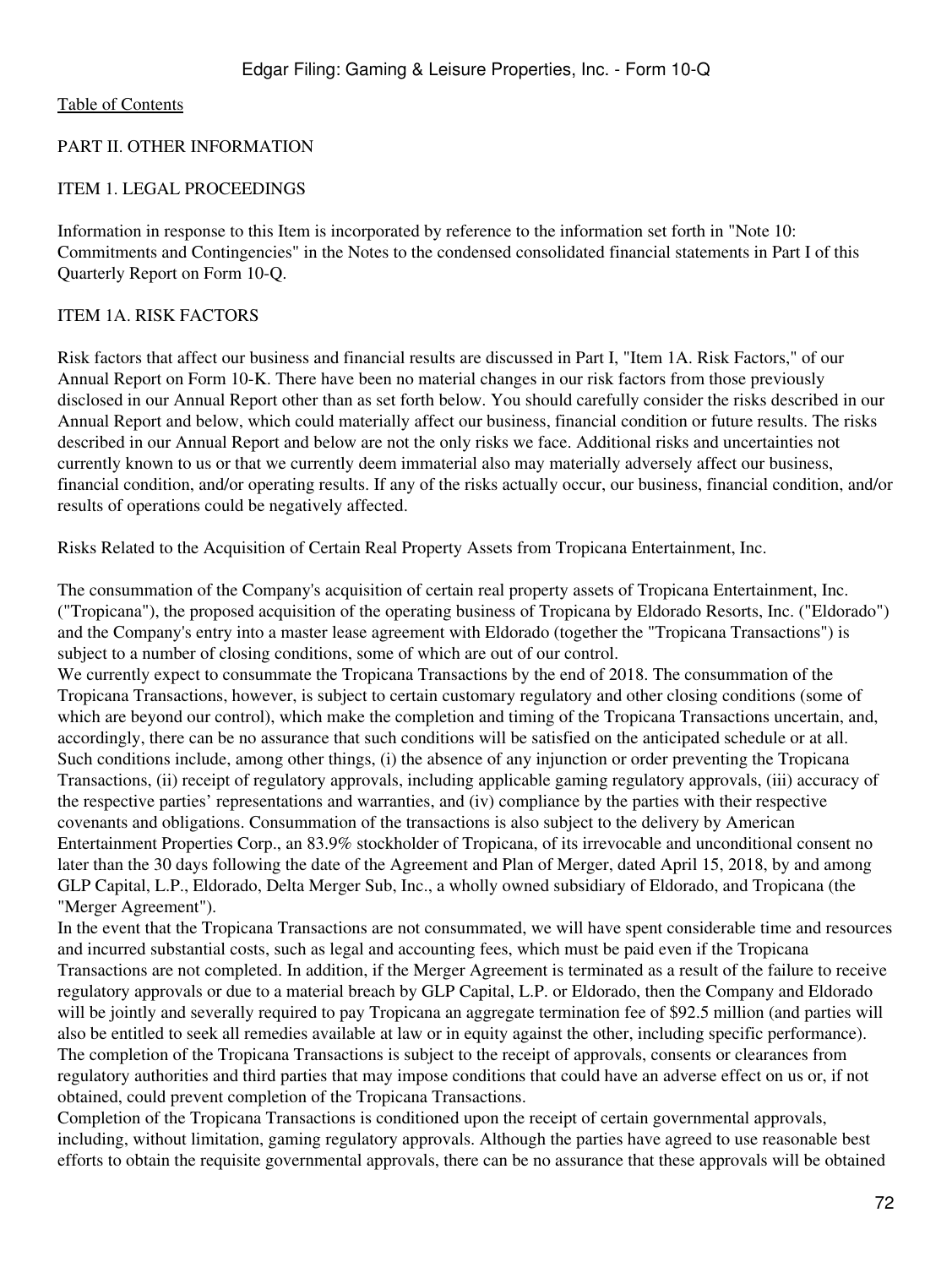[Table of Contents](#)

## PART II. OTHER INFORMATION

### ITEM 1. LEGAL PROCEEDINGS

Information in response to this Item is incorporated by reference to the information set forth in "Note 10: Commitments and Contingencies" in the Notes to the condensed consolidated financial statements in Part I of this Quarterly Report on Form 10-Q.

### ITEM 1A. RISK FACTORS

Risk factors that affect our business and financial results are discussed in Part I, "Item 1A. Risk Factors," of our Annual Report on Form 10-K. There have been no material changes in our risk factors from those previously disclosed in our Annual Report other than as set forth below. You should carefully consider the risks described in our Annual Report and below, which could materially affect our business, financial condition or future results. The risks described in our Annual Report and below are not the only risks we face. Additional risks and uncertainties not currently known to us or that we currently deem immaterial also may materially adversely affect our business, financial condition, and/or operating results. If any of the risks actually occur, our business, financial condition, and/or results of operations could be negatively affected.

Risks Related to the Acquisition of Certain Real Property Assets from Tropicana Entertainment, Inc.

The consummation of the Company's acquisition of certain real property assets of Tropicana Entertainment, Inc. ("Tropicana"), the proposed acquisition of the operating business of Tropicana by Eldorado Resorts, Inc. ("Eldorado") and the Company's entry into a master lease agreement with Eldorado (together the "Tropicana Transactions") is subject to a number of closing conditions, some of which are out of our control.

We currently expect to consummate the Tropicana Transactions by the end of 2018. The consummation of the Tropicana Transactions, however, is subject to certain customary regulatory and other closing conditions (some of which are beyond our control), which make the completion and timing of the Tropicana Transactions uncertain, and, accordingly, there can be no assurance that such conditions will be satisfied on the anticipated schedule or at all. Such conditions include, among other things, (i) the absence of any injunction or order preventing the Tropicana Transactions, (ii) receipt of regulatory approvals, including applicable gaming regulatory approvals, (iii) accuracy of the respective parties' representations and warranties, and (iv) compliance by the parties with their respective covenants and obligations. Consummation of the transactions is also subject to the delivery by American Entertainment Properties Corp., an 83.9% stockholder of Tropicana, of its irrevocable and unconditional consent no later than the 30 days following the date of the Agreement and Plan of Merger, dated April 15, 2018, by and among GLP Capital, L.P., Eldorado, Delta Merger Sub, Inc., a wholly owned subsidiary of Eldorado, and Tropicana (the "Merger Agreement").

In the event that the Tropicana Transactions are not consummated, we will have spent considerable time and resources and incurred substantial costs, such as legal and accounting fees, which must be paid even if the Tropicana Transactions are not completed. In addition, if the Merger Agreement is terminated as a result of the failure to receive regulatory approvals or due to a material breach by GLP Capital, L.P. or Eldorado, then the Company and Eldorado will be jointly and severally required to pay Tropicana an aggregate termination fee of $92.5 million (and parties will also be entitled to seek all remedies available at law or in equity against the other, including specific performance).

The completion of the Tropicana Transactions is subject to the receipt of approvals, consents or clearances from regulatory authorities and third parties that may impose conditions that could have an adverse effect on us or, if not obtained, could prevent completion of the Tropicana Transactions.

Completion of the Tropicana Transactions is conditioned upon the receipt of certain governmental approvals, including, without limitation, gaming regulatory approvals. Although the parties have agreed to use reasonable best efforts to obtain the requisite governmental approvals, there can be no assurance that these approvals will be obtained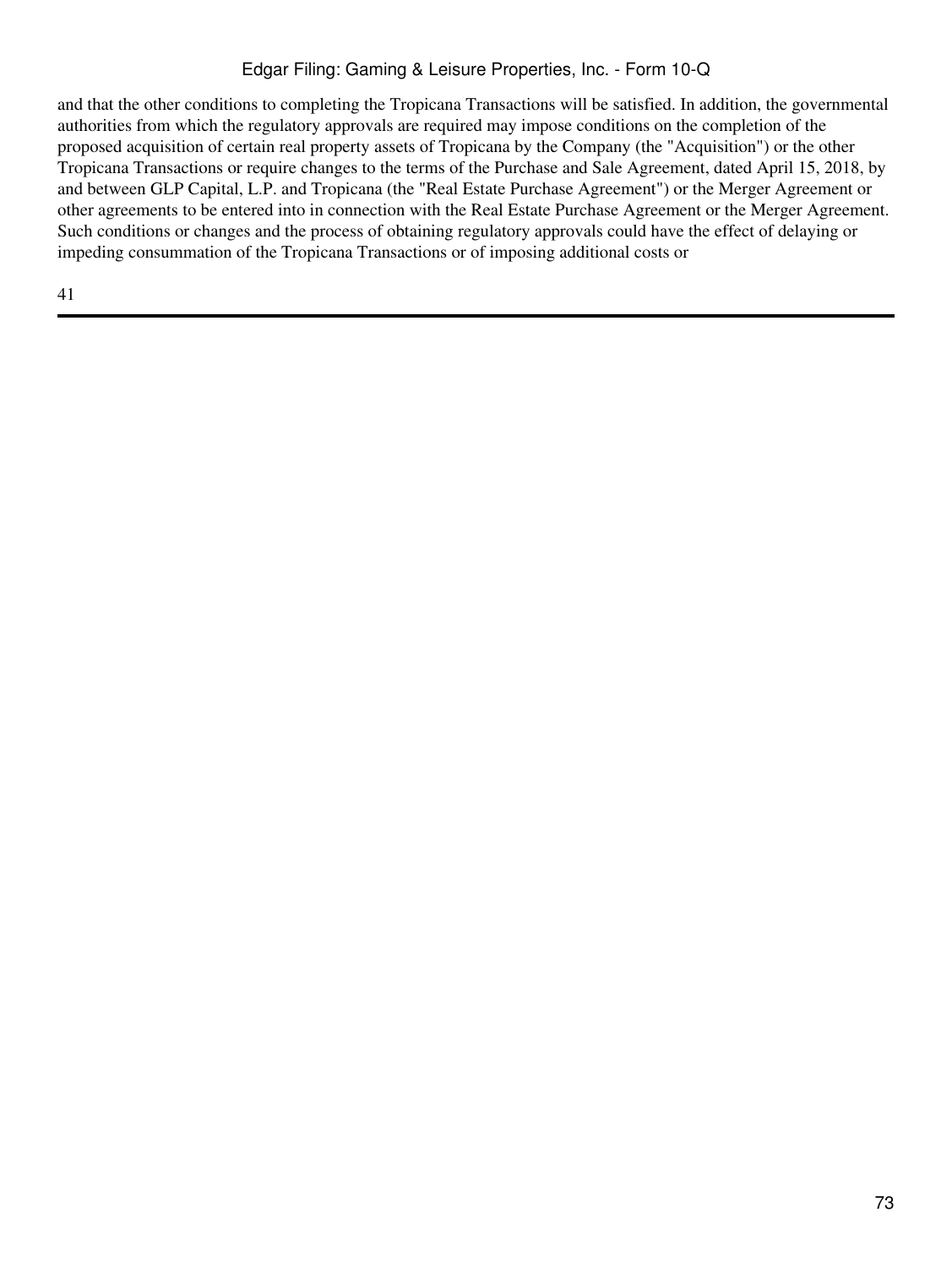and that the other conditions to completing the Tropicana Transactions will be satisfied. In addition, the governmental authorities from which the regulatory approvals are required may impose conditions on the completion of the proposed acquisition of certain real property assets of Tropicana by the Company (the "Acquisition") or the other Tropicana Transactions or require changes to the terms of the Purchase and Sale Agreement, dated April 15, 2018, by and between GLP Capital, L.P. and Tropicana (the "Real Estate Purchase Agreement") or the Merger Agreement or other agreements to be entered into in connection with the Real Estate Purchase Agreement or the Merger Agreement. Such conditions or changes and the process of obtaining regulatory approvals could have the effect of delaying or impeding consummation of the Tropicana Transactions or of imposing additional costs or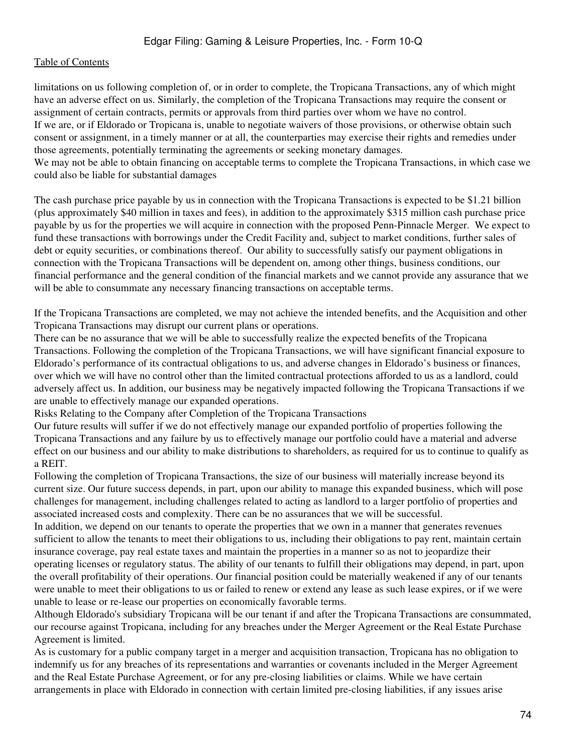limitations on us following completion of, or in order to complete, the Tropicana Transactions, any of which might have an adverse effect on us. Similarly, the completion of the Tropicana Transactions may require the consent or assignment of certain contracts, permits or approvals from third parties over whom we have no control.

If we are, or if Eldorado or Tropicana is, unable to negotiate waivers of those provisions, or otherwise obtain such consent or assignment, in a timely manner or at all, the counterparties may exercise their rights and remedies under those agreements, potentially terminating the agreements or seeking monetary damages.

We may not be able to obtain financing on acceptable terms to complete the Tropicana Transactions, in which case we could also be liable for substantial damages

The cash purchase price payable by us in connection with the Tropicana Transactions is expected to be $1.21 billion (plus approximately $40 million in taxes and fees), in addition to the approximately $315 million cash purchase price payable by us for the properties we will acquire in connection with the proposed Penn-Pinnacle Merger. We expect to fund these transactions with borrowings under the Credit Facility and, subject to market conditions, further sales of debt or equity securities, or combinations thereof. Our ability to successfully satisfy our payment obligations in connection with the Tropicana Transactions will be dependent on, among other things, business conditions, our financial performance and the general condition of the financial markets and we cannot provide any assurance that we will be able to consummate any necessary financing transactions on acceptable terms.

If the Tropicana Transactions are completed, we may not achieve the intended benefits, and the Acquisition and other Tropicana Transactions may disrupt our current plans or operations.

There can be no assurance that we will be able to successfully realize the expected benefits of the Tropicana Transactions. Following the completion of the Tropicana Transactions, we will have significant financial exposure to Eldorado's performance of its contractual obligations to us, and adverse changes in Eldorado's business or finances, over which we will have no control other than the limited contractual protections afforded to us as a landlord, could adversely affect us. In addition, our business may be negatively impacted following the Tropicana Transactions if we are unable to effectively manage our expanded operations.

Risks Relating to the Company after Completion of the Tropicana Transactions

Our future results will suffer if we do not effectively manage our expanded portfolio of properties following the Tropicana Transactions and any failure by us to effectively manage our portfolio could have a material and adverse effect on our business and our ability to make distributions to shareholders, as required for us to continue to qualify as a REIT.

Following the completion of Tropicana Transactions, the size of our business will materially increase beyond its current size. Our future success depends, in part, upon our ability to manage this expanded business, which will pose challenges for management, including challenges related to acting as landlord to a larger portfolio of properties and associated increased costs and complexity. There can be no assurances that we will be successful.

In addition, we depend on our tenants to operate the properties that we own in a manner that generates revenues sufficient to allow the tenants to meet their obligations to us, including their obligations to pay rent, maintain certain insurance coverage, pay real estate taxes and maintain the properties in a manner so as not to jeopardize their operating licenses or regulatory status. The ability of our tenants to fulfill their obligations may depend, in part, upon the overall profitability of their operations. Our financial position could be materially weakened if any of our tenants were unable to meet their obligations to us or failed to renew or extend any lease as such lease expires, or if we were unable to lease or re-lease our properties on economically favorable terms.

Although Eldorado's subsidiary Tropicana will be our tenant if and after the Tropicana Transactions are consummated, our recourse against Tropicana, including for any breaches under the Merger Agreement or the Real Estate Purchase Agreement is limited.

As is customary for a public company target in a merger and acquisition transaction, Tropicana has no obligation to indemnify us for any breaches of its representations and warranties or covenants included in the Merger Agreement and the Real Estate Purchase Agreement, or for any pre-closing liabilities or claims. While we have certain arrangements in place with Eldorado in connection with certain limited pre-closing liabilities, if any issues arise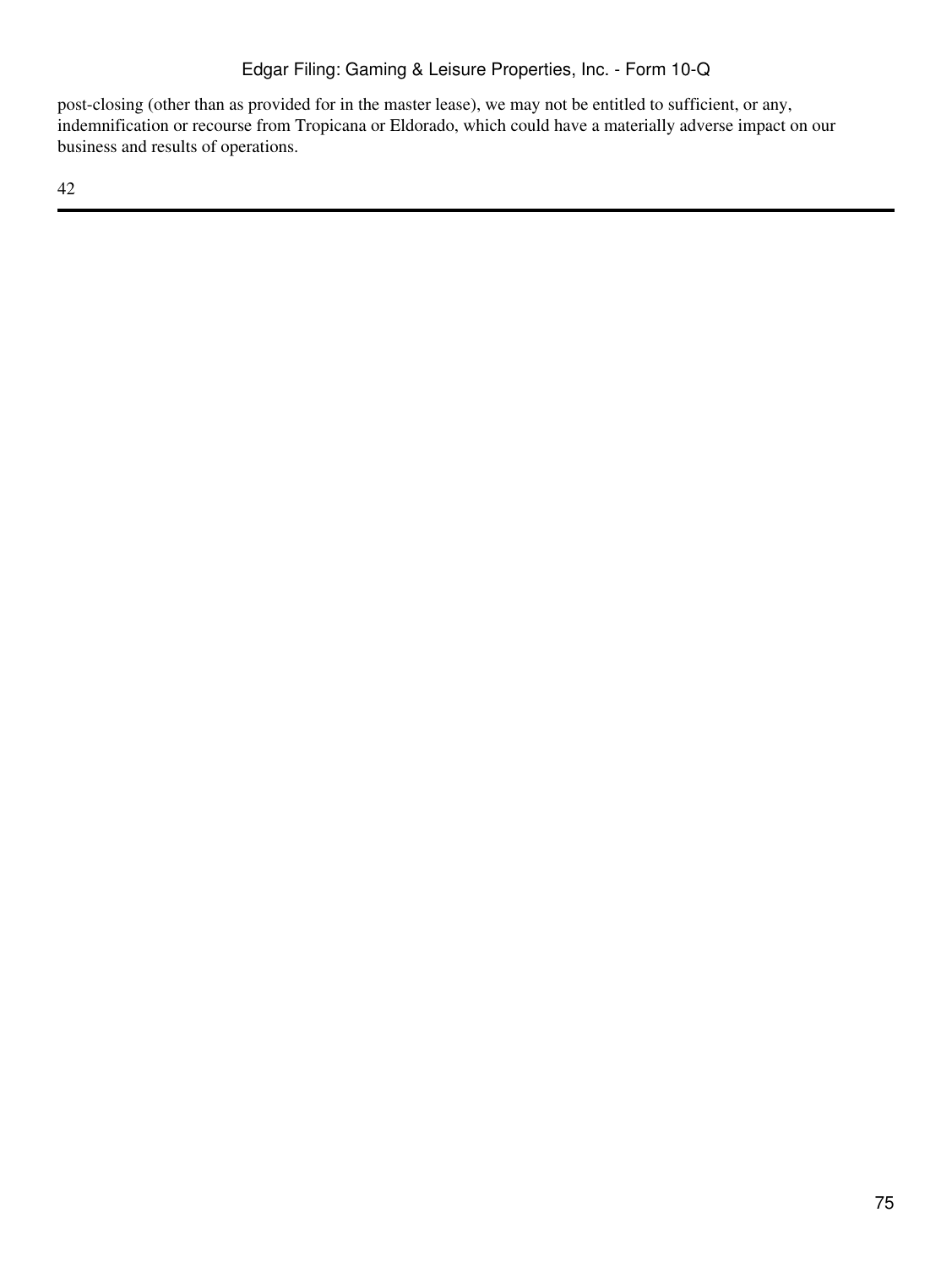post-closing (other than as provided for in the master lease), we may not be entitled to sufficient, or any, indemnification or recourse from Tropicana or Eldorado, which could have a materially adverse impact on our business and results of operations.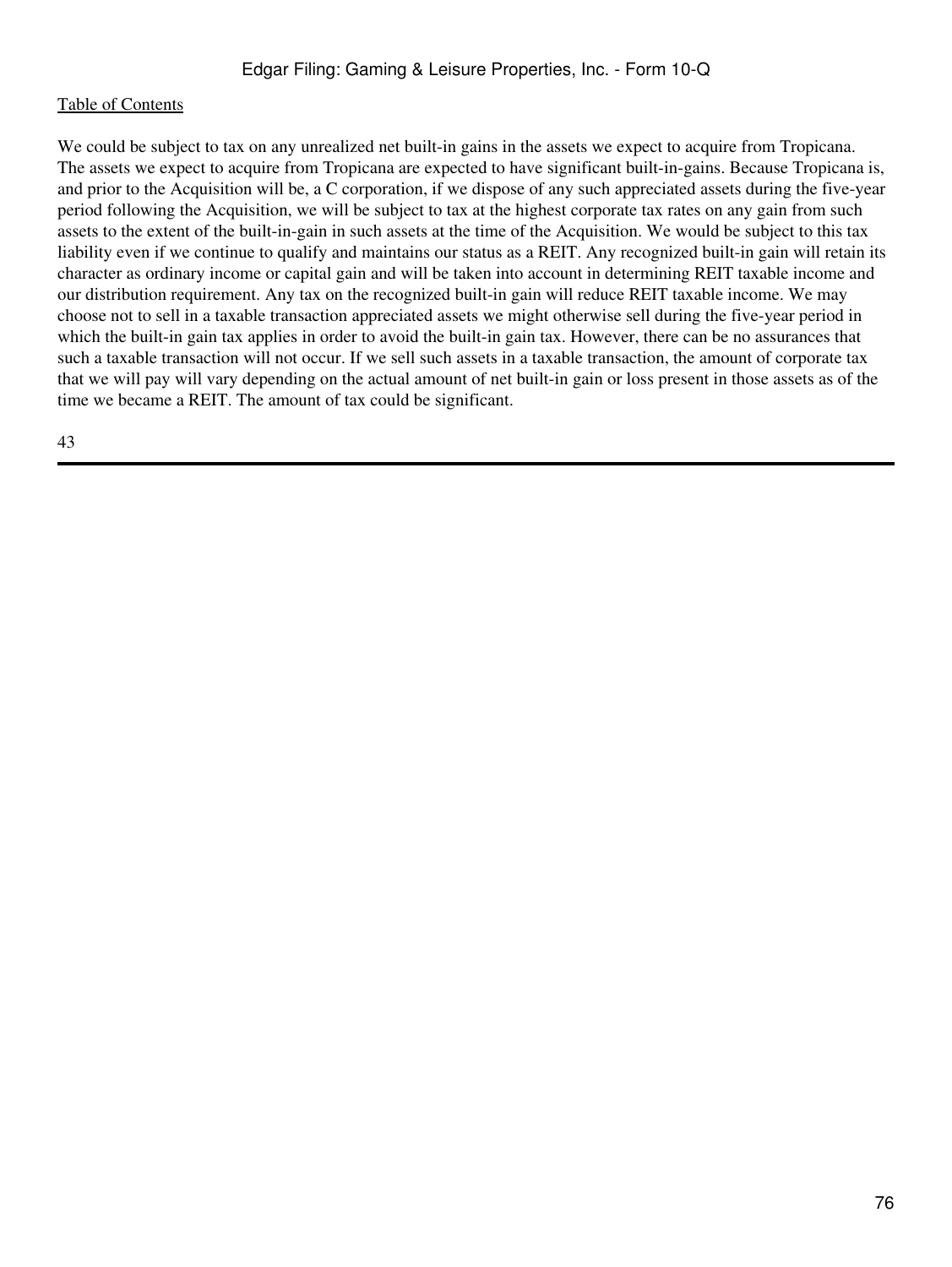We could be subject to tax on any unrealized net built-in gains in the assets we expect to acquire from Tropicana. The assets we expect to acquire from Tropicana are expected to have significant built-in-gains. Because Tropicana is, and prior to the Acquisition will be, a C corporation, if we dispose of any such appreciated assets during the five-year period following the Acquisition, we will be subject to tax at the highest corporate tax rates on any gain from such assets to the extent of the built-in-gain in such assets at the time of the Acquisition. We would be subject to this tax liability even if we continue to qualify and maintains our status as a REIT. Any recognized built-in gain will retain its character as ordinary income or capital gain and will be taken into account in determining REIT taxable income and our distribution requirement. Any tax on the recognized built-in gain will reduce REIT taxable income. We may choose not to sell in a taxable transaction appreciated assets we might otherwise sell during the five-year period in which the built-in gain tax applies in order to avoid the built-in gain tax. However, there can be no assurances that such a taxable transaction will not occur. If we sell such assets in a taxable transaction, the amount of corporate tax that we will pay will vary depending on the actual amount of net built-in gain or loss present in those assets as of the time we became a REIT. The amount of tax could be significant.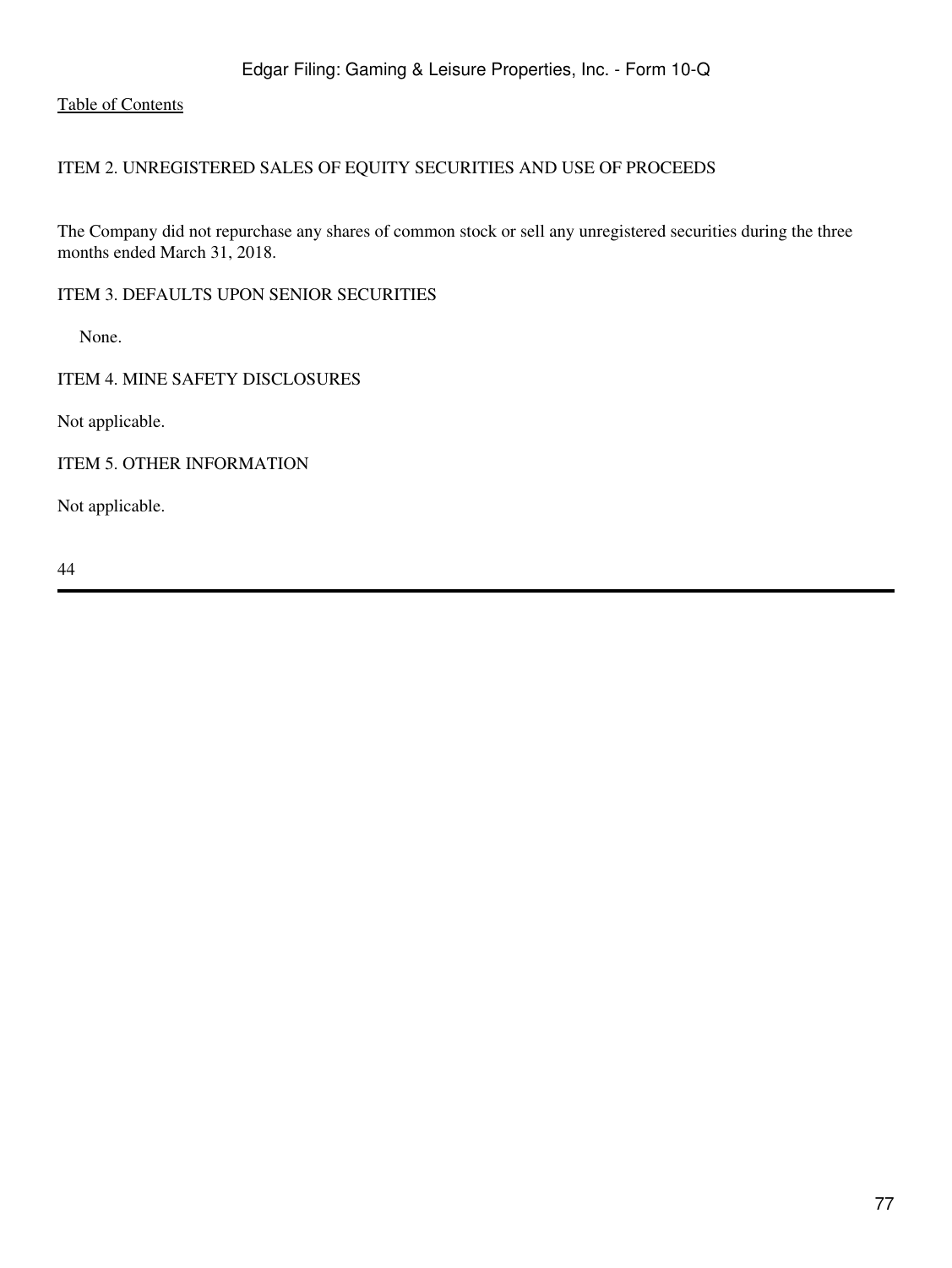## ITEM 2. UNREGISTERED SALES OF EQUITY SECURITIES AND USE OF PROCEEDS

The Company did not repurchase any shares of common stock or sell any unregistered securities during the three months ended March 31, 2018.

## ITEM 3. DEFAULTS UPON SENIOR SECURITIES

None.

## ITEM 4. MINE SAFETY DISCLOSURES

Not applicable.

## ITEM 5. OTHER INFORMATION

Not applicable.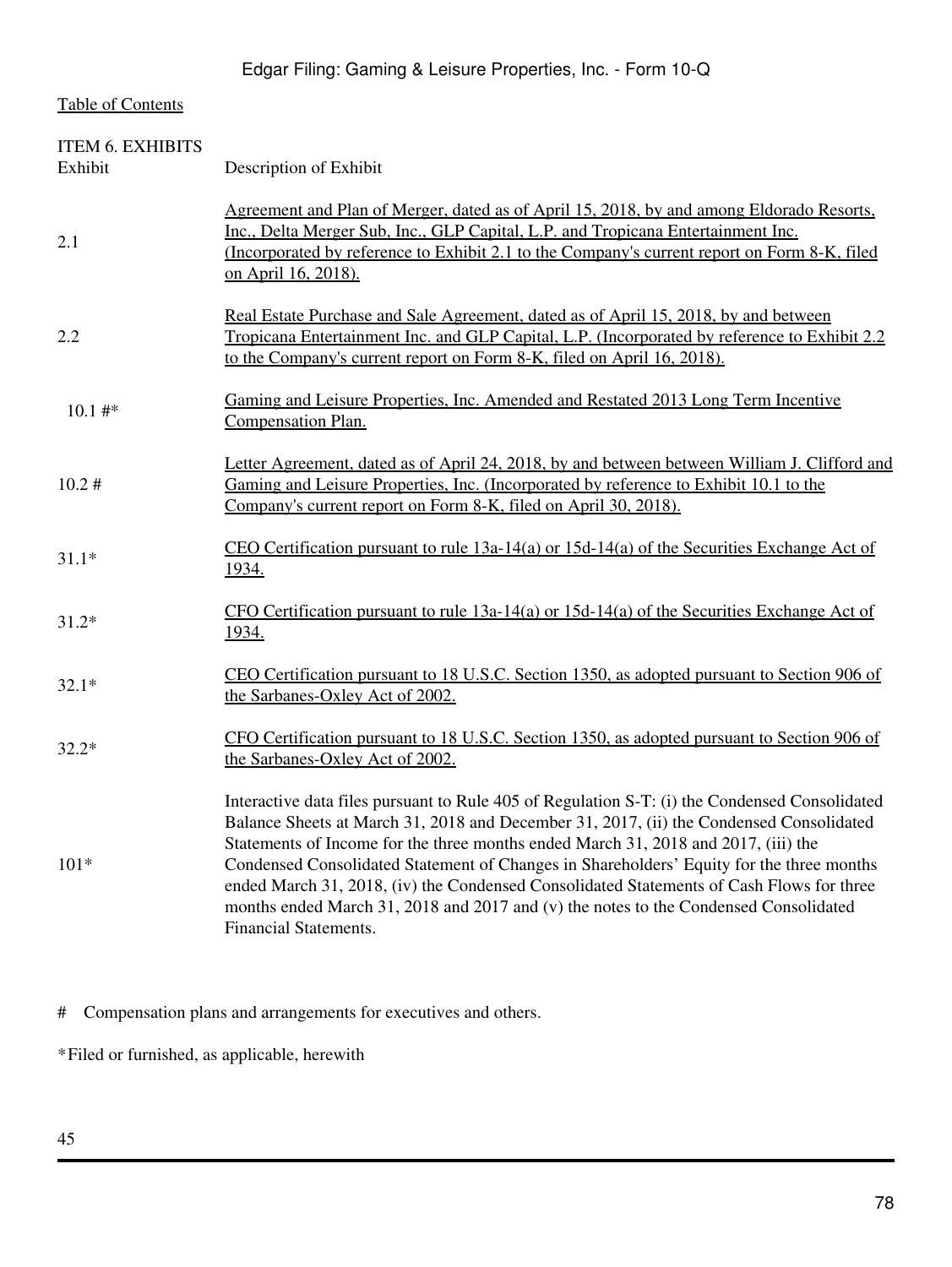Table of Contents

ITEM 6. EXHIBITS

| Exhibit | Description of Exhibit |
| --- | --- |
| 2.1 | Agreement and Plan of Merger, dated as of April 15, 2018, by and among Eldorado Resorts, Inc., Delta Merger Sub, Inc., GLP Capital, L.P. and Tropicana Entertainment Inc. (Incorporated by reference to Exhibit 2.1 to the Company's current report on Form 8-K, filed on April 16, 2018). |
| 2.2 | Real Estate Purchase and Sale Agreement, dated as of April 15, 2018, by and between Tropicana Entertainment Inc. and GLP Capital, L.P. (Incorporated by reference to Exhibit 2.2 to the Company's current report on Form 8-K, filed on April 16, 2018). |
| 10.1 #* | Gaming and Leisure Properties, Inc. Amended and Restated 2013 Long Term Incentive Compensation Plan. |
| 10.2 # | Letter Agreement, dated as of April 24, 2018, by and between between William J. Clifford and Gaming and Leisure Properties, Inc. (Incorporated by reference to Exhibit 10.1 to the Company's current report on Form 8-K, filed on April 30, 2018). |
| 31.1* | CEO Certification pursuant to rule 13a-14(a) or 15d-14(a) of the Securities Exchange Act of 1934. |
| 31.2* | CFO Certification pursuant to rule 13a-14(a) or 15d-14(a) of the Securities Exchange Act of 1934. |
| 32.1* | CEO Certification pursuant to 18 U.S.C. Section 1350, as adopted pursuant to Section 906 of the Sarbanes-Oxley Act of 2002. |
| 32.2* | CFO Certification pursuant to 18 U.S.C. Section 1350, as adopted pursuant to Section 906 of the Sarbanes-Oxley Act of 2002. |
| 101* | Interactive data files pursuant to Rule 405 of Regulation S-T: (i) the Condensed Consolidated Balance Sheets at March 31, 2018 and December 31, 2017, (ii) the Condensed Consolidated Statements of Income for the three months ended March 31, 2018 and 2017, (iii) the Condensed Consolidated Statement of Changes in Shareholders' Equity for the three months ended March 31, 2018, (iv) the Condensed Consolidated Statements of Cash Flows for three months ended March 31, 2018 and 2017 and (v) the notes to the Condensed Consolidated Financial Statements. |

# Compensation plans and arrangements for executives and others.

*Filed or furnished, as applicable, herewith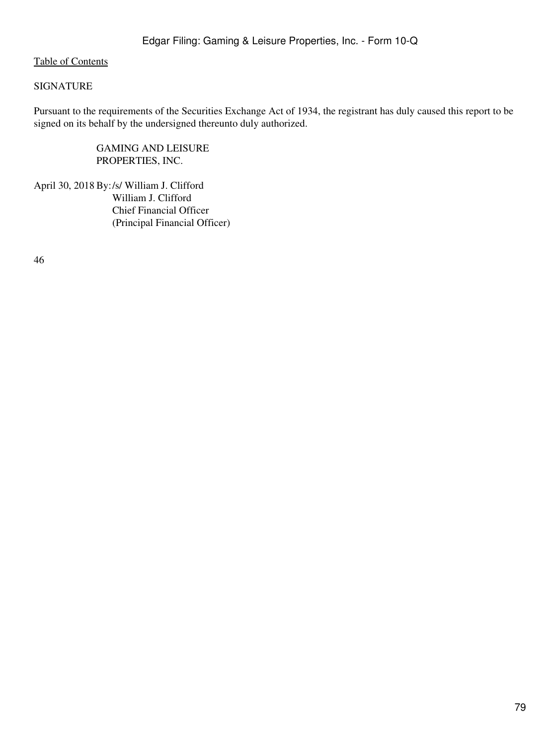[Table of Contents]

SIGNATURE

Pursuant to the requirements of the Securities Exchange Act of 1934, the registrant has duly caused this report to be signed on its behalf by the undersigned thereunto duly authorized.

GAMING AND LEISURE PROPERTIES, INC.

April 30, 2018 By: /s/ William J. Clifford
William J. Clifford
Chief Financial Officer
(Principal Financial Officer)